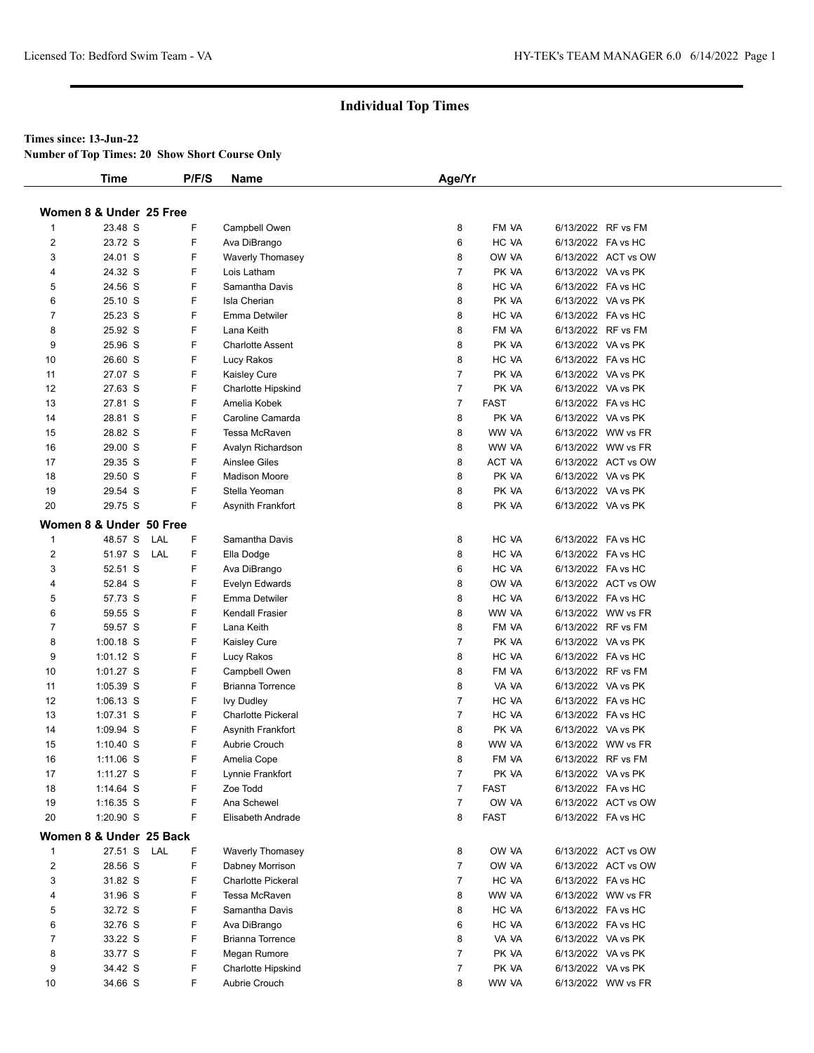# Individual Top Times

**Times since: 13-Jun-22**

**Number of Top Times: 20 Show Short Course Only**

### Women 8 & Under 25 Free

| | Time | | P/F/S | Name | Age/Yr | | | |
|---|---|---|---|---|---|---|---|---|
| 1 | 23.48 S | | F | Campbell Owen | 8 | FM VA | 6/13/2022 | RF vs FM |
| 2 | 23.72 S | | F | Ava DiBrango | 6 | HC VA | 6/13/2022 | FA vs HC |
| 3 | 24.01 S | | F | Waverly Thomasey | 8 | OW VA | 6/13/2022 | ACT vs OW |
| 4 | 24.32 S | | F | Lois Latham | 7 | PK VA | 6/13/2022 | VA vs PK |
| 5 | 24.56 S | | F | Samantha Davis | 8 | HC VA | 6/13/2022 | FA vs HC |
| 6 | 25.10 S | | F | Isla Cherian | 8 | PK VA | 6/13/2022 | VA vs PK |
| 7 | 25.23 S | | F | Emma Detwiler | 8 | HC VA | 6/13/2022 | FA vs HC |
| 8 | 25.92 S | | F | Lana Keith | 8 | FM VA | 6/13/2022 | RF vs FM |
| 9 | 25.96 S | | F | Charlotte Assent | 8 | PK VA | 6/13/2022 | VA vs PK |
| 10 | 26.60 S | | F | Lucy Rakos | 8 | HC VA | 6/13/2022 | FA vs HC |
| 11 | 27.07 S | | F | Kaisley Cure | 7 | PK VA | 6/13/2022 | VA vs PK |
| 12 | 27.63 S | | F | Charlotte Hipskind | 7 | PK VA | 6/13/2022 | VA vs PK |
| 13 | 27.81 S | | F | Amelia Kobek | 7 | FAST | 6/13/2022 | FA vs HC |
| 14 | 28.81 S | | F | Caroline Camarda | 8 | PK VA | 6/13/2022 | VA vs PK |
| 15 | 28.82 S | | F | Tessa McRaven | 8 | WW VA | 6/13/2022 | WW vs FR |
| 16 | 29.00 S | | F | Avalyn Richardson | 8 | WW VA | 6/13/2022 | WW vs FR |
| 17 | 29.35 S | | F | Ainslee Giles | 8 | ACT VA | 6/13/2022 | ACT vs OW |
| 18 | 29.50 S | | F | Madison Moore | 8 | PK VA | 6/13/2022 | VA vs PK |
| 19 | 29.54 S | | F | Stella Yeoman | 8 | PK VA | 6/13/2022 | VA vs PK |
| 20 | 29.75 S | | F | Asynith Frankfort | 8 | PK VA | 6/13/2022 | VA vs PK |

### Women 8 & Under 50 Free

| | Time | | P/F/S | Name | Age/Yr | | | |
|---|---|---|---|---|---|---|---|---|
| 1 | 48.57 S | LAL | F | Samantha Davis | 8 | HC VA | 6/13/2022 | FA vs HC |
| 2 | 51.97 S | LAL | F | Ella Dodge | 8 | HC VA | 6/13/2022 | FA vs HC |
| 3 | 52.51 S | | F | Ava DiBrango | 6 | HC VA | 6/13/2022 | FA vs HC |
| 4 | 52.84 S | | F | Evelyn Edwards | 8 | OW VA | 6/13/2022 | ACT vs OW |
| 5 | 57.73 S | | F | Emma Detwiler | 8 | HC VA | 6/13/2022 | FA vs HC |
| 6 | 59.55 S | | F | Kendall Frasier | 8 | WW VA | 6/13/2022 | WW vs FR |
| 7 | 59.57 S | | F | Lana Keith | 8 | FM VA | 6/13/2022 | RF vs FM |
| 8 | 1:00.18 S | | F | Kaisley Cure | 7 | PK VA | 6/13/2022 | VA vs PK |
| 9 | 1:01.12 S | | F | Lucy Rakos | 8 | HC VA | 6/13/2022 | FA vs HC |
| 10 | 1:01.27 S | | F | Campbell Owen | 8 | FM VA | 6/13/2022 | RF vs FM |
| 11 | 1:05.39 S | | F | Brianna Torrence | 8 | VA VA | 6/13/2022 | VA vs PK |
| 12 | 1:06.13 S | | F | Ivy Dudley | 7 | HC VA | 6/13/2022 | FA vs HC |
| 13 | 1:07.31 S | | F | Charlotte Pickeral | 7 | HC VA | 6/13/2022 | FA vs HC |
| 14 | 1:09.94 S | | F | Asynith Frankfort | 8 | PK VA | 6/13/2022 | VA vs PK |
| 15 | 1:10.40 S | | F | Aubrie Crouch | 8 | WW VA | 6/13/2022 | WW vs FR |
| 16 | 1:11.06 S | | F | Amelia Cope | 8 | FM VA | 6/13/2022 | RF vs FM |
| 17 | 1:11.27 S | | F | Lynnie Frankfort | 7 | PK VA | 6/13/2022 | VA vs PK |
| 18 | 1:14.64 S | | F | Zoe Todd | 7 | FAST | 6/13/2022 | FA vs HC |
| 19 | 1:16.35 S | | F | Ana Schewel | 7 | OW VA | 6/13/2022 | ACT vs OW |
| 20 | 1:20.90 S | | F | Elisabeth Andrade | 8 | FAST | 6/13/2022 | FA vs HC |

### Women 8 & Under 25 Back

| | Time | | P/F/S | Name | Age/Yr | | | |
|---|---|---|---|---|---|---|---|---|
| 1 | 27.51 S | LAL | F | Waverly Thomasey | 8 | OW VA | 6/13/2022 | ACT vs OW |
| 2 | 28.56 S | | F | Dabney Morrison | 7 | OW VA | 6/13/2022 | ACT vs OW |
| 3 | 31.82 S | | F | Charlotte Pickeral | 7 | HC VA | 6/13/2022 | FA vs HC |
| 4 | 31.96 S | | F | Tessa McRaven | 8 | WW VA | 6/13/2022 | WW vs FR |
| 5 | 32.72 S | | F | Samantha Davis | 8 | HC VA | 6/13/2022 | FA vs HC |
| 6 | 32.76 S | | F | Ava DiBrango | 6 | HC VA | 6/13/2022 | FA vs HC |
| 7 | 33.22 S | | F | Brianna Torrence | 8 | VA VA | 6/13/2022 | VA vs PK |
| 8 | 33.77 S | | F | Megan Rumore | 7 | PK VA | 6/13/2022 | VA vs PK |
| 9 | 34.42 S | | F | Charlotte Hipskind | 7 | PK VA | 6/13/2022 | VA vs PK |
| 10 | 34.66 S | | F | Aubrie Crouch | 8 | WW VA | 6/13/2022 | WW vs FR |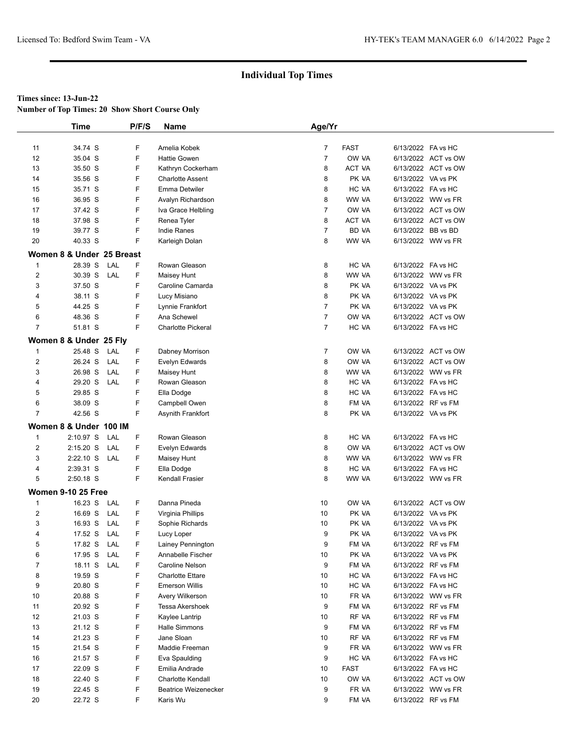## Individual Top Times

**Times since: 13-Jun-22**
**Number of Top Times: 20 Show Short Course Only**

| | Time | | P/F/S | Name | Age/Yr | | |
|---|---|---|---|---|---|---|---|
| 11 | 34.74 S | | F | Amelia Kobek | 7 | FAST | 6/13/2022 FA vs HC |
| 12 | 35.04 S | | F | Hattie Gowen | 7 | OW VA | 6/13/2022 ACT vs OW |
| 13 | 35.50 S | | F | Kathryn Cockerham | 8 | ACT VA | 6/13/2022 ACT vs OW |
| 14 | 35.56 S | | F | Charlotte Assent | 8 | PK VA | 6/13/2022 VA vs PK |
| 15 | 35.71 S | | F | Emma Detwiler | 8 | HC VA | 6/13/2022 FA vs HC |
| 16 | 36.95 S | | F | Avalyn Richardson | 8 | WW VA | 6/13/2022 WW vs FR |
| 17 | 37.42 S | | F | Iva Grace Helbling | 7 | OW VA | 6/13/2022 ACT vs OW |
| 18 | 37.98 S | | F | Renea Tyler | 8 | ACT VA | 6/13/2022 ACT vs OW |
| 19 | 39.77 S | | F | Indie Ranes | 7 | BD VA | 6/13/2022 BB vs BD |
| 20 | 40.33 S | | F | Karleigh Dolan | 8 | WW VA | 6/13/2022 WW vs FR |

### Women 8 & Under 25 Breast

| | Time | | P/F/S | Name | Age/Yr | | |
|---|---|---|---|---|---|---|---|
| 1 | 28.39 S | LAL | F | Rowan Gleason | 8 | HC VA | 6/13/2022 FA vs HC |
| 2 | 30.39 S | LAL | F | Maisey Hunt | 8 | WW VA | 6/13/2022 WW vs FR |
| 3 | 37.50 S | | F | Caroline Camarda | 8 | PK VA | 6/13/2022 VA vs PK |
| 4 | 38.11 S | | F | Lucy Misiano | 8 | PK VA | 6/13/2022 VA vs PK |
| 5 | 44.25 S | | F | Lynnie Frankfort | 7 | PK VA | 6/13/2022 VA vs PK |
| 6 | 48.36 S | | F | Ana Schewel | 7 | OW VA | 6/13/2022 ACT vs OW |
| 7 | 51.81 S | | F | Charlotte Pickeral | 7 | HC VA | 6/13/2022 FA vs HC |

### Women 8 & Under 25 Fly

| | Time | | P/F/S | Name | Age/Yr | | |
|---|---|---|---|---|---|---|---|
| 1 | 25.48 S | LAL | F | Dabney Morrison | 7 | OW VA | 6/13/2022 ACT vs OW |
| 2 | 26.24 S | LAL | F | Evelyn Edwards | 8 | OW VA | 6/13/2022 ACT vs OW |
| 3 | 26.98 S | LAL | F | Maisey Hunt | 8 | WW VA | 6/13/2022 WW vs FR |
| 4 | 29.20 S | LAL | F | Rowan Gleason | 8 | HC VA | 6/13/2022 FA vs HC |
| 5 | 29.85 S | | F | Ella Dodge | 8 | HC VA | 6/13/2022 FA vs HC |
| 6 | 38.09 S | | F | Campbell Owen | 8 | FM VA | 6/13/2022 RF vs FM |
| 7 | 42.56 S | | F | Asynith Frankfort | 8 | PK VA | 6/13/2022 VA vs PK |

### Women 8 & Under 100 IM

| | Time | | P/F/S | Name | Age/Yr | | |
|---|---|---|---|---|---|---|---|
| 1 | 2:10.97 S | LAL | F | Rowan Gleason | 8 | HC VA | 6/13/2022 FA vs HC |
| 2 | 2:15.20 S | LAL | F | Evelyn Edwards | 8 | OW VA | 6/13/2022 ACT vs OW |
| 3 | 2:22.10 S | LAL | F | Maisey Hunt | 8 | WW VA | 6/13/2022 WW vs FR |
| 4 | 2:39.31 S | | F | Ella Dodge | 8 | HC VA | 6/13/2022 FA vs HC |
| 5 | 2:50.18 S | | F | Kendall Frasier | 8 | WW VA | 6/13/2022 WW vs FR |

### Women 9-10 25 Free

| | Time | | P/F/S | Name | Age/Yr | | |
|---|---|---|---|---|---|---|---|
| 1 | 16.23 S | LAL | F | Danna Pineda | 10 | OW VA | 6/13/2022 ACT vs OW |
| 2 | 16.69 S | LAL | F | Virginia Phillips | 10 | PK VA | 6/13/2022 VA vs PK |
| 3 | 16.93 S | LAL | F | Sophie Richards | 10 | PK VA | 6/13/2022 VA vs PK |
| 4 | 17.52 S | LAL | F | Lucy Loper | 9 | PK VA | 6/13/2022 VA vs PK |
| 5 | 17.82 S | LAL | F | Lainey Pennington | 9 | FM VA | 6/13/2022 RF vs FM |
| 6 | 17.95 S | LAL | F | Annabelle Fischer | 10 | PK VA | 6/13/2022 VA vs PK |
| 7 | 18.11 S | LAL | F | Caroline Nelson | 9 | FM VA | 6/13/2022 RF vs FM |
| 8 | 19.59 S | | F | Charlotte Ettare | 10 | HC VA | 6/13/2022 FA vs HC |
| 9 | 20.80 S | | F | Emerson Willis | 10 | HC VA | 6/13/2022 FA vs HC |
| 10 | 20.88 S | | F | Avery Wilkerson | 10 | FR VA | 6/13/2022 WW vs FR |
| 11 | 20.92 S | | F | Tessa Akershoek | 9 | FM VA | 6/13/2022 RF vs FM |
| 12 | 21.03 S | | F | Kaylee Lantrip | 10 | RF VA | 6/13/2022 RF vs FM |
| 13 | 21.12 S | | F | Halle Simmons | 9 | FM VA | 6/13/2022 RF vs FM |
| 14 | 21.23 S | | F | Jane Sloan | 10 | RF VA | 6/13/2022 RF vs FM |
| 15 | 21.54 S | | F | Maddie Freeman | 9 | FR VA | 6/13/2022 WW vs FR |
| 16 | 21.57 S | | F | Eva Spaulding | 9 | HC VA | 6/13/2022 FA vs HC |
| 17 | 22.09 S | | F | Emilia Andrade | 10 | FAST | 6/13/2022 FA vs HC |
| 18 | 22.40 S | | F | Charlotte Kendall | 10 | OW VA | 6/13/2022 ACT vs OW |
| 19 | 22.45 S | | F | Beatrice Weizenecker | 9 | FR VA | 6/13/2022 WW vs FR |
| 20 | 22.72 S | | F | Karis Wu | 9 | FM VA | 6/13/2022 RF vs FM |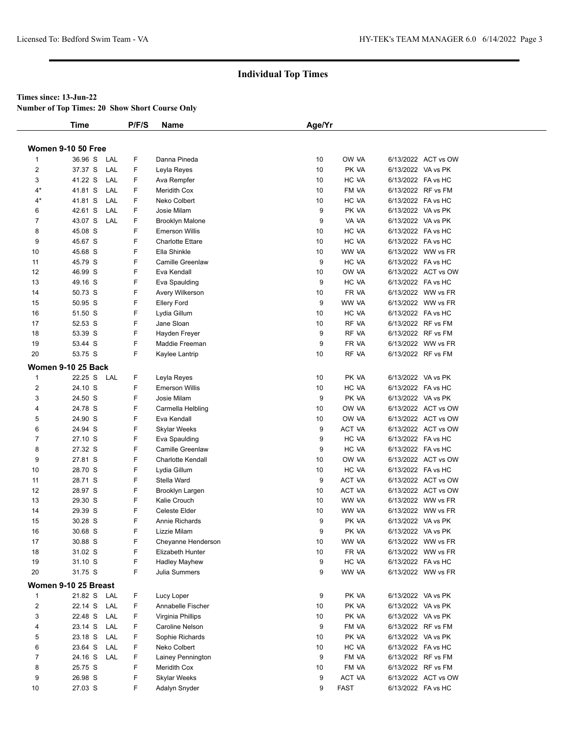## Individual Top Times

**Times since: 13-Jun-22**

**Number of Top Times: 20 Show Short Course Only**

| | Time | | P/F/S | Name | Age/Yr | | |
|---|---|---|---|---|---|---|---|
| **Women 9-10 50 Free** | | | | | | | |
| 1 | 36.96 S | LAL | F | Danna Pineda | 10 | OW VA | 6/13/2022 ACT vs OW |
| 2 | 37.37 S | LAL | F | Leyla Reyes | 10 | PK VA | 6/13/2022 VA vs PK |
| 3 | 41.22 S | LAL | F | Ava Rempfer | 10 | HC VA | 6/13/2022 FA vs HC |
| 4* | 41.81 S | LAL | F | Meridith Cox | 10 | FM VA | 6/13/2022 RF vs FM |
| 4* | 41.81 S | LAL | F | Neko Colbert | 10 | HC VA | 6/13/2022 FA vs HC |
| 6 | 42.61 S | LAL | F | Josie Milam | 9 | PK VA | 6/13/2022 VA vs PK |
| 7 | 43.07 S | LAL | F | Brooklyn Malone | 9 | VA VA | 6/13/2022 VA vs PK |
| 8 | 45.08 S | | F | Emerson Willis | 10 | HC VA | 6/13/2022 FA vs HC |
| 9 | 45.67 S | | F | Charlotte Ettare | 10 | HC VA | 6/13/2022 FA vs HC |
| 10 | 45.68 S | | F | Ella Shinkle | 10 | WW VA | 6/13/2022 WW vs FR |
| 11 | 45.79 S | | F | Camille Greenlaw | 9 | HC VA | 6/13/2022 FA vs HC |
| 12 | 46.99 S | | F | Eva Kendall | 10 | OW VA | 6/13/2022 ACT vs OW |
| 13 | 49.16 S | | F | Eva Spaulding | 9 | HC VA | 6/13/2022 FA vs HC |
| 14 | 50.73 S | | F | Avery Wilkerson | 10 | FR VA | 6/13/2022 WW vs FR |
| 15 | 50.95 S | | F | Ellery Ford | 9 | WW VA | 6/13/2022 WW vs FR |
| 16 | 51.50 S | | F | Lydia Gillum | 10 | HC VA | 6/13/2022 FA vs HC |
| 17 | 52.53 S | | F | Jane Sloan | 10 | RF VA | 6/13/2022 RF vs FM |
| 18 | 53.39 S | | F | Hayden Freyer | 9 | RF VA | 6/13/2022 RF vs FM |
| 19 | 53.44 S | | F | Maddie Freeman | 9 | FR VA | 6/13/2022 WW vs FR |
| 20 | 53.75 S | | F | Kaylee Lantrip | 10 | RF VA | 6/13/2022 RF vs FM |
| **Women 9-10 25 Back** | | | | | | | |
| 1 | 22.25 S | LAL | F | Leyla Reyes | 10 | PK VA | 6/13/2022 VA vs PK |
| 2 | 24.10 S | | F | Emerson Willis | 10 | HC VA | 6/13/2022 FA vs HC |
| 3 | 24.50 S | | F | Josie Milam | 9 | PK VA | 6/13/2022 VA vs PK |
| 4 | 24.78 S | | F | Carmella Helbling | 10 | OW VA | 6/13/2022 ACT vs OW |
| 5 | 24.90 S | | F | Eva Kendall | 10 | OW VA | 6/13/2022 ACT vs OW |
| 6 | 24.94 S | | F | Skylar Weeks | 9 | ACT VA | 6/13/2022 ACT vs OW |
| 7 | 27.10 S | | F | Eva Spaulding | 9 | HC VA | 6/13/2022 FA vs HC |
| 8 | 27.32 S | | F | Camille Greenlaw | 9 | HC VA | 6/13/2022 FA vs HC |
| 9 | 27.81 S | | F | Charlotte Kendall | 10 | OW VA | 6/13/2022 ACT vs OW |
| 10 | 28.70 S | | F | Lydia Gillum | 10 | HC VA | 6/13/2022 FA vs HC |
| 11 | 28.71 S | | F | Stella Ward | 9 | ACT VA | 6/13/2022 ACT vs OW |
| 12 | 28.97 S | | F | Brooklyn Largen | 10 | ACT VA | 6/13/2022 ACT vs OW |
| 13 | 29.30 S | | F | Kalie Crouch | 10 | WW VA | 6/13/2022 WW vs FR |
| 14 | 29.39 S | | F | Celeste Elder | 10 | WW VA | 6/13/2022 WW vs FR |
| 15 | 30.28 S | | F | Annie Richards | 9 | PK VA | 6/13/2022 VA vs PK |
| 16 | 30.68 S | | F | Lizzie Milam | 9 | PK VA | 6/13/2022 VA vs PK |
| 17 | 30.88 S | | F | Cheyanne Henderson | 10 | WW VA | 6/13/2022 WW vs FR |
| 18 | 31.02 S | | F | Elizabeth Hunter | 10 | FR VA | 6/13/2022 WW vs FR |
| 19 | 31.10 S | | F | Hadley Mayhew | 9 | HC VA | 6/13/2022 FA vs HC |
| 20 | 31.75 S | | F | Julia Summers | 9 | WW VA | 6/13/2022 WW vs FR |
| **Women 9-10 25 Breast** | | | | | | | |
| 1 | 21.82 S | LAL | F | Lucy Loper | 9 | PK VA | 6/13/2022 VA vs PK |
| 2 | 22.14 S | LAL | F | Annabelle Fischer | 10 | PK VA | 6/13/2022 VA vs PK |
| 3 | 22.48 S | LAL | F | Virginia Phillips | 10 | PK VA | 6/13/2022 VA vs PK |
| 4 | 23.14 S | LAL | F | Caroline Nelson | 9 | FM VA | 6/13/2022 RF vs FM |
| 5 | 23.18 S | LAL | F | Sophie Richards | 10 | PK VA | 6/13/2022 VA vs PK |
| 6 | 23.64 S | LAL | F | Neko Colbert | 10 | HC VA | 6/13/2022 FA vs HC |
| 7 | 24.16 S | LAL | F | Lainey Pennington | 9 | FM VA | 6/13/2022 RF vs FM |
| 8 | 25.75 S | | F | Meridith Cox | 10 | FM VA | 6/13/2022 RF vs FM |
| 9 | 26.98 S | | F | Skylar Weeks | 9 | ACT VA | 6/13/2022 ACT vs OW |
| 10 | 27.03 S | | F | Adalyn Snyder | 9 | FAST | 6/13/2022 FA vs HC |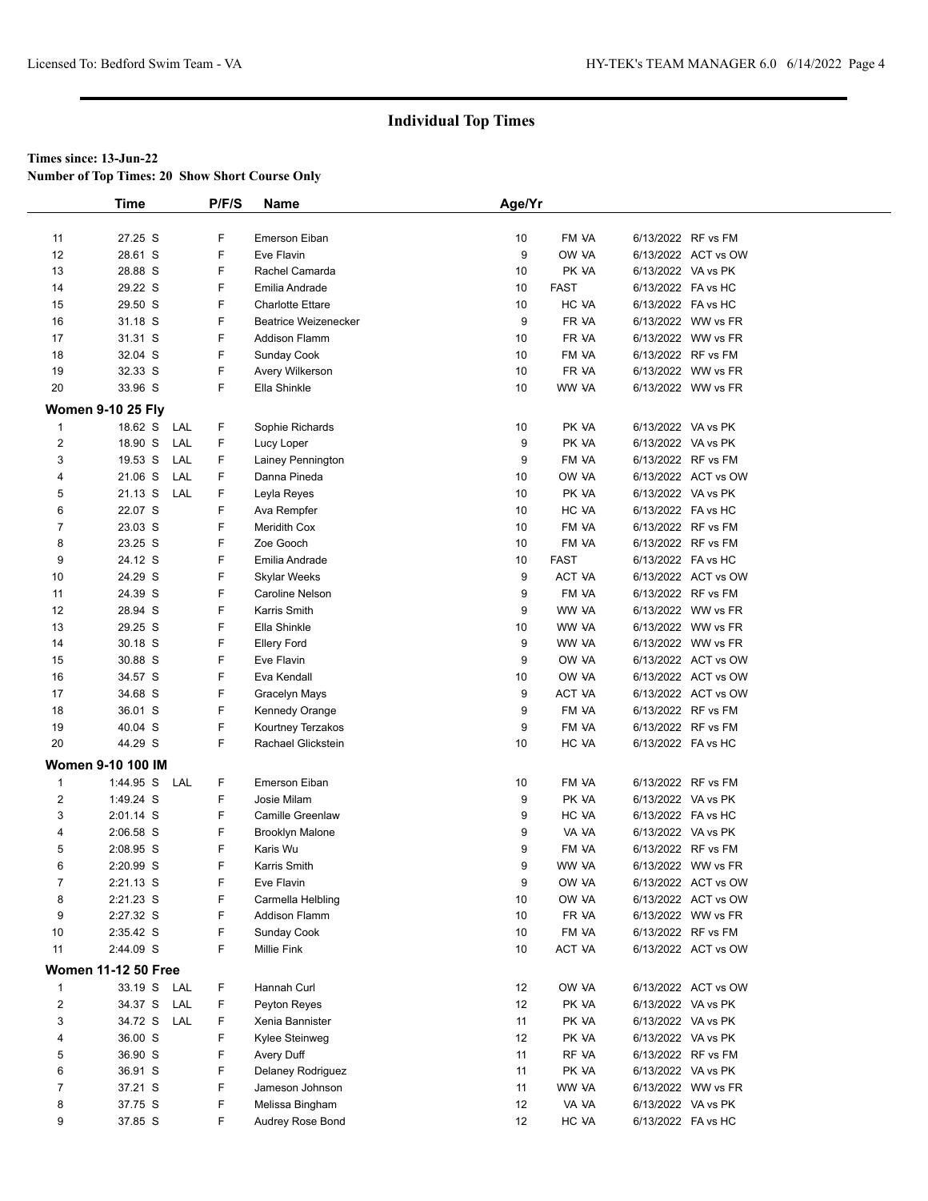# Individual Top Times

**Times since: 13-Jun-22**

**Number of Top Times: 20 Show Short Course Only**

| | Time | | P/F/S | Name | Age/Yr | | |
|---|---|---|---|---|---|---|---|
| 11 | 27.25 S | | F | Emerson Eiban | 10 | FM VA | 6/13/2022 RF vs FM |
| 12 | 28.61 S | | F | Eve Flavin | 9 | OW VA | 6/13/2022 ACT vs OW |
| 13 | 28.88 S | | F | Rachel Camarda | 10 | PK VA | 6/13/2022 VA vs PK |
| 14 | 29.22 S | | F | Emilia Andrade | 10 | FAST | 6/13/2022 FA vs HC |
| 15 | 29.50 S | | F | Charlotte Ettare | 10 | HC VA | 6/13/2022 FA vs HC |
| 16 | 31.18 S | | F | Beatrice Weizenecker | 9 | FR VA | 6/13/2022 WW vs FR |
| 17 | 31.31 S | | F | Addison Flamm | 10 | FR VA | 6/13/2022 WW vs FR |
| 18 | 32.04 S | | F | Sunday Cook | 10 | FM VA | 6/13/2022 RF vs FM |
| 19 | 32.33 S | | F | Avery Wilkerson | 10 | FR VA | 6/13/2022 WW vs FR |
| 20 | 33.96 S | | F | Ella Shinkle | 10 | WW VA | 6/13/2022 WW vs FR |
| **Women 9-10 25 Fly** | | | | | | | |
| 1 | 18.62 S | LAL | F | Sophie Richards | 10 | PK VA | 6/13/2022 VA vs PK |
| 2 | 18.90 S | LAL | F | Lucy Loper | 9 | PK VA | 6/13/2022 VA vs PK |
| 3 | 19.53 S | LAL | F | Lainey Pennington | 9 | FM VA | 6/13/2022 RF vs FM |
| 4 | 21.06 S | LAL | F | Danna Pineda | 10 | OW VA | 6/13/2022 ACT vs OW |
| 5 | 21.13 S | LAL | F | Leyla Reyes | 10 | PK VA | 6/13/2022 VA vs PK |
| 6 | 22.07 S | | F | Ava Rempfer | 10 | HC VA | 6/13/2022 FA vs HC |
| 7 | 23.03 S | | F | Meridith Cox | 10 | FM VA | 6/13/2022 RF vs FM |
| 8 | 23.25 S | | F | Zoe Gooch | 10 | FM VA | 6/13/2022 RF vs FM |
| 9 | 24.12 S | | F | Emilia Andrade | 10 | FAST | 6/13/2022 FA vs HC |
| 10 | 24.29 S | | F | Skylar Weeks | 9 | ACT VA | 6/13/2022 ACT vs OW |
| 11 | 24.39 S | | F | Caroline Nelson | 9 | FM VA | 6/13/2022 RF vs FM |
| 12 | 28.94 S | | F | Karris Smith | 9 | WW VA | 6/13/2022 WW vs FR |
| 13 | 29.25 S | | F | Ella Shinkle | 10 | WW VA | 6/13/2022 WW vs FR |
| 14 | 30.18 S | | F | Ellery Ford | 9 | WW VA | 6/13/2022 WW vs FR |
| 15 | 30.88 S | | F | Eve Flavin | 9 | OW VA | 6/13/2022 ACT vs OW |
| 16 | 34.57 S | | F | Eva Kendall | 10 | OW VA | 6/13/2022 ACT vs OW |
| 17 | 34.68 S | | F | Gracelyn Mays | 9 | ACT VA | 6/13/2022 ACT vs OW |
| 18 | 36.01 S | | F | Kennedy Orange | 9 | FM VA | 6/13/2022 RF vs FM |
| 19 | 40.04 S | | F | Kourtney Terzakos | 9 | FM VA | 6/13/2022 RF vs FM |
| 20 | 44.29 S | | F | Rachael Glickstein | 10 | HC VA | 6/13/2022 FA vs HC |
| **Women 9-10 100 IM** | | | | | | | |
| 1 | 1:44.95 S | LAL | F | Emerson Eiban | 10 | FM VA | 6/13/2022 RF vs FM |
| 2 | 1:49.24 S | | F | Josie Milam | 9 | PK VA | 6/13/2022 VA vs PK |
| 3 | 2:01.14 S | | F | Camille Greenlaw | 9 | HC VA | 6/13/2022 FA vs HC |
| 4 | 2:06.58 S | | F | Brooklyn Malone | 9 | VA VA | 6/13/2022 VA vs PK |
| 5 | 2:08.95 S | | F | Karis Wu | 9 | FM VA | 6/13/2022 RF vs FM |
| 6 | 2:20.99 S | | F | Karris Smith | 9 | WW VA | 6/13/2022 WW vs FR |
| 7 | 2:21.13 S | | F | Eve Flavin | 9 | OW VA | 6/13/2022 ACT vs OW |
| 8 | 2:21.23 S | | F | Carmella Helbling | 10 | OW VA | 6/13/2022 ACT vs OW |
| 9 | 2:27.32 S | | F | Addison Flamm | 10 | FR VA | 6/13/2022 WW vs FR |
| 10 | 2:35.42 S | | F | Sunday Cook | 10 | FM VA | 6/13/2022 RF vs FM |
| 11 | 2:44.09 S | | F | Millie Fink | 10 | ACT VA | 6/13/2022 ACT vs OW |
| **Women 11-12 50 Free** | | | | | | | |
| 1 | 33.19 S | LAL | F | Hannah Curl | 12 | OW VA | 6/13/2022 ACT vs OW |
| 2 | 34.37 S | LAL | F | Peyton Reyes | 12 | PK VA | 6/13/2022 VA vs PK |
| 3 | 34.72 S | LAL | F | Xenia Bannister | 11 | PK VA | 6/13/2022 VA vs PK |
| 4 | 36.00 S | | F | Kylee Steinweg | 12 | PK VA | 6/13/2022 VA vs PK |
| 5 | 36.90 S | | F | Avery Duff | 11 | RF VA | 6/13/2022 RF vs FM |
| 6 | 36.91 S | | F | Delaney Rodriguez | 11 | PK VA | 6/13/2022 VA vs PK |
| 7 | 37.21 S | | F | Jameson Johnson | 11 | WW VA | 6/13/2022 WW vs FR |
| 8 | 37.75 S | | F | Melissa Bingham | 12 | VA VA | 6/13/2022 VA vs PK |
| 9 | 37.85 S | | F | Audrey Rose Bond | 12 | HC VA | 6/13/2022 FA vs HC |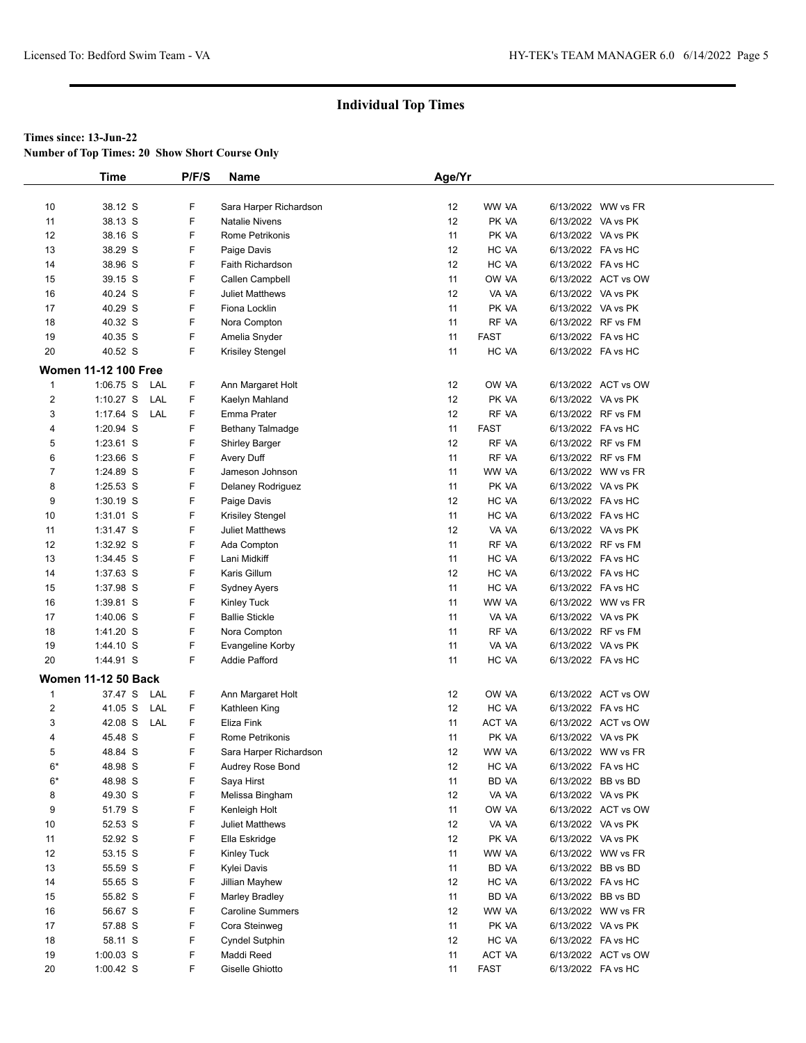## Individual Top Times

**Times since: 13-Jun-22**
**Number of Top Times: 20 Show Short Course Only**

| | Time | | P/F/S | Name | Age/Yr | | |
|---|---|---|---|---|---|---|---|
| 10 | 38.12 S | | F | Sara Harper Richardson | 12 | WW VA | 6/13/2022 WW vs FR |
| 11 | 38.13 S | | F | Natalie Nivens | 12 | PK VA | 6/13/2022 VA vs PK |
| 12 | 38.16 S | | F | Rome Petrikonis | 11 | PK VA | 6/13/2022 VA vs PK |
| 13 | 38.29 S | | F | Paige Davis | 12 | HC VA | 6/13/2022 FA vs HC |
| 14 | 38.96 S | | F | Faith Richardson | 12 | HC VA | 6/13/2022 FA vs HC |
| 15 | 39.15 S | | F | Callen Campbell | 11 | OW VA | 6/13/2022 ACT vs OW |
| 16 | 40.24 S | | F | Juliet Matthews | 12 | VA VA | 6/13/2022 VA vs PK |
| 17 | 40.29 S | | F | Fiona Locklin | 11 | PK VA | 6/13/2022 VA vs PK |
| 18 | 40.32 S | | F | Nora Compton | 11 | RF VA | 6/13/2022 RF vs FM |
| 19 | 40.35 S | | F | Amelia Snyder | 11 | FAST | 6/13/2022 FA vs HC |
| 20 | 40.52 S | | F | Krisiley Stengel | 11 | HC VA | 6/13/2022 FA vs HC |
| **Women 11-12 100 Free** | | | | | | | |
| 1 | 1:06.75 S | LAL | F | Ann Margaret Holt | 12 | OW VA | 6/13/2022 ACT vs OW |
| 2 | 1:10.27 S | LAL | F | Kaelyn Mahland | 12 | PK VA | 6/13/2022 VA vs PK |
| 3 | 1:17.64 S | LAL | F | Emma Prater | 12 | RF VA | 6/13/2022 RF vs FM |
| 4 | 1:20.94 S | | F | Bethany Talmadge | 11 | FAST | 6/13/2022 FA vs HC |
| 5 | 1:23.61 S | | F | Shirley Barger | 12 | RF VA | 6/13/2022 RF vs FM |
| 6 | 1:23.66 S | | F | Avery Duff | 11 | RF VA | 6/13/2022 RF vs FM |
| 7 | 1:24.89 S | | F | Jameson Johnson | 11 | WW VA | 6/13/2022 WW vs FR |
| 8 | 1:25.53 S | | F | Delaney Rodriguez | 11 | PK VA | 6/13/2022 VA vs PK |
| 9 | 1:30.19 S | | F | Paige Davis | 12 | HC VA | 6/13/2022 FA vs HC |
| 10 | 1:31.01 S | | F | Krisiley Stengel | 11 | HC VA | 6/13/2022 FA vs HC |
| 11 | 1:31.47 S | | F | Juliet Matthews | 12 | VA VA | 6/13/2022 VA vs PK |
| 12 | 1:32.92 S | | F | Ada Compton | 11 | RF VA | 6/13/2022 RF vs FM |
| 13 | 1:34.45 S | | F | Lani Midkiff | 11 | HC VA | 6/13/2022 FA vs HC |
| 14 | 1:37.63 S | | F | Karis Gillum | 12 | HC VA | 6/13/2022 FA vs HC |
| 15 | 1:37.98 S | | F | Sydney Ayers | 11 | HC VA | 6/13/2022 FA vs HC |
| 16 | 1:39.81 S | | F | Kinley Tuck | 11 | WW VA | 6/13/2022 WW vs FR |
| 17 | 1:40.06 S | | F | Ballie Stickle | 11 | VA VA | 6/13/2022 VA vs PK |
| 18 | 1:41.20 S | | F | Nora Compton | 11 | RF VA | 6/13/2022 RF vs FM |
| 19 | 1:44.10 S | | F | Evangeline Korby | 11 | VA VA | 6/13/2022 VA vs PK |
| 20 | 1:44.91 S | | F | Addie Pafford | 11 | HC VA | 6/13/2022 FA vs HC |
| **Women 11-12 50 Back** | | | | | | | |
| 1 | 37.47 S | LAL | F | Ann Margaret Holt | 12 | OW VA | 6/13/2022 ACT vs OW |
| 2 | 41.05 S | LAL | F | Kathleen King | 12 | HC VA | 6/13/2022 FA vs HC |
| 3 | 42.08 S | LAL | F | Eliza Fink | 11 | ACT VA | 6/13/2022 ACT vs OW |
| 4 | 45.48 S | | F | Rome Petrikonis | 11 | PK VA | 6/13/2022 VA vs PK |
| 5 | 48.84 S | | F | Sara Harper Richardson | 12 | WW VA | 6/13/2022 WW vs FR |
| 6* | 48.98 S | | F | Audrey Rose Bond | 12 | HC VA | 6/13/2022 FA vs HC |
| 6* | 48.98 S | | F | Saya Hirst | 11 | BD VA | 6/13/2022 BB vs BD |
| 8 | 49.30 S | | F | Melissa Bingham | 12 | VA VA | 6/13/2022 VA vs PK |
| 9 | 51.79 S | | F | Kenleigh Holt | 11 | OW VA | 6/13/2022 ACT vs OW |
| 10 | 52.53 S | | F | Juliet Matthews | 12 | VA VA | 6/13/2022 VA vs PK |
| 11 | 52.92 S | | F | Ella Eskridge | 12 | PK VA | 6/13/2022 VA vs PK |
| 12 | 53.15 S | | F | Kinley Tuck | 11 | WW VA | 6/13/2022 WW vs FR |
| 13 | 55.59 S | | F | Kylei Davis | 11 | BD VA | 6/13/2022 BB vs BD |
| 14 | 55.65 S | | F | Jillian Mayhew | 12 | HC VA | 6/13/2022 FA vs HC |
| 15 | 55.82 S | | F | Marley Bradley | 11 | BD VA | 6/13/2022 BB vs BD |
| 16 | 56.67 S | | F | Caroline Summers | 12 | WW VA | 6/13/2022 WW vs FR |
| 17 | 57.88 S | | F | Cora Steinweg | 11 | PK VA | 6/13/2022 VA vs PK |
| 18 | 58.11 S | | F | Cyndel Sutphin | 12 | HC VA | 6/13/2022 FA vs HC |
| 19 | 1:00.03 S | | F | Maddi Reed | 11 | ACT VA | 6/13/2022 ACT vs OW |
| 20 | 1:00.42 S | | F | Giselle Ghiotto | 11 | FAST | 6/13/2022 FA vs HC |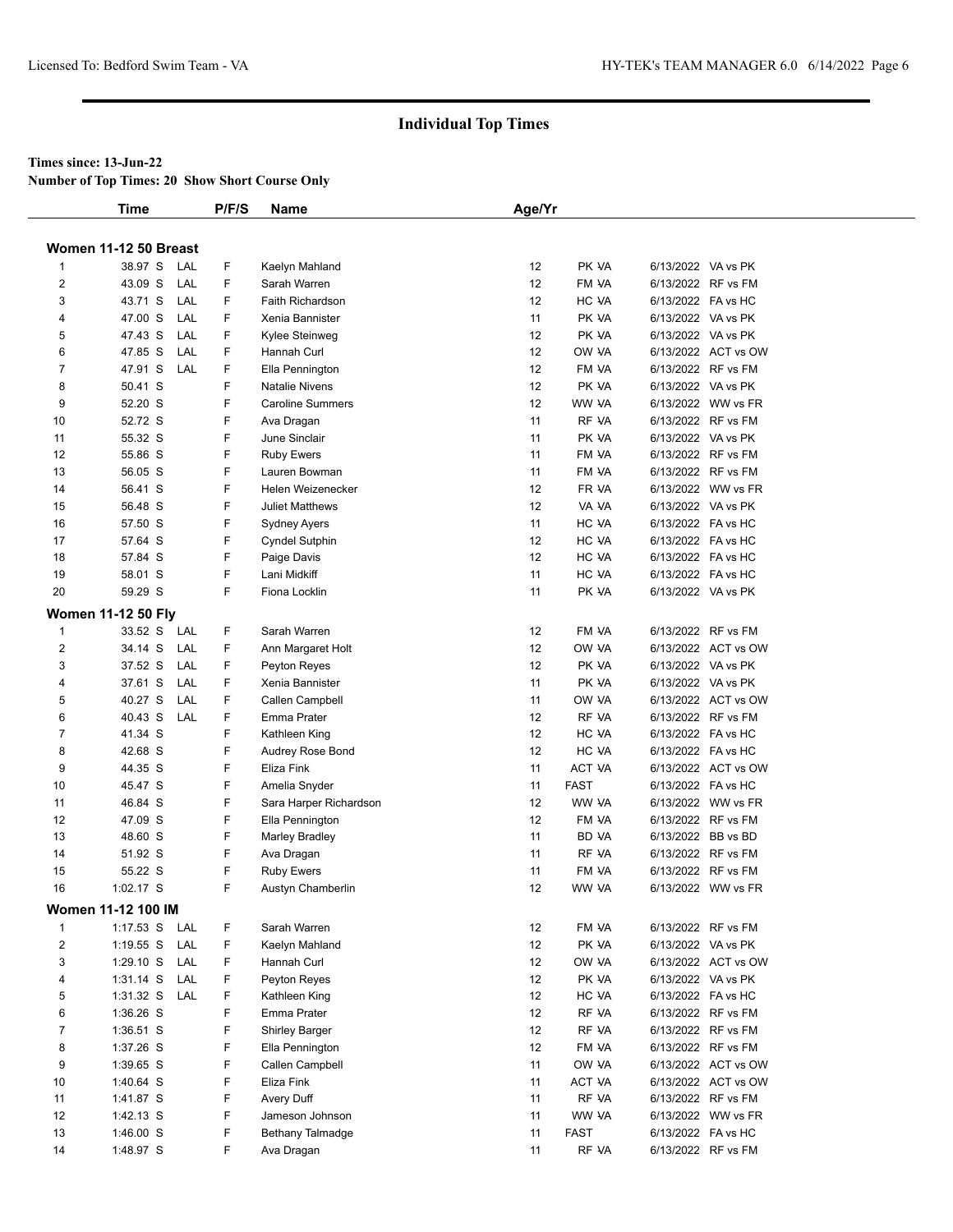## Individual Top Times

**Times since: 13-Jun-22**

**Number of Top Times: 20 Show Short Course Only**

| | Time | | P/F/S | Name | Age/Yr | | |
|---|---|---|---|---|---|---|---|
| **Women 11-12 50 Breast** | | | | | | | |
| 1 | 38.97 S | LAL | F | Kaelyn Mahland | 12 | PK VA | 6/13/2022 VA vs PK |
| 2 | 43.09 S | LAL | F | Sarah Warren | 12 | FM VA | 6/13/2022 RF vs FM |
| 3 | 43.71 S | LAL | F | Faith Richardson | 12 | HC VA | 6/13/2022 FA vs HC |
| 4 | 47.00 S | LAL | F | Xenia Bannister | 11 | PK VA | 6/13/2022 VA vs PK |
| 5 | 47.43 S | LAL | F | Kylee Steinweg | 12 | PK VA | 6/13/2022 VA vs PK |
| 6 | 47.85 S | LAL | F | Hannah Curl | 12 | OW VA | 6/13/2022 ACT vs OW |
| 7 | 47.91 S | LAL | F | Ella Pennington | 12 | FM VA | 6/13/2022 RF vs FM |
| 8 | 50.41 S | | F | Natalie Nivens | 12 | PK VA | 6/13/2022 VA vs PK |
| 9 | 52.20 S | | F | Caroline Summers | 12 | WW VA | 6/13/2022 WW vs FR |
| 10 | 52.72 S | | F | Ava Dragan | 11 | RF VA | 6/13/2022 RF vs FM |
| 11 | 55.32 S | | F | June Sinclair | 11 | PK VA | 6/13/2022 VA vs PK |
| 12 | 55.86 S | | F | Ruby Ewers | 11 | FM VA | 6/13/2022 RF vs FM |
| 13 | 56.05 S | | F | Lauren Bowman | 11 | FM VA | 6/13/2022 RF vs FM |
| 14 | 56.41 S | | F | Helen Weizenecker | 12 | FR VA | 6/13/2022 WW vs FR |
| 15 | 56.48 S | | F | Juliet Matthews | 12 | VA VA | 6/13/2022 VA vs PK |
| 16 | 57.50 S | | F | Sydney Ayers | 11 | HC VA | 6/13/2022 FA vs HC |
| 17 | 57.64 S | | F | Cyndel Sutphin | 12 | HC VA | 6/13/2022 FA vs HC |
| 18 | 57.84 S | | F | Paige Davis | 12 | HC VA | 6/13/2022 FA vs HC |
| 19 | 58.01 S | | F | Lani Midkiff | 11 | HC VA | 6/13/2022 FA vs HC |
| 20 | 59.29 S | | F | Fiona Locklin | 11 | PK VA | 6/13/2022 VA vs PK |
| **Women 11-12 50 Fly** | | | | | | | |
| 1 | 33.52 S | LAL | F | Sarah Warren | 12 | FM VA | 6/13/2022 RF vs FM |
| 2 | 34.14 S | LAL | F | Ann Margaret Holt | 12 | OW VA | 6/13/2022 ACT vs OW |
| 3 | 37.52 S | LAL | F | Peyton Reyes | 12 | PK VA | 6/13/2022 VA vs PK |
| 4 | 37.61 S | LAL | F | Xenia Bannister | 11 | PK VA | 6/13/2022 VA vs PK |
| 5 | 40.27 S | LAL | F | Callen Campbell | 11 | OW VA | 6/13/2022 ACT vs OW |
| 6 | 40.43 S | LAL | F | Emma Prater | 12 | RF VA | 6/13/2022 RF vs FM |
| 7 | 41.34 S | | F | Kathleen King | 12 | HC VA | 6/13/2022 FA vs HC |
| 8 | 42.68 S | | F | Audrey Rose Bond | 12 | HC VA | 6/13/2022 FA vs HC |
| 9 | 44.35 S | | F | Eliza Fink | 11 | ACT VA | 6/13/2022 ACT vs OW |
| 10 | 45.47 S | | F | Amelia Snyder | 11 | FAST | 6/13/2022 FA vs HC |
| 11 | 46.84 S | | F | Sara Harper Richardson | 12 | WW VA | 6/13/2022 WW vs FR |
| 12 | 47.09 S | | F | Ella Pennington | 12 | FM VA | 6/13/2022 RF vs FM |
| 13 | 48.60 S | | F | Marley Bradley | 11 | BD VA | 6/13/2022 BB vs BD |
| 14 | 51.92 S | | F | Ava Dragan | 11 | RF VA | 6/13/2022 RF vs FM |
| 15 | 55.22 S | | F | Ruby Ewers | 11 | FM VA | 6/13/2022 RF vs FM |
| 16 | 1:02.17 S | | F | Austyn Chamberlin | 12 | WW VA | 6/13/2022 WW vs FR |
| **Women 11-12 100 IM** | | | | | | | |
| 1 | 1:17.53 S | LAL | F | Sarah Warren | 12 | FM VA | 6/13/2022 RF vs FM |
| 2 | 1:19.55 S | LAL | F | Kaelyn Mahland | 12 | PK VA | 6/13/2022 VA vs PK |
| 3 | 1:29.10 S | LAL | F | Hannah Curl | 12 | OW VA | 6/13/2022 ACT vs OW |
| 4 | 1:31.14 S | LAL | F | Peyton Reyes | 12 | PK VA | 6/13/2022 VA vs PK |
| 5 | 1:31.32 S | LAL | F | Kathleen King | 12 | HC VA | 6/13/2022 FA vs HC |
| 6 | 1:36.26 S | | F | Emma Prater | 12 | RF VA | 6/13/2022 RF vs FM |
| 7 | 1:36.51 S | | F | Shirley Barger | 12 | RF VA | 6/13/2022 RF vs FM |
| 8 | 1:37.26 S | | F | Ella Pennington | 12 | FM VA | 6/13/2022 RF vs FM |
| 9 | 1:39.65 S | | F | Callen Campbell | 11 | OW VA | 6/13/2022 ACT vs OW |
| 10 | 1:40.64 S | | F | Eliza Fink | 11 | ACT VA | 6/13/2022 ACT vs OW |
| 11 | 1:41.87 S | | F | Avery Duff | 11 | RF VA | 6/13/2022 RF vs FM |
| 12 | 1:42.13 S | | F | Jameson Johnson | 11 | WW VA | 6/13/2022 WW vs FR |
| 13 | 1:46.00 S | | F | Bethany Talmadge | 11 | FAST | 6/13/2022 FA vs HC |
| 14 | 1:48.97 S | | F | Ava Dragan | 11 | RF VA | 6/13/2022 RF vs FM |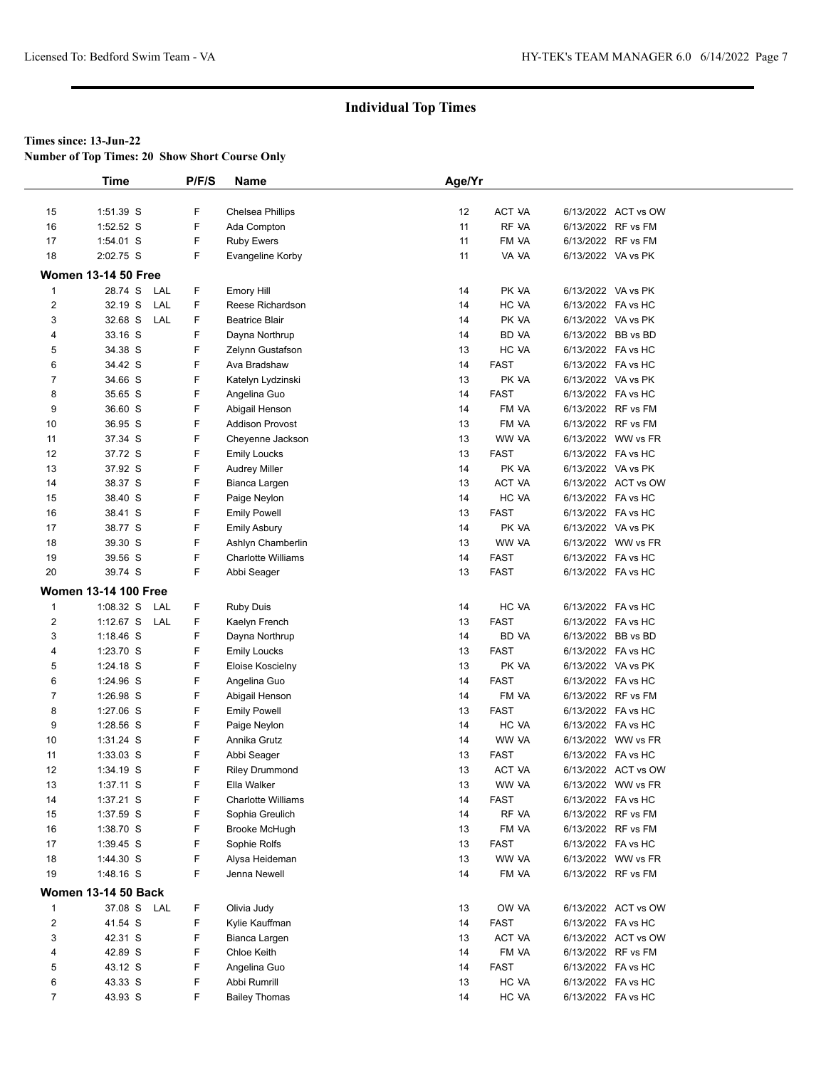## Individual Top Times

**Times since: 13-Jun-22**

**Number of Top Times: 20 Show Short Course Only**

| | Time | | P/F/S | Name | Age/Yr | | |
|---|---|---|---|---|---|---|---|
| 15 | 1:51.39 S | | F | Chelsea Phillips | 12 | ACT VA | 6/13/2022 ACT vs OW |
| 16 | 1:52.52 S | | F | Ada Compton | 11 | RF VA | 6/13/2022 RF vs FM |
| 17 | 1:54.01 S | | F | Ruby Ewers | 11 | FM VA | 6/13/2022 RF vs FM |
| 18 | 2:02.75 S | | F | Evangeline Korby | 11 | VA VA | 6/13/2022 VA vs PK |
| **Women 13-14 50 Free** | | | | | | | |
| 1 | 28.74 S | LAL | F | Emory Hill | 14 | PK VA | 6/13/2022 VA vs PK |
| 2 | 32.19 S | LAL | F | Reese Richardson | 14 | HC VA | 6/13/2022 FA vs HC |
| 3 | 32.68 S | LAL | F | Beatrice Blair | 14 | PK VA | 6/13/2022 VA vs PK |
| 4 | 33.16 S | | F | Dayna Northrup | 14 | BD VA | 6/13/2022 BB vs BD |
| 5 | 34.38 S | | F | Zelynn Gustafson | 13 | HC VA | 6/13/2022 FA vs HC |
| 6 | 34.42 S | | F | Ava Bradshaw | 14 | FAST | 6/13/2022 FA vs HC |
| 7 | 34.66 S | | F | Katelyn Lydzinski | 13 | PK VA | 6/13/2022 VA vs PK |
| 8 | 35.65 S | | F | Angelina Guo | 14 | FAST | 6/13/2022 FA vs HC |
| 9 | 36.60 S | | F | Abigail Henson | 14 | FM VA | 6/13/2022 RF vs FM |
| 10 | 36.95 S | | F | Addison Provost | 13 | FM VA | 6/13/2022 RF vs FM |
| 11 | 37.34 S | | F | Cheyenne Jackson | 13 | WW VA | 6/13/2022 WW vs FR |
| 12 | 37.72 S | | F | Emily Loucks | 13 | FAST | 6/13/2022 FA vs HC |
| 13 | 37.92 S | | F | Audrey Miller | 14 | PK VA | 6/13/2022 VA vs PK |
| 14 | 38.37 S | | F | Bianca Largen | 13 | ACT VA | 6/13/2022 ACT vs OW |
| 15 | 38.40 S | | F | Paige Neylon | 14 | HC VA | 6/13/2022 FA vs HC |
| 16 | 38.41 S | | F | Emily Powell | 13 | FAST | 6/13/2022 FA vs HC |
| 17 | 38.77 S | | F | Emily Asbury | 14 | PK VA | 6/13/2022 VA vs PK |
| 18 | 39.30 S | | F | Ashlyn Chamberlin | 13 | WW VA | 6/13/2022 WW vs FR |
| 19 | 39.56 S | | F | Charlotte Williams | 14 | FAST | 6/13/2022 FA vs HC |
| 20 | 39.74 S | | F | Abbi Seager | 13 | FAST | 6/13/2022 FA vs HC |
| **Women 13-14 100 Free** | | | | | | | |
| 1 | 1:08.32 S | LAL | F | Ruby Duis | 14 | HC VA | 6/13/2022 FA vs HC |
| 2 | 1:12.67 S | LAL | F | Kaelyn French | 13 | FAST | 6/13/2022 FA vs HC |
| 3 | 1:18.46 S | | F | Dayna Northrup | 14 | BD VA | 6/13/2022 BB vs BD |
| 4 | 1:23.70 S | | F | Emily Loucks | 13 | FAST | 6/13/2022 FA vs HC |
| 5 | 1:24.18 S | | F | Eloise Koscielny | 13 | PK VA | 6/13/2022 VA vs PK |
| 6 | 1:24.96 S | | F | Angelina Guo | 14 | FAST | 6/13/2022 FA vs HC |
| 7 | 1:26.98 S | | F | Abigail Henson | 14 | FM VA | 6/13/2022 RF vs FM |
| 8 | 1:27.06 S | | F | Emily Powell | 13 | FAST | 6/13/2022 FA vs HC |
| 9 | 1:28.56 S | | F | Paige Neylon | 14 | HC VA | 6/13/2022 FA vs HC |
| 10 | 1:31.24 S | | F | Annika Grutz | 14 | WW VA | 6/13/2022 WW vs FR |
| 11 | 1:33.03 S | | F | Abbi Seager | 13 | FAST | 6/13/2022 FA vs HC |
| 12 | 1:34.19 S | | F | Riley Drummond | 13 | ACT VA | 6/13/2022 ACT vs OW |
| 13 | 1:37.11 S | | F | Ella Walker | 13 | WW VA | 6/13/2022 WW vs FR |
| 14 | 1:37.21 S | | F | Charlotte Williams | 14 | FAST | 6/13/2022 FA vs HC |
| 15 | 1:37.59 S | | F | Sophia Greulich | 14 | RF VA | 6/13/2022 RF vs FM |
| 16 | 1:38.70 S | | F | Brooke McHugh | 13 | FM VA | 6/13/2022 RF vs FM |
| 17 | 1:39.45 S | | F | Sophie Rolfs | 13 | FAST | 6/13/2022 FA vs HC |
| 18 | 1:44.30 S | | F | Alysa Heideman | 13 | WW VA | 6/13/2022 WW vs FR |
| 19 | 1:48.16 S | | F | Jenna Newell | 14 | FM VA | 6/13/2022 RF vs FM |
| **Women 13-14 50 Back** | | | | | | | |
| 1 | 37.08 S | LAL | F | Olivia Judy | 13 | OW VA | 6/13/2022 ACT vs OW |
| 2 | 41.54 S | | F | Kylie Kauffman | 14 | FAST | 6/13/2022 FA vs HC |
| 3 | 42.31 S | | F | Bianca Largen | 13 | ACT VA | 6/13/2022 ACT vs OW |
| 4 | 42.89 S | | F | Chloe Keith | 14 | FM VA | 6/13/2022 RF vs FM |
| 5 | 43.12 S | | F | Angelina Guo | 14 | FAST | 6/13/2022 FA vs HC |
| 6 | 43.33 S | | F | Abbi Rumrill | 13 | HC VA | 6/13/2022 FA vs HC |
| 7 | 43.93 S | | F | Bailey Thomas | 14 | HC VA | 6/13/2022 FA vs HC |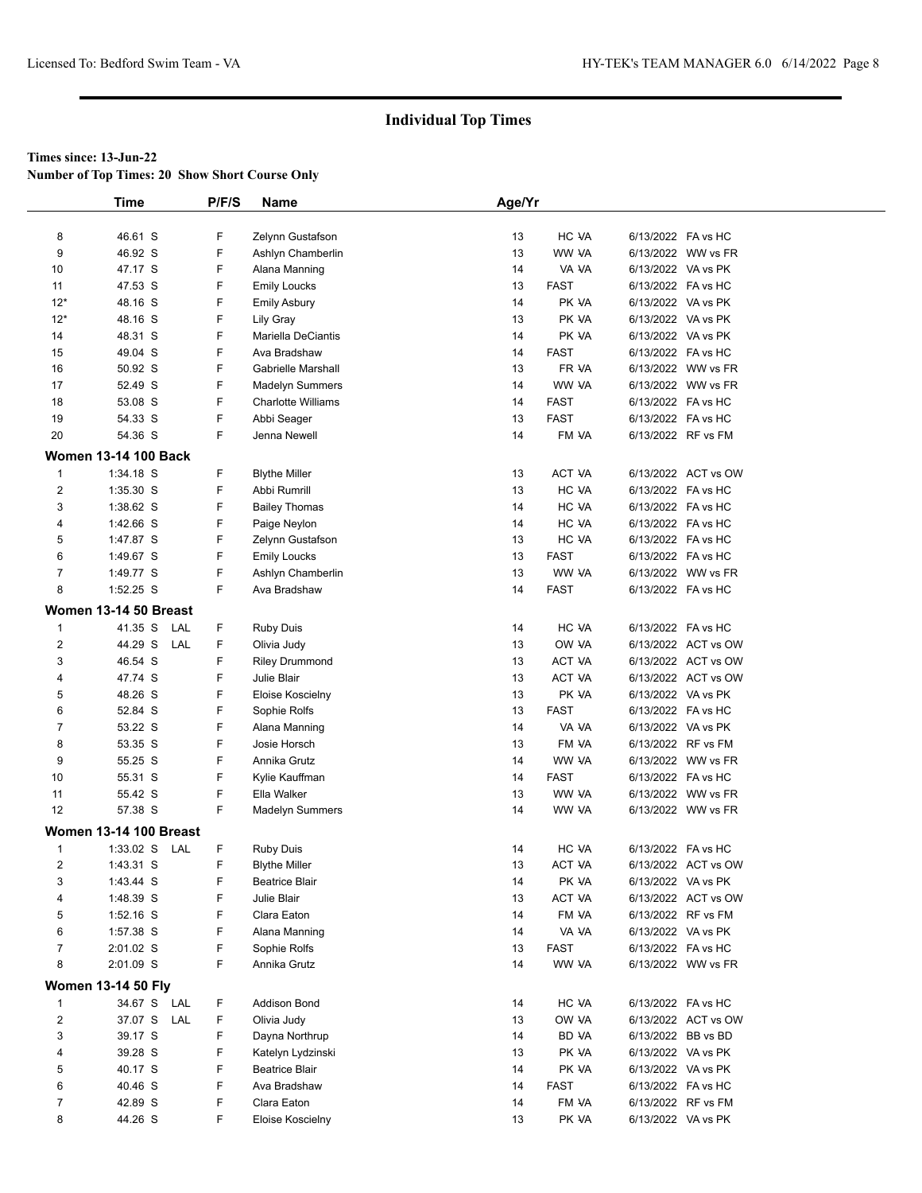## Individual Top Times

**Times since: 13-Jun-22**
**Number of Top Times: 20 Show Short Course Only**

| | Time | | P/F/S | Name | Age/Yr | | | |
|---|---|---|---|---|---|---|---|---|
| 8 | 46.61 S | | F | Zelynn Gustafson | 13 | HC VA | 6/13/2022 | FA vs HC |
| 9 | 46.92 S | | F | Ashlyn Chamberlin | 13 | WW VA | 6/13/2022 | WW vs FR |
| 10 | 47.17 S | | F | Alana Manning | 14 | VA VA | 6/13/2022 | VA vs PK |
| 11 | 47.53 S | | F | Emily Loucks | 13 | FAST | 6/13/2022 | FA vs HC |
| 12* | 48.16 S | | F | Emily Asbury | 14 | PK VA | 6/13/2022 | VA vs PK |
| 12* | 48.16 S | | F | Lily Gray | 13 | PK VA | 6/13/2022 | VA vs PK |
| 14 | 48.31 S | | F | Mariella DeCiantis | 14 | PK VA | 6/13/2022 | VA vs PK |
| 15 | 49.04 S | | F | Ava Bradshaw | 14 | FAST | 6/13/2022 | FA vs HC |
| 16 | 50.92 S | | F | Gabrielle Marshall | 13 | FR VA | 6/13/2022 | WW vs FR |
| 17 | 52.49 S | | F | Madelyn Summers | 14 | WW VA | 6/13/2022 | WW vs FR |
| 18 | 53.08 S | | F | Charlotte Williams | 14 | FAST | 6/13/2022 | FA vs HC |
| 19 | 54.33 S | | F | Abbi Seager | 13 | FAST | 6/13/2022 | FA vs HC |
| 20 | 54.36 S | | F | Jenna Newell | 14 | FM VA | 6/13/2022 | RF vs FM |

### Women 13-14 100 Back

| | Time | | P/F/S | Name | Age/Yr | | | |
|---|---|---|---|---|---|---|---|---|
| 1 | 1:34.18 S | | F | Blythe Miller | 13 | ACT VA | 6/13/2022 | ACT vs OW |
| 2 | 1:35.30 S | | F | Abbi Rumrill | 13 | HC VA | 6/13/2022 | FA vs HC |
| 3 | 1:38.62 S | | F | Bailey Thomas | 14 | HC VA | 6/13/2022 | FA vs HC |
| 4 | 1:42.66 S | | F | Paige Neylon | 14 | HC VA | 6/13/2022 | FA vs HC |
| 5 | 1:47.87 S | | F | Zelynn Gustafson | 13 | HC VA | 6/13/2022 | FA vs HC |
| 6 | 1:49.67 S | | F | Emily Loucks | 13 | FAST | 6/13/2022 | FA vs HC |
| 7 | 1:49.77 S | | F | Ashlyn Chamberlin | 13 | WW VA | 6/13/2022 | WW vs FR |
| 8 | 1:52.25 S | | F | Ava Bradshaw | 14 | FAST | 6/13/2022 | FA vs HC |

### Women 13-14 50 Breast

| | Time | | P/F/S | Name | Age/Yr | | | |
|---|---|---|---|---|---|---|---|---|
| 1 | 41.35 S | LAL | F | Ruby Duis | 14 | HC VA | 6/13/2022 | FA vs HC |
| 2 | 44.29 S | LAL | F | Olivia Judy | 13 | OW VA | 6/13/2022 | ACT vs OW |
| 3 | 46.54 S | | F | Riley Drummond | 13 | ACT VA | 6/13/2022 | ACT vs OW |
| 4 | 47.74 S | | F | Julie Blair | 13 | ACT VA | 6/13/2022 | ACT vs OW |
| 5 | 48.26 S | | F | Eloise Koscielny | 13 | PK VA | 6/13/2022 | VA vs PK |
| 6 | 52.84 S | | F | Sophie Rolfs | 13 | FAST | 6/13/2022 | FA vs HC |
| 7 | 53.22 S | | F | Alana Manning | 14 | VA VA | 6/13/2022 | VA vs PK |
| 8 | 53.35 S | | F | Josie Horsch | 13 | FM VA | 6/13/2022 | RF vs FM |
| 9 | 55.25 S | | F | Annika Grutz | 14 | WW VA | 6/13/2022 | WW vs FR |
| 10 | 55.31 S | | F | Kylie Kauffman | 14 | FAST | 6/13/2022 | FA vs HC |
| 11 | 55.42 S | | F | Ella Walker | 13 | WW VA | 6/13/2022 | WW vs FR |
| 12 | 57.38 S | | F | Madelyn Summers | 14 | WW VA | 6/13/2022 | WW vs FR |

### Women 13-14 100 Breast

| | Time | | P/F/S | Name | Age/Yr | | | |
|---|---|---|---|---|---|---|---|---|
| 1 | 1:33.02 S | LAL | F | Ruby Duis | 14 | HC VA | 6/13/2022 | FA vs HC |
| 2 | 1:43.31 S | | F | Blythe Miller | 13 | ACT VA | 6/13/2022 | ACT vs OW |
| 3 | 1:43.44 S | | F | Beatrice Blair | 14 | PK VA | 6/13/2022 | VA vs PK |
| 4 | 1:48.39 S | | F | Julie Blair | 13 | ACT VA | 6/13/2022 | ACT vs OW |
| 5 | 1:52.16 S | | F | Clara Eaton | 14 | FM VA | 6/13/2022 | RF vs FM |
| 6 | 1:57.38 S | | F | Alana Manning | 14 | VA VA | 6/13/2022 | VA vs PK |
| 7 | 2:01.02 S | | F | Sophie Rolfs | 13 | FAST | 6/13/2022 | FA vs HC |
| 8 | 2:01.09 S | | F | Annika Grutz | 14 | WW VA | 6/13/2022 | WW vs FR |

### Women 13-14 50 Fly

| | Time | | P/F/S | Name | Age/Yr | | | |
|---|---|---|---|---|---|---|---|---|
| 1 | 34.67 S | LAL | F | Addison Bond | 14 | HC VA | 6/13/2022 | FA vs HC |
| 2 | 37.07 S | LAL | F | Olivia Judy | 13 | OW VA | 6/13/2022 | ACT vs OW |
| 3 | 39.17 S | | F | Dayna Northrup | 14 | BD VA | 6/13/2022 | BB vs BD |
| 4 | 39.28 S | | F | Katelyn Lydzinski | 13 | PK VA | 6/13/2022 | VA vs PK |
| 5 | 40.17 S | | F | Beatrice Blair | 14 | PK VA | 6/13/2022 | VA vs PK |
| 6 | 40.46 S | | F | Ava Bradshaw | 14 | FAST | 6/13/2022 | FA vs HC |
| 7 | 42.89 S | | F | Clara Eaton | 14 | FM VA | 6/13/2022 | RF vs FM |
| 8 | 44.26 S | | F | Eloise Koscielny | 13 | PK VA | 6/13/2022 | VA vs PK |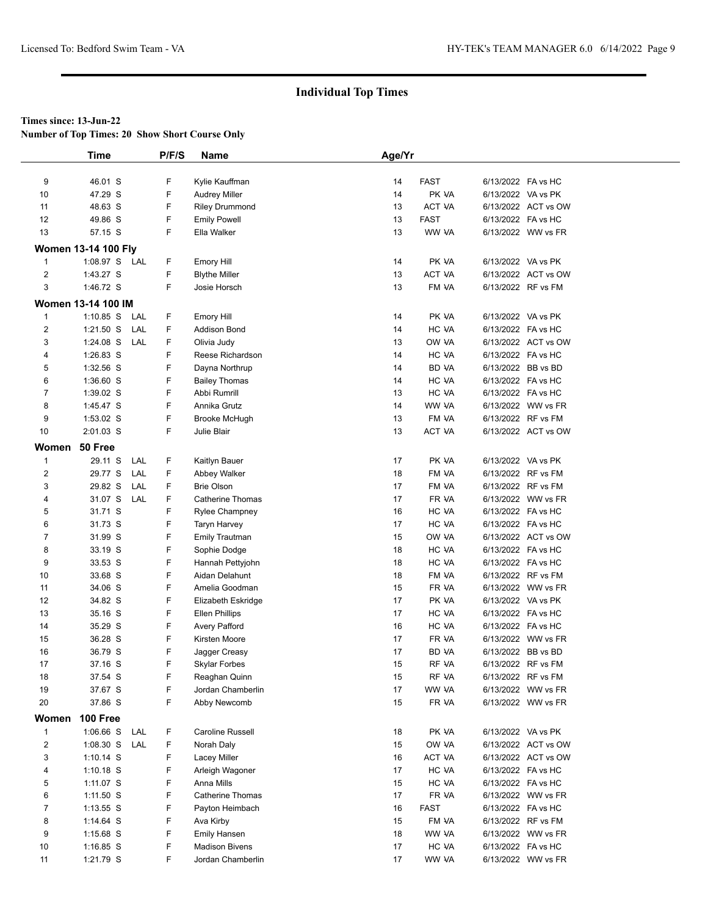## Individual Top Times

**Times since: 13-Jun-22**
**Number of Top Times: 20 Show Short Course Only**

| | Time | | P/F/S | Name | Age/Yr | | |
|---|---|---|---|---|---|---|---|
| 9 | 46.01 S | | F | Kylie Kauffman | 14 | FAST | 6/13/2022 FA vs HC |
| 10 | 47.29 S | | F | Audrey Miller | 14 | PK VA | 6/13/2022 VA vs PK |
| 11 | 48.63 S | | F | Riley Drummond | 13 | ACT VA | 6/13/2022 ACT vs OW |
| 12 | 49.86 S | | F | Emily Powell | 13 | FAST | 6/13/2022 FA vs HC |
| 13 | 57.15 S | | F | Ella Walker | 13 | WW VA | 6/13/2022 WW vs FR |
| **Women 13-14 100 Fly** | | | | | | | |
| 1 | 1:08.97 S | LAL | F | Emory Hill | 14 | PK VA | 6/13/2022 VA vs PK |
| 2 | 1:43.27 S | | F | Blythe Miller | 13 | ACT VA | 6/13/2022 ACT vs OW |
| 3 | 1:46.72 S | | F | Josie Horsch | 13 | FM VA | 6/13/2022 RF vs FM |
| **Women 13-14 100 IM** | | | | | | | |
| 1 | 1:10.85 S | LAL | F | Emory Hill | 14 | PK VA | 6/13/2022 VA vs PK |
| 2 | 1:21.50 S | LAL | F | Addison Bond | 14 | HC VA | 6/13/2022 FA vs HC |
| 3 | 1:24.08 S | LAL | F | Olivia Judy | 13 | OW VA | 6/13/2022 ACT vs OW |
| 4 | 1:26.83 S | | F | Reese Richardson | 14 | HC VA | 6/13/2022 FA vs HC |
| 5 | 1:32.56 S | | F | Dayna Northrup | 14 | BD VA | 6/13/2022 BB vs BD |
| 6 | 1:36.60 S | | F | Bailey Thomas | 14 | HC VA | 6/13/2022 FA vs HC |
| 7 | 1:39.02 S | | F | Abbi Rumrill | 13 | HC VA | 6/13/2022 FA vs HC |
| 8 | 1:45.47 S | | F | Annika Grutz | 14 | WW VA | 6/13/2022 WW vs FR |
| 9 | 1:53.02 S | | F | Brooke McHugh | 13 | FM VA | 6/13/2022 RF vs FM |
| 10 | 2:01.03 S | | F | Julie Blair | 13 | ACT VA | 6/13/2022 ACT vs OW |
| **Women 50 Free** | | | | | | | |
| 1 | 29.11 S | LAL | F | Kaitlyn Bauer | 17 | PK VA | 6/13/2022 VA vs PK |
| 2 | 29.77 S | LAL | F | Abbey Walker | 18 | FM VA | 6/13/2022 RF vs FM |
| 3 | 29.82 S | LAL | F | Brie Olson | 17 | FM VA | 6/13/2022 RF vs FM |
| 4 | 31.07 S | LAL | F | Catherine Thomas | 17 | FR VA | 6/13/2022 WW vs FR |
| 5 | 31.71 S | | F | Rylee Champney | 16 | HC VA | 6/13/2022 FA vs HC |
| 6 | 31.73 S | | F | Taryn Harvey | 17 | HC VA | 6/13/2022 FA vs HC |
| 7 | 31.99 S | | F | Emily Trautman | 15 | OW VA | 6/13/2022 ACT vs OW |
| 8 | 33.19 S | | F | Sophie Dodge | 18 | HC VA | 6/13/2022 FA vs HC |
| 9 | 33.53 S | | F | Hannah Pettyjohn | 18 | HC VA | 6/13/2022 FA vs HC |
| 10 | 33.68 S | | F | Aidan Delahunt | 18 | FM VA | 6/13/2022 RF vs FM |
| 11 | 34.06 S | | F | Amelia Goodman | 15 | FR VA | 6/13/2022 WW vs FR |
| 12 | 34.82 S | | F | Elizabeth Eskridge | 17 | PK VA | 6/13/2022 VA vs PK |
| 13 | 35.16 S | | F | Ellen Phillips | 17 | HC VA | 6/13/2022 FA vs HC |
| 14 | 35.29 S | | F | Avery Pafford | 16 | HC VA | 6/13/2022 FA vs HC |
| 15 | 36.28 S | | F | Kirsten Moore | 17 | FR VA | 6/13/2022 WW vs FR |
| 16 | 36.79 S | | F | Jagger Creasy | 17 | BD VA | 6/13/2022 BB vs BD |
| 17 | 37.16 S | | F | Skylar Forbes | 15 | RF VA | 6/13/2022 RF vs FM |
| 18 | 37.54 S | | F | Reaghan Quinn | 15 | RF VA | 6/13/2022 RF vs FM |
| 19 | 37.67 S | | F | Jordan Chamberlin | 17 | WW VA | 6/13/2022 WW vs FR |
| 20 | 37.86 S | | F | Abby Newcomb | 15 | FR VA | 6/13/2022 WW vs FR |
| **Women 100 Free** | | | | | | | |
| 1 | 1:06.66 S | LAL | F | Caroline Russell | 18 | PK VA | 6/13/2022 VA vs PK |
| 2 | 1:08.30 S | LAL | F | Norah Daly | 15 | OW VA | 6/13/2022 ACT vs OW |
| 3 | 1:10.14 S | | F | Lacey Miller | 16 | ACT VA | 6/13/2022 ACT vs OW |
| 4 | 1:10.18 S | | F | Arleigh Wagoner | 17 | HC VA | 6/13/2022 FA vs HC |
| 5 | 1:11.07 S | | F | Anna Mills | 15 | HC VA | 6/13/2022 FA vs HC |
| 6 | 1:11.50 S | | F | Catherine Thomas | 17 | FR VA | 6/13/2022 WW vs FR |
| 7 | 1:13.55 S | | F | Payton Heimbach | 16 | FAST | 6/13/2022 FA vs HC |
| 8 | 1:14.64 S | | F | Ava Kirby | 15 | FM VA | 6/13/2022 RF vs FM |
| 9 | 1:15.68 S | | F | Emily Hansen | 18 | WW VA | 6/13/2022 WW vs FR |
| 10 | 1:16.85 S | | F | Madison Bivens | 17 | HC VA | 6/13/2022 FA vs HC |
| 11 | 1:21.79 S | | F | Jordan Chamberlin | 17 | WW VA | 6/13/2022 WW vs FR |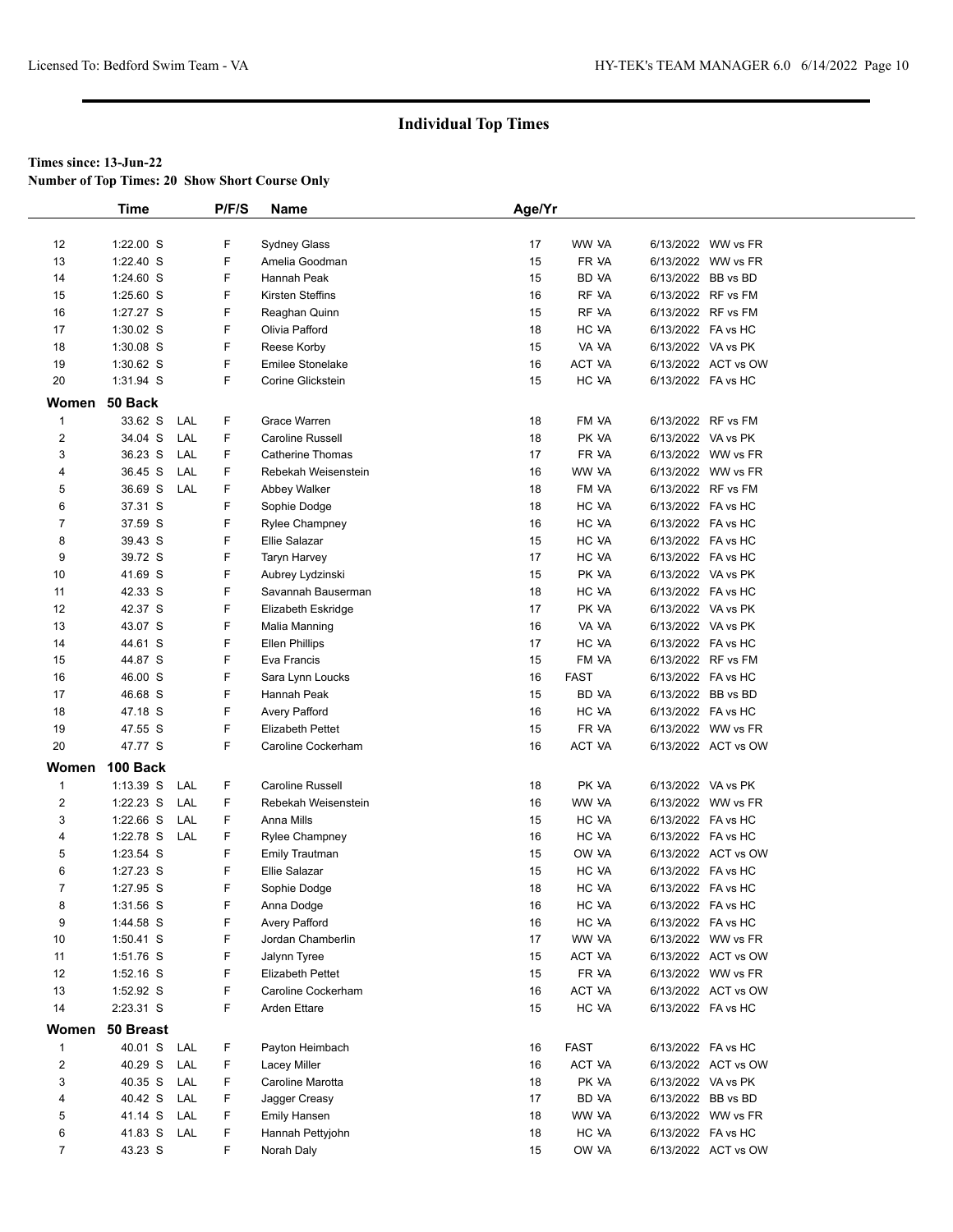## Individual Top Times

**Times since: 13-Jun-22**
**Number of Top Times: 20 Show Short Course Only**

| | Time | | P/F/S | Name | Age/Yr | | |
|---|---|---|---|---|---|---|---|
| 12 | 1:22.00 S | | F | Sydney Glass | 17 | WW VA | 6/13/2022 WW vs FR |
| 13 | 1:22.40 S | | F | Amelia Goodman | 15 | FR VA | 6/13/2022 WW vs FR |
| 14 | 1:24.60 S | | F | Hannah Peak | 15 | BD VA | 6/13/2022 BB vs BD |
| 15 | 1:25.60 S | | F | Kirsten Steffins | 16 | RF VA | 6/13/2022 RF vs FM |
| 16 | 1:27.27 S | | F | Reaghan Quinn | 15 | RF VA | 6/13/2022 RF vs FM |
| 17 | 1:30.02 S | | F | Olivia Pafford | 18 | HC VA | 6/13/2022 FA vs HC |
| 18 | 1:30.08 S | | F | Reese Korby | 15 | VA VA | 6/13/2022 VA vs PK |
| 19 | 1:30.62 S | | F | Emilee Stonelake | 16 | ACT VA | 6/13/2022 ACT vs OW |
| 20 | 1:31.94 S | | F | Corine Glickstein | 15 | HC VA | 6/13/2022 FA vs HC |
| **Women** | **50 Back** | | | | | | |
| 1 | 33.62 S | LAL | F | Grace Warren | 18 | FM VA | 6/13/2022 RF vs FM |
| 2 | 34.04 S | LAL | F | Caroline Russell | 18 | PK VA | 6/13/2022 VA vs PK |
| 3 | 36.23 S | LAL | F | Catherine Thomas | 17 | FR VA | 6/13/2022 WW vs FR |
| 4 | 36.45 S | LAL | F | Rebekah Weisenstein | 16 | WW VA | 6/13/2022 WW vs FR |
| 5 | 36.69 S | LAL | F | Abbey Walker | 18 | FM VA | 6/13/2022 RF vs FM |
| 6 | 37.31 S | | F | Sophie Dodge | 18 | HC VA | 6/13/2022 FA vs HC |
| 7 | 37.59 S | | F | Rylee Champney | 16 | HC VA | 6/13/2022 FA vs HC |
| 8 | 39.43 S | | F | Ellie Salazar | 15 | HC VA | 6/13/2022 FA vs HC |
| 9 | 39.72 S | | F | Taryn Harvey | 17 | HC VA | 6/13/2022 FA vs HC |
| 10 | 41.69 S | | F | Aubrey Lydzinski | 15 | PK VA | 6/13/2022 VA vs PK |
| 11 | 42.33 S | | F | Savannah Bauserman | 18 | HC VA | 6/13/2022 FA vs HC |
| 12 | 42.37 S | | F | Elizabeth Eskridge | 17 | PK VA | 6/13/2022 VA vs PK |
| 13 | 43.07 S | | F | Malia Manning | 16 | VA VA | 6/13/2022 VA vs PK |
| 14 | 44.61 S | | F | Ellen Phillips | 17 | HC VA | 6/13/2022 FA vs HC |
| 15 | 44.87 S | | F | Eva Francis | 15 | FM VA | 6/13/2022 RF vs FM |
| 16 | 46.00 S | | F | Sara Lynn Loucks | 16 | FAST | 6/13/2022 FA vs HC |
| 17 | 46.68 S | | F | Hannah Peak | 15 | BD VA | 6/13/2022 BB vs BD |
| 18 | 47.18 S | | F | Avery Pafford | 16 | HC VA | 6/13/2022 FA vs HC |
| 19 | 47.55 S | | F | Elizabeth Pettet | 15 | FR VA | 6/13/2022 WW vs FR |
| 20 | 47.77 S | | F | Caroline Cockerham | 16 | ACT VA | 6/13/2022 ACT vs OW |
| **Women** | **100 Back** | | | | | | |
| 1 | 1:13.39 S | LAL | F | Caroline Russell | 18 | PK VA | 6/13/2022 VA vs PK |
| 2 | 1:22.23 S | LAL | F | Rebekah Weisenstein | 16 | WW VA | 6/13/2022 WW vs FR |
| 3 | 1:22.66 S | LAL | F | Anna Mills | 15 | HC VA | 6/13/2022 FA vs HC |
| 4 | 1:22.78 S | LAL | F | Rylee Champney | 16 | HC VA | 6/13/2022 FA vs HC |
| 5 | 1:23.54 S | | F | Emily Trautman | 15 | OW VA | 6/13/2022 ACT vs OW |
| 6 | 1:27.23 S | | F | Ellie Salazar | 15 | HC VA | 6/13/2022 FA vs HC |
| 7 | 1:27.95 S | | F | Sophie Dodge | 18 | HC VA | 6/13/2022 FA vs HC |
| 8 | 1:31.56 S | | F | Anna Dodge | 16 | HC VA | 6/13/2022 FA vs HC |
| 9 | 1:44.58 S | | F | Avery Pafford | 16 | HC VA | 6/13/2022 FA vs HC |
| 10 | 1:50.41 S | | F | Jordan Chamberlin | 17 | WW VA | 6/13/2022 WW vs FR |
| 11 | 1:51.76 S | | F | Jalynn Tyree | 15 | ACT VA | 6/13/2022 ACT vs OW |
| 12 | 1:52.16 S | | F | Elizabeth Pettet | 15 | FR VA | 6/13/2022 WW vs FR |
| 13 | 1:52.92 S | | F | Caroline Cockerham | 16 | ACT VA | 6/13/2022 ACT vs OW |
| 14 | 2:23.31 S | | F | Arden Ettare | 15 | HC VA | 6/13/2022 FA vs HC |
| **Women** | **50 Breast** | | | | | | |
| 1 | 40.01 S | LAL | F | Payton Heimbach | 16 | FAST | 6/13/2022 FA vs HC |
| 2 | 40.29 S | LAL | F | Lacey Miller | 16 | ACT VA | 6/13/2022 ACT vs OW |
| 3 | 40.35 S | LAL | F | Caroline Marotta | 18 | PK VA | 6/13/2022 VA vs PK |
| 4 | 40.42 S | LAL | F | Jagger Creasy | 17 | BD VA | 6/13/2022 BB vs BD |
| 5 | 41.14 S | LAL | F | Emily Hansen | 18 | WW VA | 6/13/2022 WW vs FR |
| 6 | 41.83 S | LAL | F | Hannah Pettyjohn | 18 | HC VA | 6/13/2022 FA vs HC |
| 7 | 43.23 S | | F | Norah Daly | 15 | OW VA | 6/13/2022 ACT vs OW |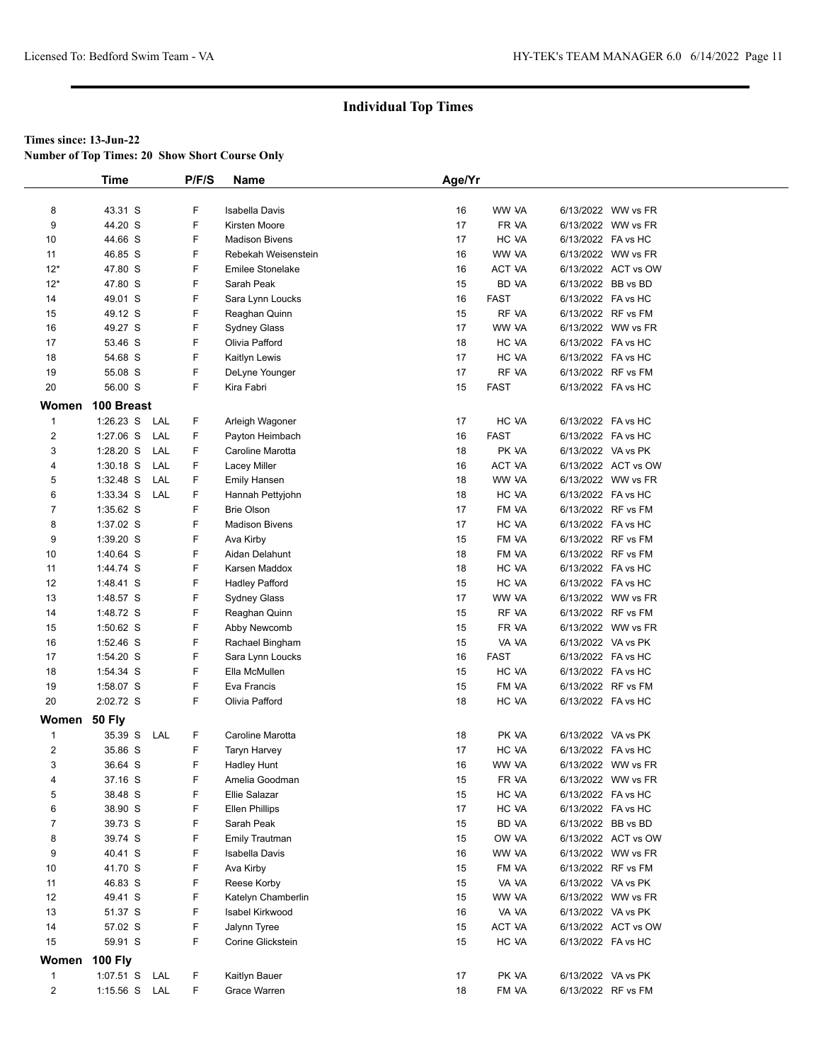## Individual Top Times

**Times since: 13-Jun-22**
**Number of Top Times: 20 Show Short Course Only**

| | Time | | P/F/S | Name | Age/Yr | | | |
|---|---|---|---|---|---|---|---|---|
| 8 | 43.31 S | | F | Isabella Davis | 16 | WW VA | 6/13/2022 | WW vs FR |
| 9 | 44.20 S | | F | Kirsten Moore | 17 | FR VA | 6/13/2022 | WW vs FR |
| 10 | 44.66 S | | F | Madison Bivens | 17 | HC VA | 6/13/2022 | FA vs HC |
| 11 | 46.85 S | | F | Rebekah Weisenstein | 16 | WW VA | 6/13/2022 | WW vs FR |
| 12* | 47.80 S | | F | Emilee Stonelake | 16 | ACT VA | 6/13/2022 | ACT vs OW |
| 12* | 47.80 S | | F | Sarah Peak | 15 | BD VA | 6/13/2022 | BB vs BD |
| 14 | 49.01 S | | F | Sara Lynn Loucks | 16 | FAST | 6/13/2022 | FA vs HC |
| 15 | 49.12 S | | F | Reaghan Quinn | 15 | RF VA | 6/13/2022 | RF vs FM |
| 16 | 49.27 S | | F | Sydney Glass | 17 | WW VA | 6/13/2022 | WW vs FR |
| 17 | 53.46 S | | F | Olivia Pafford | 18 | HC VA | 6/13/2022 | FA vs HC |
| 18 | 54.68 S | | F | Kaitlyn Lewis | 17 | HC VA | 6/13/2022 | FA vs HC |
| 19 | 55.08 S | | F | DeLyne Younger | 17 | RF VA | 6/13/2022 | RF vs FM |
| 20 | 56.00 S | | F | Kira Fabri | 15 | FAST | 6/13/2022 | FA vs HC |
| **Women** | **100 Breast** | | | | | | | |
| 1 | 1:26.23 S | LAL | F | Arleigh Wagoner | 17 | HC VA | 6/13/2022 | FA vs HC |
| 2 | 1:27.06 S | LAL | F | Payton Heimbach | 16 | FAST | 6/13/2022 | FA vs HC |
| 3 | 1:28.20 S | LAL | F | Caroline Marotta | 18 | PK VA | 6/13/2022 | VA vs PK |
| 4 | 1:30.18 S | LAL | F | Lacey Miller | 16 | ACT VA | 6/13/2022 | ACT vs OW |
| 5 | 1:32.48 S | LAL | F | Emily Hansen | 18 | WW VA | 6/13/2022 | WW vs FR |
| 6 | 1:33.34 S | LAL | F | Hannah Pettyjohn | 18 | HC VA | 6/13/2022 | FA vs HC |
| 7 | 1:35.62 S | | F | Brie Olson | 17 | FM VA | 6/13/2022 | RF vs FM |
| 8 | 1:37.02 S | | F | Madison Bivens | 17 | HC VA | 6/13/2022 | FA vs HC |
| 9 | 1:39.20 S | | F | Ava Kirby | 15 | FM VA | 6/13/2022 | RF vs FM |
| 10 | 1:40.64 S | | F | Aidan Delahunt | 18 | FM VA | 6/13/2022 | RF vs FM |
| 11 | 1:44.74 S | | F | Karsen Maddox | 18 | HC VA | 6/13/2022 | FA vs HC |
| 12 | 1:48.41 S | | F | Hadley Pafford | 15 | HC VA | 6/13/2022 | FA vs HC |
| 13 | 1:48.57 S | | F | Sydney Glass | 17 | WW VA | 6/13/2022 | WW vs FR |
| 14 | 1:48.72 S | | F | Reaghan Quinn | 15 | RF VA | 6/13/2022 | RF vs FM |
| 15 | 1:50.62 S | | F | Abby Newcomb | 15 | FR VA | 6/13/2022 | WW vs FR |
| 16 | 1:52.46 S | | F | Rachael Bingham | 15 | VA VA | 6/13/2022 | VA vs PK |
| 17 | 1:54.20 S | | F | Sara Lynn Loucks | 16 | FAST | 6/13/2022 | FA vs HC |
| 18 | 1:54.34 S | | F | Ella McMullen | 15 | HC VA | 6/13/2022 | FA vs HC |
| 19 | 1:58.07 S | | F | Eva Francis | 15 | FM VA | 6/13/2022 | RF vs FM |
| 20 | 2:02.72 S | | F | Olivia Pafford | 18 | HC VA | 6/13/2022 | FA vs HC |
| **Women** | **50 Fly** | | | | | | | |
| 1 | 35.39 S | LAL | F | Caroline Marotta | 18 | PK VA | 6/13/2022 | VA vs PK |
| 2 | 35.86 S | | F | Taryn Harvey | 17 | HC VA | 6/13/2022 | FA vs HC |
| 3 | 36.64 S | | F | Hadley Hunt | 16 | WW VA | 6/13/2022 | WW vs FR |
| 4 | 37.16 S | | F | Amelia Goodman | 15 | FR VA | 6/13/2022 | WW vs FR |
| 5 | 38.48 S | | F | Ellie Salazar | 15 | HC VA | 6/13/2022 | FA vs HC |
| 6 | 38.90 S | | F | Ellen Phillips | 17 | HC VA | 6/13/2022 | FA vs HC |
| 7 | 39.73 S | | F | Sarah Peak | 15 | BD VA | 6/13/2022 | BB vs BD |
| 8 | 39.74 S | | F | Emily Trautman | 15 | OW VA | 6/13/2022 | ACT vs OW |
| 9 | 40.41 S | | F | Isabella Davis | 16 | WW VA | 6/13/2022 | WW vs FR |
| 10 | 41.70 S | | F | Ava Kirby | 15 | FM VA | 6/13/2022 | RF vs FM |
| 11 | 46.83 S | | F | Reese Korby | 15 | VA VA | 6/13/2022 | VA vs PK |
| 12 | 49.41 S | | F | Katelyn Chamberlin | 15 | WW VA | 6/13/2022 | WW vs FR |
| 13 | 51.37 S | | F | Isabel Kirkwood | 16 | VA VA | 6/13/2022 | VA vs PK |
| 14 | 57.02 S | | F | Jalynn Tyree | 15 | ACT VA | 6/13/2022 | ACT vs OW |
| 15 | 59.91 S | | F | Corine Glickstein | 15 | HC VA | 6/13/2022 | FA vs HC |
| **Women** | **100 Fly** | | | | | | | |
| 1 | 1:07.51 S | LAL | F | Kaitlyn Bauer | 17 | PK VA | 6/13/2022 | VA vs PK |
| 2 | 1:15.56 S | LAL | F | Grace Warren | 18 | FM VA | 6/13/2022 | RF vs FM |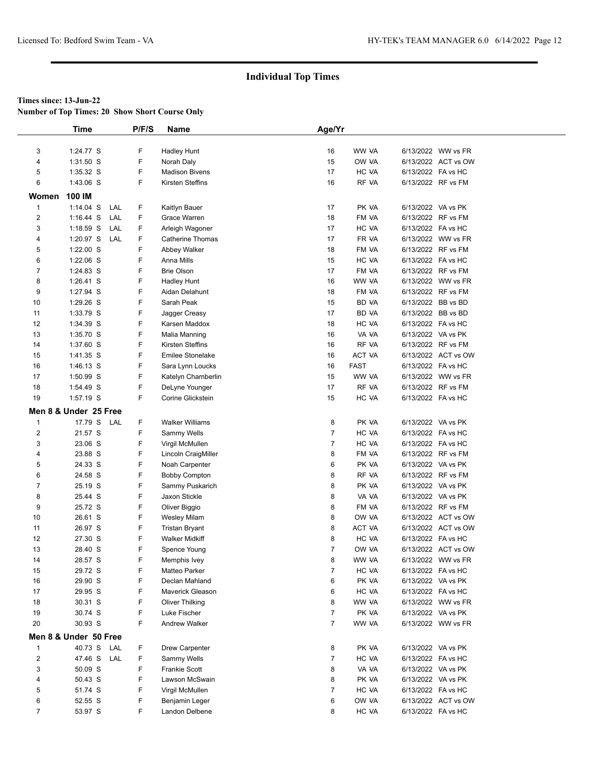## Individual Top Times

**Times since: 13-Jun-22**

**Number of Top Times: 20 Show Short Course Only**

| | Time | | P/F/S | Name | Age/Yr | | |
|---|---|---|---|---|---|---|---|
| 3 | 1:24.77 S | | F | Hadley Hunt | 16 | WW VA | 6/13/2022 WW vs FR |
| 4 | 1:31.50 S | | F | Norah Daly | 15 | OW VA | 6/13/2022 ACT vs OW |
| 5 | 1:35.32 S | | F | Madison Bivens | 17 | HC VA | 6/13/2022 FA vs HC |
| 6 | 1:43.06 S | | F | Kirsten Steffins | 16 | RF VA | 6/13/2022 RF vs FM |
| **Women 100 IM** | | | | | | | |
| 1 | 1:14.04 S | LAL | F | Kaitlyn Bauer | 17 | PK VA | 6/13/2022 VA vs PK |
| 2 | 1:16.44 S | LAL | F | Grace Warren | 18 | FM VA | 6/13/2022 RF vs FM |
| 3 | 1:18.59 S | LAL | F | Arleigh Wagoner | 17 | HC VA | 6/13/2022 FA vs HC |
| 4 | 1:20.97 S | LAL | F | Catherine Thomas | 17 | FR VA | 6/13/2022 WW vs FR |
| 5 | 1:22.00 S | | F | Abbey Walker | 18 | FM VA | 6/13/2022 RF vs FM |
| 6 | 1:22.06 S | | F | Anna Mills | 15 | HC VA | 6/13/2022 FA vs HC |
| 7 | 1:24.83 S | | F | Brie Olson | 17 | FM VA | 6/13/2022 RF vs FM |
| 8 | 1:26.41 S | | F | Hadley Hunt | 16 | WW VA | 6/13/2022 WW vs FR |
| 9 | 1:27.94 S | | F | Aidan Delahunt | 18 | FM VA | 6/13/2022 RF vs FM |
| 10 | 1:29.26 S | | F | Sarah Peak | 15 | BD VA | 6/13/2022 BB vs BD |
| 11 | 1:33.79 S | | F | Jagger Creasy | 17 | BD VA | 6/13/2022 BB vs BD |
| 12 | 1:34.39 S | | F | Karsen Maddox | 18 | HC VA | 6/13/2022 FA vs HC |
| 13 | 1:35.70 S | | F | Malia Manning | 16 | VA VA | 6/13/2022 VA vs PK |
| 14 | 1:37.60 S | | F | Kirsten Steffins | 16 | RF VA | 6/13/2022 RF vs FM |
| 15 | 1:41.35 S | | F | Emilee Stonelake | 16 | ACT VA | 6/13/2022 ACT vs OW |
| 16 | 1:46.13 S | | F | Sara Lynn Loucks | 16 | FAST | 6/13/2022 FA vs HC |
| 17 | 1:50.99 S | | F | Katelyn Chamberlin | 15 | WW VA | 6/13/2022 WW vs FR |
| 18 | 1:54.49 S | | F | DeLyne Younger | 17 | RF VA | 6/13/2022 RF vs FM |
| 19 | 1:57.19 S | | F | Corine Glickstein | 15 | HC VA | 6/13/2022 FA vs HC |
| **Men 8 & Under 25 Free** | | | | | | | |
| 1 | 17.79 S | LAL | F | Walker Williams | 8 | PK VA | 6/13/2022 VA vs PK |
| 2 | 21.57 S | | F | Sammy Wells | 7 | HC VA | 6/13/2022 FA vs HC |
| 3 | 23.06 S | | F | Virgil McMullen | 7 | HC VA | 6/13/2022 FA vs HC |
| 4 | 23.88 S | | F | Lincoln CraigMiller | 8 | FM VA | 6/13/2022 RF vs FM |
| 5 | 24.33 S | | F | Noah Carpenter | 6 | PK VA | 6/13/2022 VA vs PK |
| 6 | 24.58 S | | F | Bobby Compton | 8 | RF VA | 6/13/2022 RF vs FM |
| 7 | 25.19 S | | F | Sammy Puskarich | 8 | PK VA | 6/13/2022 VA vs PK |
| 8 | 25.44 S | | F | Jaxon Stickle | 8 | VA VA | 6/13/2022 VA vs PK |
| 9 | 25.72 S | | F | Oliver Biggio | 8 | FM VA | 6/13/2022 RF vs FM |
| 10 | 26.61 S | | F | Wesley Milam | 8 | OW VA | 6/13/2022 ACT vs OW |
| 11 | 26.97 S | | F | Tristan Bryant | 8 | ACT VA | 6/13/2022 ACT vs OW |
| 12 | 27.30 S | | F | Walker Midkiff | 8 | HC VA | 6/13/2022 FA vs HC |
| 13 | 28.40 S | | F | Spence Young | 7 | OW VA | 6/13/2022 ACT vs OW |
| 14 | 28.57 S | | F | Memphis Ivey | 8 | WW VA | 6/13/2022 WW vs FR |
| 15 | 29.72 S | | F | Matteo Parker | 7 | HC VA | 6/13/2022 FA vs HC |
| 16 | 29.90 S | | F | Declan Mahland | 6 | PK VA | 6/13/2022 VA vs PK |
| 17 | 29.95 S | | F | Maverick Gleason | 6 | HC VA | 6/13/2022 FA vs HC |
| 18 | 30.31 S | | F | Oliver Thilking | 8 | WW VA | 6/13/2022 WW vs FR |
| 19 | 30.74 S | | F | Luke Fischer | 7 | PK VA | 6/13/2022 VA vs PK |
| 20 | 30.93 S | | F | Andrew Walker | 7 | WW VA | 6/13/2022 WW vs FR |
| **Men 8 & Under 50 Free** | | | | | | | |
| 1 | 40.73 S | LAL | F | Drew Carpenter | 8 | PK VA | 6/13/2022 VA vs PK |
| 2 | 47.46 S | LAL | F | Sammy Wells | 7 | HC VA | 6/13/2022 FA vs HC |
| 3 | 50.09 S | | F | Frankie Scott | 8 | VA VA | 6/13/2022 VA vs PK |
| 4 | 50.43 S | | F | Lawson McSwain | 8 | PK VA | 6/13/2022 VA vs PK |
| 5 | 51.74 S | | F | Virgil McMullen | 7 | HC VA | 6/13/2022 FA vs HC |
| 6 | 52.55 S | | F | Benjamin Leger | 6 | OW VA | 6/13/2022 ACT vs OW |
| 7 | 53.97 S | | F | Landon Delbene | 8 | HC VA | 6/13/2022 FA vs HC |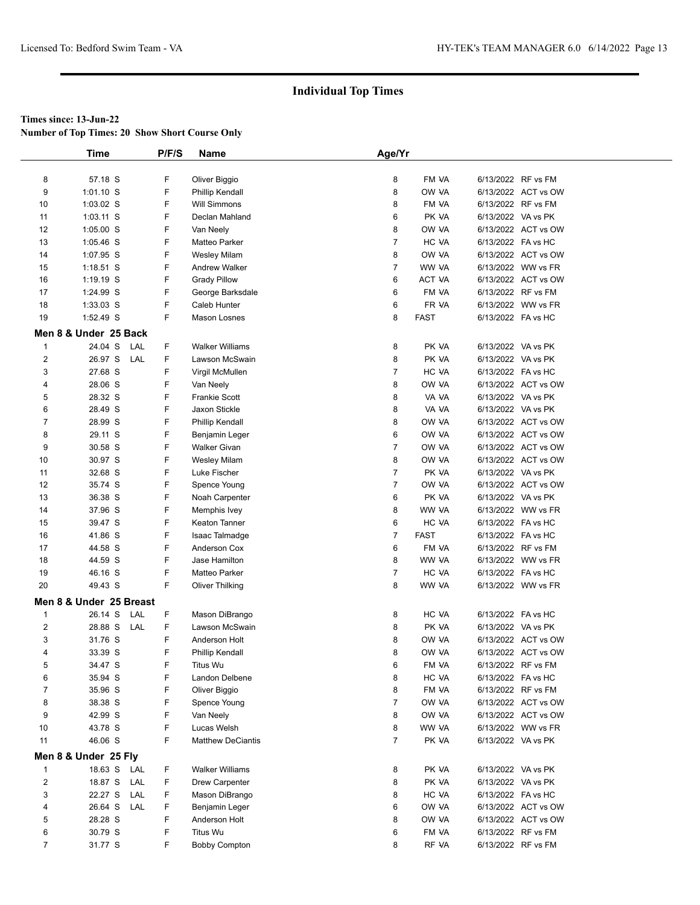## Individual Top Times

**Times since: 13-Jun-22**
**Number of Top Times: 20 Show Short Course Only**

| | Time | | P/F/S | Name | Age/Yr | | |
|---|---|---|---|---|---|---|---|
| 8 | 57.18 S | | F | Oliver Biggio | 8 | FM VA | 6/13/2022 RF vs FM |
| 9 | 1:01.10 S | | F | Phillip Kendall | 8 | OW VA | 6/13/2022 ACT vs OW |
| 10 | 1:03.02 S | | F | Will Simmons | 8 | FM VA | 6/13/2022 RF vs FM |
| 11 | 1:03.11 S | | F | Declan Mahland | 6 | PK VA | 6/13/2022 VA vs PK |
| 12 | 1:05.00 S | | F | Van Neely | 8 | OW VA | 6/13/2022 ACT vs OW |
| 13 | 1:05.46 S | | F | Matteo Parker | 7 | HC VA | 6/13/2022 FA vs HC |
| 14 | 1:07.95 S | | F | Wesley Milam | 8 | OW VA | 6/13/2022 ACT vs OW |
| 15 | 1:18.51 S | | F | Andrew Walker | 7 | WW VA | 6/13/2022 WW vs FR |
| 16 | 1:19.19 S | | F | Grady Pillow | 6 | ACT VA | 6/13/2022 ACT vs OW |
| 17 | 1:24.99 S | | F | George Barksdale | 6 | FM VA | 6/13/2022 RF vs FM |
| 18 | 1:33.03 S | | F | Caleb Hunter | 6 | FR VA | 6/13/2022 WW vs FR |
| 19 | 1:52.49 S | | F | Mason Losnes | 8 | FAST | 6/13/2022 FA vs HC |

### Men 8 & Under 25 Back

| | Time | | P/F/S | Name | Age/Yr | | |
|---|---|---|---|---|---|---|---|
| 1 | 24.04 S | LAL | F | Walker Williams | 8 | PK VA | 6/13/2022 VA vs PK |
| 2 | 26.97 S | LAL | F | Lawson McSwain | 8 | PK VA | 6/13/2022 VA vs PK |
| 3 | 27.68 S | | F | Virgil McMullen | 7 | HC VA | 6/13/2022 FA vs HC |
| 4 | 28.06 S | | F | Van Neely | 8 | OW VA | 6/13/2022 ACT vs OW |
| 5 | 28.32 S | | F | Frankie Scott | 8 | VA VA | 6/13/2022 VA vs PK |
| 6 | 28.49 S | | F | Jaxon Stickle | 8 | VA VA | 6/13/2022 VA vs PK |
| 7 | 28.99 S | | F | Phillip Kendall | 8 | OW VA | 6/13/2022 ACT vs OW |
| 8 | 29.11 S | | F | Benjamin Leger | 6 | OW VA | 6/13/2022 ACT vs OW |
| 9 | 30.58 S | | F | Walker Givan | 7 | OW VA | 6/13/2022 ACT vs OW |
| 10 | 30.97 S | | F | Wesley Milam | 8 | OW VA | 6/13/2022 ACT vs OW |
| 11 | 32.68 S | | F | Luke Fischer | 7 | PK VA | 6/13/2022 VA vs PK |
| 12 | 35.74 S | | F | Spence Young | 7 | OW VA | 6/13/2022 ACT vs OW |
| 13 | 36.38 S | | F | Noah Carpenter | 6 | PK VA | 6/13/2022 VA vs PK |
| 14 | 37.96 S | | F | Memphis Ivey | 8 | WW VA | 6/13/2022 WW vs FR |
| 15 | 39.47 S | | F | Keaton Tanner | 6 | HC VA | 6/13/2022 FA vs HC |
| 16 | 41.86 S | | F | Isaac Talmadge | 7 | FAST | 6/13/2022 FA vs HC |
| 17 | 44.58 S | | F | Anderson Cox | 6 | FM VA | 6/13/2022 RF vs FM |
| 18 | 44.59 S | | F | Jase Hamilton | 8 | WW VA | 6/13/2022 WW vs FR |
| 19 | 46.16 S | | F | Matteo Parker | 7 | HC VA | 6/13/2022 FA vs HC |
| 20 | 49.43 S | | F | Oliver Thilking | 8 | WW VA | 6/13/2022 WW vs FR |

### Men 8 & Under 25 Breast

| | Time | | P/F/S | Name | Age/Yr | | |
|---|---|---|---|---|---|---|---|
| 1 | 26.14 S | LAL | F | Mason DiBrango | 8 | HC VA | 6/13/2022 FA vs HC |
| 2 | 28.88 S | LAL | F | Lawson McSwain | 8 | PK VA | 6/13/2022 VA vs PK |
| 3 | 31.76 S | | F | Anderson Holt | 8 | OW VA | 6/13/2022 ACT vs OW |
| 4 | 33.39 S | | F | Phillip Kendall | 8 | OW VA | 6/13/2022 ACT vs OW |
| 5 | 34.47 S | | F | Titus Wu | 6 | FM VA | 6/13/2022 RF vs FM |
| 6 | 35.94 S | | F | Landon Delbene | 8 | HC VA | 6/13/2022 FA vs HC |
| 7 | 35.96 S | | F | Oliver Biggio | 8 | FM VA | 6/13/2022 RF vs FM |
| 8 | 38.38 S | | F | Spence Young | 7 | OW VA | 6/13/2022 ACT vs OW |
| 9 | 42.99 S | | F | Van Neely | 8 | OW VA | 6/13/2022 ACT vs OW |
| 10 | 43.78 S | | F | Lucas Welsh | 8 | WW VA | 6/13/2022 WW vs FR |
| 11 | 46.06 S | | F | Matthew DeCiantis | 7 | PK VA | 6/13/2022 VA vs PK |

### Men 8 & Under 25 Fly

| | Time | | P/F/S | Name | Age/Yr | | |
|---|---|---|---|---|---|---|---|
| 1 | 18.63 S | LAL | F | Walker Williams | 8 | PK VA | 6/13/2022 VA vs PK |
| 2 | 18.87 S | LAL | F | Drew Carpenter | 8 | PK VA | 6/13/2022 VA vs PK |
| 3 | 22.27 S | LAL | F | Mason DiBrango | 8 | HC VA | 6/13/2022 FA vs HC |
| 4 | 26.64 S | LAL | F | Benjamin Leger | 6 | OW VA | 6/13/2022 ACT vs OW |
| 5 | 28.28 S | | F | Anderson Holt | 8 | OW VA | 6/13/2022 ACT vs OW |
| 6 | 30.79 S | | F | Titus Wu | 6 | FM VA | 6/13/2022 RF vs FM |
| 7 | 31.77 S | | F | Bobby Compton | 8 | RF VA | 6/13/2022 RF vs FM |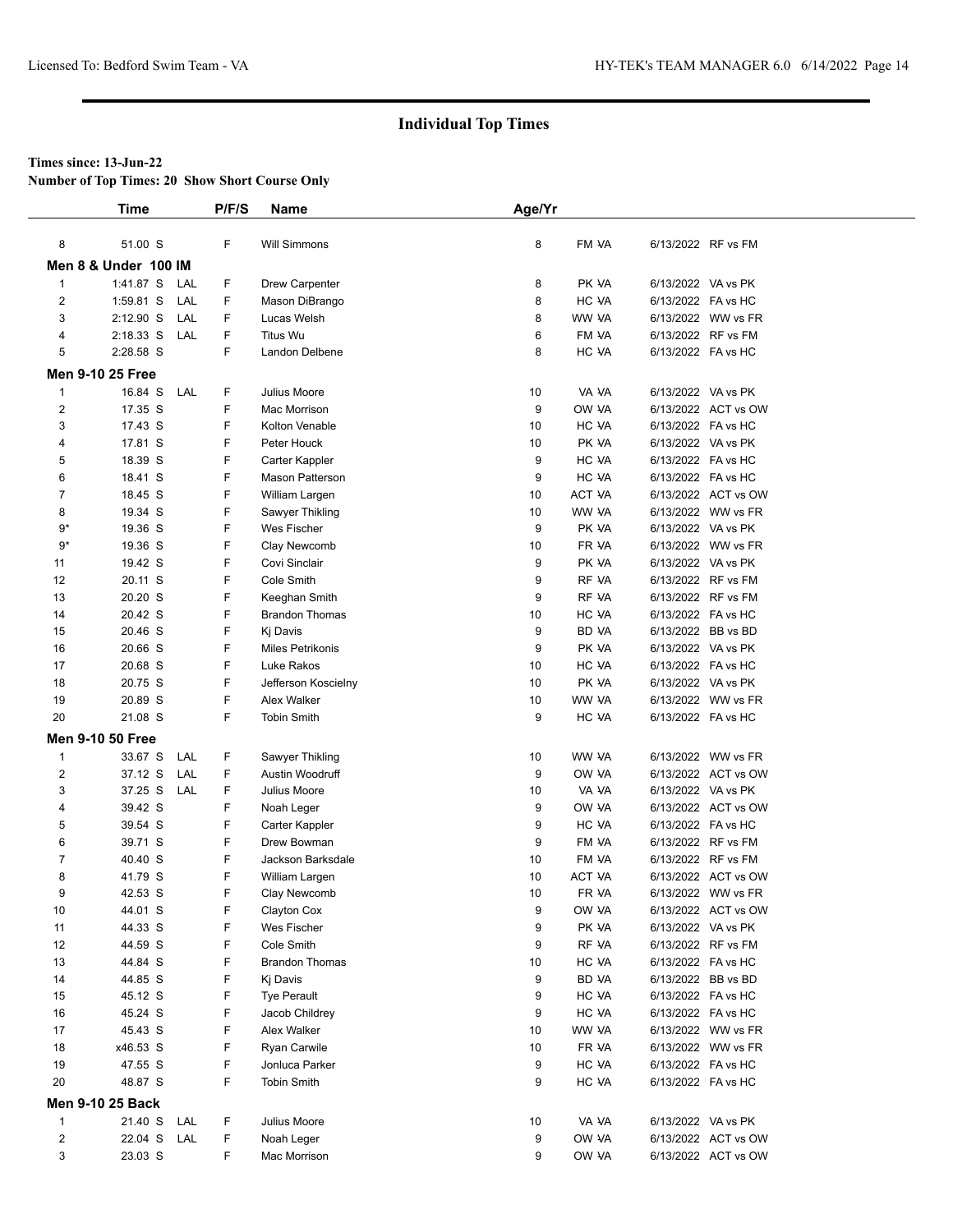## Individual Top Times

**Times since: 13-Jun-22**

**Number of Top Times: 20 Show Short Course Only**

| | Time | | P/F/S | Name | Age/Yr | | | |
|---|---|---|---|---|---|---|---|---|
| 8 | 51.00 S | | F | Will Simmons | 8 | FM VA | 6/13/2022 | RF vs FM |
| **Men 8 & Under 100 IM** | | | | | | | | |
| 1 | 1:41.87 S | LAL | F | Drew Carpenter | 8 | PK VA | 6/13/2022 | VA vs PK |
| 2 | 1:59.81 S | LAL | F | Mason DiBrango | 8 | HC VA | 6/13/2022 | FA vs HC |
| 3 | 2:12.90 S | LAL | F | Lucas Welsh | 8 | WW VA | 6/13/2022 | WW vs FR |
| 4 | 2:18.33 S | LAL | F | Titus Wu | 6 | FM VA | 6/13/2022 | RF vs FM |
| 5 | 2:28.58 S | | F | Landon Delbene | 8 | HC VA | 6/13/2022 | FA vs HC |
| **Men 9-10 25 Free** | | | | | | | | |
| 1 | 16.84 S | LAL | F | Julius Moore | 10 | VA VA | 6/13/2022 | VA vs PK |
| 2 | 17.35 S | | F | Mac Morrison | 9 | OW VA | 6/13/2022 | ACT vs OW |
| 3 | 17.43 S | | F | Kolton Venable | 10 | HC VA | 6/13/2022 | FA vs HC |
| 4 | 17.81 S | | F | Peter Houck | 10 | PK VA | 6/13/2022 | VA vs PK |
| 5 | 18.39 S | | F | Carter Kappler | 9 | HC VA | 6/13/2022 | FA vs HC |
| 6 | 18.41 S | | F | Mason Patterson | 9 | HC VA | 6/13/2022 | FA vs HC |
| 7 | 18.45 S | | F | William Largen | 10 | ACT VA | 6/13/2022 | ACT vs OW |
| 8 | 19.34 S | | F | Sawyer Thikling | 10 | WW VA | 6/13/2022 | WW vs FR |
| 9* | 19.36 S | | F | Wes Fischer | 9 | PK VA | 6/13/2022 | VA vs PK |
| 9* | 19.36 S | | F | Clay Newcomb | 10 | FR VA | 6/13/2022 | WW vs FR |
| 11 | 19.42 S | | F | Covi Sinclair | 9 | PK VA | 6/13/2022 | VA vs PK |
| 12 | 20.11 S | | F | Cole Smith | 9 | RF VA | 6/13/2022 | RF vs FM |
| 13 | 20.20 S | | F | Keeghan Smith | 9 | RF VA | 6/13/2022 | RF vs FM |
| 14 | 20.42 S | | F | Brandon Thomas | 10 | HC VA | 6/13/2022 | FA vs HC |
| 15 | 20.46 S | | F | Kj Davis | 9 | BD VA | 6/13/2022 | BB vs BD |
| 16 | 20.66 S | | F | Miles Petrikonis | 9 | PK VA | 6/13/2022 | VA vs PK |
| 17 | 20.68 S | | F | Luke Rakos | 10 | HC VA | 6/13/2022 | FA vs HC |
| 18 | 20.75 S | | F | Jefferson Koscielny | 10 | PK VA | 6/13/2022 | VA vs PK |
| 19 | 20.89 S | | F | Alex Walker | 10 | WW VA | 6/13/2022 | WW vs FR |
| 20 | 21.08 S | | F | Tobin Smith | 9 | HC VA | 6/13/2022 | FA vs HC |
| **Men 9-10 50 Free** | | | | | | | | |
| 1 | 33.67 S | LAL | F | Sawyer Thikling | 10 | WW VA | 6/13/2022 | WW vs FR |
| 2 | 37.12 S | LAL | F | Austin Woodruff | 9 | OW VA | 6/13/2022 | ACT vs OW |
| 3 | 37.25 S | LAL | F | Julius Moore | 10 | VA VA | 6/13/2022 | VA vs PK |
| 4 | 39.42 S | | F | Noah Leger | 9 | OW VA | 6/13/2022 | ACT vs OW |
| 5 | 39.54 S | | F | Carter Kappler | 9 | HC VA | 6/13/2022 | FA vs HC |
| 6 | 39.71 S | | F | Drew Bowman | 9 | FM VA | 6/13/2022 | RF vs FM |
| 7 | 40.40 S | | F | Jackson Barksdale | 10 | FM VA | 6/13/2022 | RF vs FM |
| 8 | 41.79 S | | F | William Largen | 10 | ACT VA | 6/13/2022 | ACT vs OW |
| 9 | 42.53 S | | F | Clay Newcomb | 10 | FR VA | 6/13/2022 | WW vs FR |
| 10 | 44.01 S | | F | Clayton Cox | 9 | OW VA | 6/13/2022 | ACT vs OW |
| 11 | 44.33 S | | F | Wes Fischer | 9 | PK VA | 6/13/2022 | VA vs PK |
| 12 | 44.59 S | | F | Cole Smith | 9 | RF VA | 6/13/2022 | RF vs FM |
| 13 | 44.84 S | | F | Brandon Thomas | 10 | HC VA | 6/13/2022 | FA vs HC |
| 14 | 44.85 S | | F | Kj Davis | 9 | BD VA | 6/13/2022 | BB vs BD |
| 15 | 45.12 S | | F | Tye Perault | 9 | HC VA | 6/13/2022 | FA vs HC |
| 16 | 45.24 S | | F | Jacob Childrey | 9 | HC VA | 6/13/2022 | FA vs HC |
| 17 | 45.43 S | | F | Alex Walker | 10 | WW VA | 6/13/2022 | WW vs FR |
| 18 | x46.53 S | | F | Ryan Carwile | 10 | FR VA | 6/13/2022 | WW vs FR |
| 19 | 47.55 S | | F | Jonluca Parker | 9 | HC VA | 6/13/2022 | FA vs HC |
| 20 | 48.87 S | | F | Tobin Smith | 9 | HC VA | 6/13/2022 | FA vs HC |
| **Men 9-10 25 Back** | | | | | | | | |
| 1 | 21.40 S | LAL | F | Julius Moore | 10 | VA VA | 6/13/2022 | VA vs PK |
| 2 | 22.04 S | LAL | F | Noah Leger | 9 | OW VA | 6/13/2022 | ACT vs OW |
| 3 | 23.03 S | | F | Mac Morrison | 9 | OW VA | 6/13/2022 | ACT vs OW |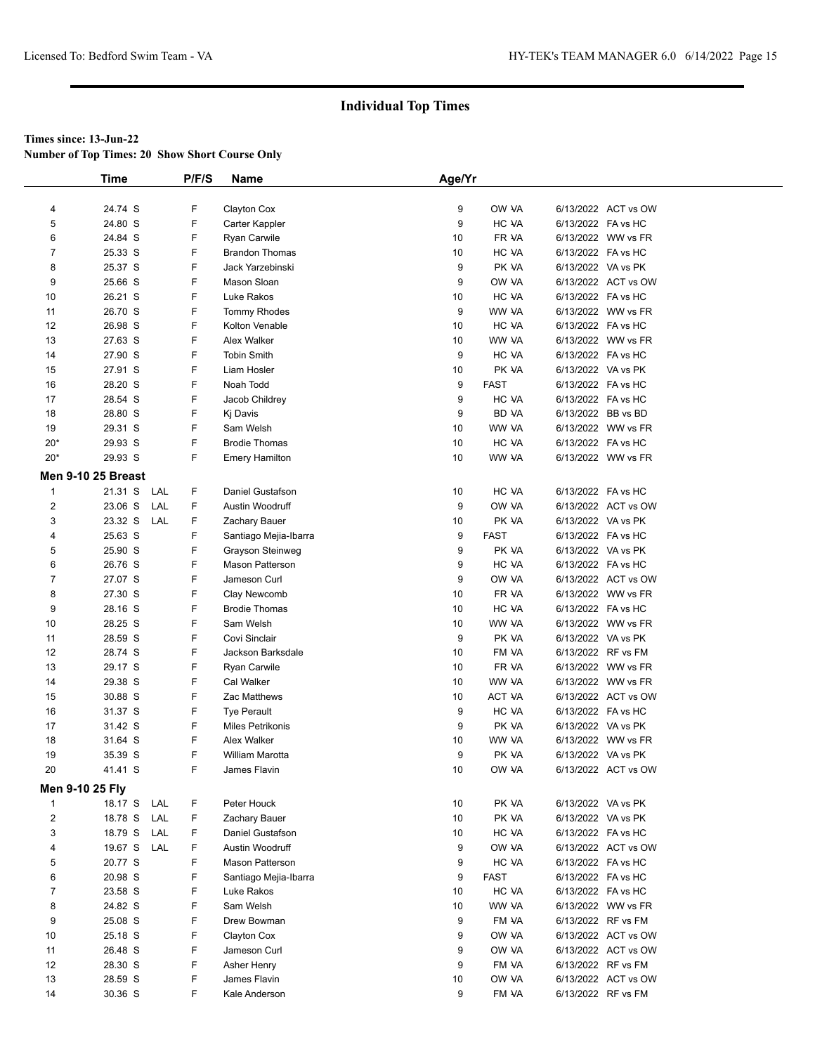## Individual Top Times

**Times since: 13-Jun-22**

**Number of Top Times: 20 Show Short Course Only**

| | Time | | P/F/S | Name | Age/Yr | | | |
|---|---|---|---|---|---|---|---|---|
| 4 | 24.74 S | | F | Clayton Cox | 9 | OW VA | 6/13/2022 | ACT vs OW |
| 5 | 24.80 S | | F | Carter Kappler | 9 | HC VA | 6/13/2022 | FA vs HC |
| 6 | 24.84 S | | F | Ryan Carwile | 10 | FR VA | 6/13/2022 | WW vs FR |
| 7 | 25.33 S | | F | Brandon Thomas | 10 | HC VA | 6/13/2022 | FA vs HC |
| 8 | 25.37 S | | F | Jack Yarzebinski | 9 | PK VA | 6/13/2022 | VA vs PK |
| 9 | 25.66 S | | F | Mason Sloan | 9 | OW VA | 6/13/2022 | ACT vs OW |
| 10 | 26.21 S | | F | Luke Rakos | 10 | HC VA | 6/13/2022 | FA vs HC |
| 11 | 26.70 S | | F | Tommy Rhodes | 9 | WW VA | 6/13/2022 | WW vs FR |
| 12 | 26.98 S | | F | Kolton Venable | 10 | HC VA | 6/13/2022 | FA vs HC |
| 13 | 27.63 S | | F | Alex Walker | 10 | WW VA | 6/13/2022 | WW vs FR |
| 14 | 27.90 S | | F | Tobin Smith | 9 | HC VA | 6/13/2022 | FA vs HC |
| 15 | 27.91 S | | F | Liam Hosler | 10 | PK VA | 6/13/2022 | VA vs PK |
| 16 | 28.20 S | | F | Noah Todd | 9 | FAST | 6/13/2022 | FA vs HC |
| 17 | 28.54 S | | F | Jacob Childrey | 9 | HC VA | 6/13/2022 | FA vs HC |
| 18 | 28.80 S | | F | Kj Davis | 9 | BD VA | 6/13/2022 | BB vs BD |
| 19 | 29.31 S | | F | Sam Welsh | 10 | WW VA | 6/13/2022 | WW vs FR |
| 20* | 29.93 S | | F | Brodie Thomas | 10 | HC VA | 6/13/2022 | FA vs HC |
| 20* | 29.93 S | | F | Emery Hamilton | 10 | WW VA | 6/13/2022 | WW vs FR |

**Men 9-10 25 Breast**

| | Time | | P/F/S | Name | Age/Yr | | | |
|---|---|---|---|---|---|---|---|---|
| 1 | 21.31 S | LAL | F | Daniel Gustafson | 10 | HC VA | 6/13/2022 | FA vs HC |
| 2 | 23.06 S | LAL | F | Austin Woodruff | 9 | OW VA | 6/13/2022 | ACT vs OW |
| 3 | 23.32 S | LAL | F | Zachary Bauer | 10 | PK VA | 6/13/2022 | VA vs PK |
| 4 | 25.63 S | | F | Santiago Mejia-Ibarra | 9 | FAST | 6/13/2022 | FA vs HC |
| 5 | 25.90 S | | F | Grayson Steinweg | 9 | PK VA | 6/13/2022 | VA vs PK |
| 6 | 26.76 S | | F | Mason Patterson | 9 | HC VA | 6/13/2022 | FA vs HC |
| 7 | 27.07 S | | F | Jameson Curl | 9 | OW VA | 6/13/2022 | ACT vs OW |
| 8 | 27.30 S | | F | Clay Newcomb | 10 | FR VA | 6/13/2022 | WW vs FR |
| 9 | 28.16 S | | F | Brodie Thomas | 10 | HC VA | 6/13/2022 | FA vs HC |
| 10 | 28.25 S | | F | Sam Welsh | 10 | WW VA | 6/13/2022 | WW vs FR |
| 11 | 28.59 S | | F | Covi Sinclair | 9 | PK VA | 6/13/2022 | VA vs PK |
| 12 | 28.74 S | | F | Jackson Barksdale | 10 | FM VA | 6/13/2022 | RF vs FM |
| 13 | 29.17 S | | F | Ryan Carwile | 10 | FR VA | 6/13/2022 | WW vs FR |
| 14 | 29.38 S | | F | Cal Walker | 10 | WW VA | 6/13/2022 | WW vs FR |
| 15 | 30.88 S | | F | Zac Matthews | 10 | ACT VA | 6/13/2022 | ACT vs OW |
| 16 | 31.37 S | | F | Tye Perault | 9 | HC VA | 6/13/2022 | FA vs HC |
| 17 | 31.42 S | | F | Miles Petrikonis | 9 | PK VA | 6/13/2022 | VA vs PK |
| 18 | 31.64 S | | F | Alex Walker | 10 | WW VA | 6/13/2022 | WW vs FR |
| 19 | 35.39 S | | F | William Marotta | 9 | PK VA | 6/13/2022 | VA vs PK |
| 20 | 41.41 S | | F | James Flavin | 10 | OW VA | 6/13/2022 | ACT vs OW |

**Men 9-10 25 Fly**

| | Time | | P/F/S | Name | Age/Yr | | | |
|---|---|---|---|---|---|---|---|---|
| 1 | 18.17 S | LAL | F | Peter Houck | 10 | PK VA | 6/13/2022 | VA vs PK |
| 2 | 18.78 S | LAL | F | Zachary Bauer | 10 | PK VA | 6/13/2022 | VA vs PK |
| 3 | 18.79 S | LAL | F | Daniel Gustafson | 10 | HC VA | 6/13/2022 | FA vs HC |
| 4 | 19.67 S | LAL | F | Austin Woodruff | 9 | OW VA | 6/13/2022 | ACT vs OW |
| 5 | 20.77 S | | F | Mason Patterson | 9 | HC VA | 6/13/2022 | FA vs HC |
| 6 | 20.98 S | | F | Santiago Mejia-Ibarra | 9 | FAST | 6/13/2022 | FA vs HC |
| 7 | 23.58 S | | F | Luke Rakos | 10 | HC VA | 6/13/2022 | FA vs HC |
| 8 | 24.82 S | | F | Sam Welsh | 10 | WW VA | 6/13/2022 | WW vs FR |
| 9 | 25.08 S | | F | Drew Bowman | 9 | FM VA | 6/13/2022 | RF vs FM |
| 10 | 25.18 S | | F | Clayton Cox | 9 | OW VA | 6/13/2022 | ACT vs OW |
| 11 | 26.48 S | | F | Jameson Curl | 9 | OW VA | 6/13/2022 | ACT vs OW |
| 12 | 28.30 S | | F | Asher Henry | 9 | FM VA | 6/13/2022 | RF vs FM |
| 13 | 28.59 S | | F | James Flavin | 10 | OW VA | 6/13/2022 | ACT vs OW |
| 14 | 30.36 S | | F | Kale Anderson | 9 | FM VA | 6/13/2022 | RF vs FM |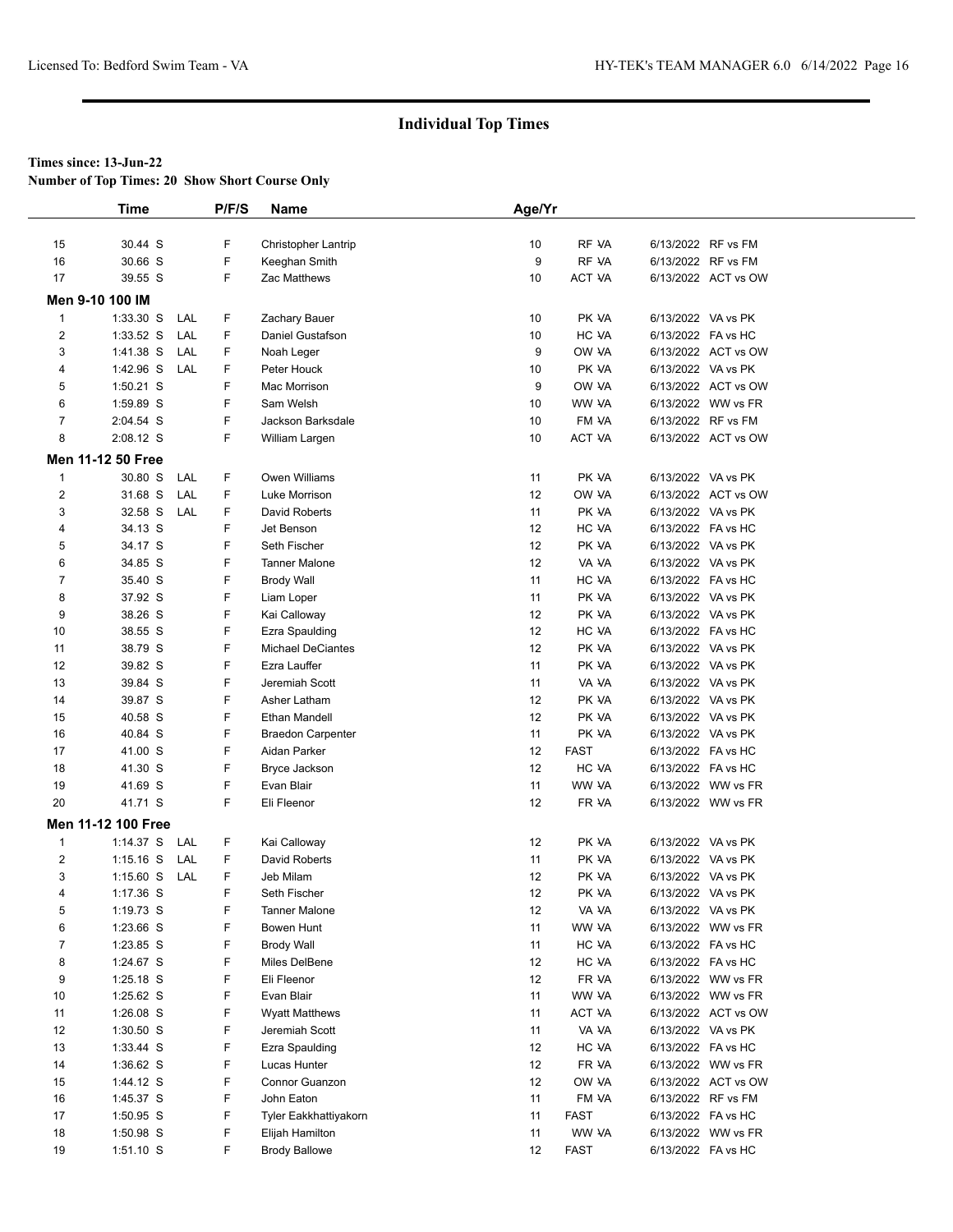## Individual Top Times

**Times since: 13-Jun-22**
**Number of Top Times: 20 Show Short Course Only**

| | Time | | P/F/S | Name | Age/Yr | | |
|---|---|---|---|---|---|---|---|
| 15 | 30.44 S | | F | Christopher Lantrip | 10 | RF VA | 6/13/2022 RF vs FM |
| 16 | 30.66 S | | F | Keeghan Smith | 9 | RF VA | 6/13/2022 RF vs FM |
| 17 | 39.55 S | | F | Zac Matthews | 10 | ACT VA | 6/13/2022 ACT vs OW |
| **Men 9-10 100 IM** | | | | | | | |
| 1 | 1:33.30 S | LAL | F | Zachary Bauer | 10 | PK VA | 6/13/2022 VA vs PK |
| 2 | 1:33.52 S | LAL | F | Daniel Gustafson | 10 | HC VA | 6/13/2022 FA vs HC |
| 3 | 1:41.38 S | LAL | F | Noah Leger | 9 | OW VA | 6/13/2022 ACT vs OW |
| 4 | 1:42.96 S | LAL | F | Peter Houck | 10 | PK VA | 6/13/2022 VA vs PK |
| 5 | 1:50.21 S | | F | Mac Morrison | 9 | OW VA | 6/13/2022 ACT vs OW |
| 6 | 1:59.89 S | | F | Sam Welsh | 10 | WW VA | 6/13/2022 WW vs FR |
| 7 | 2:04.54 S | | F | Jackson Barksdale | 10 | FM VA | 6/13/2022 RF vs FM |
| 8 | 2:08.12 S | | F | William Largen | 10 | ACT VA | 6/13/2022 ACT vs OW |
| **Men 11-12 50 Free** | | | | | | | |
| 1 | 30.80 S | LAL | F | Owen Williams | 11 | PK VA | 6/13/2022 VA vs PK |
| 2 | 31.68 S | LAL | F | Luke Morrison | 12 | OW VA | 6/13/2022 ACT vs OW |
| 3 | 32.58 S | LAL | F | David Roberts | 11 | PK VA | 6/13/2022 VA vs PK |
| 4 | 34.13 S | | F | Jet Benson | 12 | HC VA | 6/13/2022 FA vs HC |
| 5 | 34.17 S | | F | Seth Fischer | 12 | PK VA | 6/13/2022 VA vs PK |
| 6 | 34.85 S | | F | Tanner Malone | 12 | VA VA | 6/13/2022 VA vs PK |
| 7 | 35.40 S | | F | Brody Wall | 11 | HC VA | 6/13/2022 FA vs HC |
| 8 | 37.92 S | | F | Liam Loper | 11 | PK VA | 6/13/2022 VA vs PK |
| 9 | 38.26 S | | F | Kai Calloway | 12 | PK VA | 6/13/2022 VA vs PK |
| 10 | 38.55 S | | F | Ezra Spaulding | 12 | HC VA | 6/13/2022 FA vs HC |
| 11 | 38.79 S | | F | Michael DeCiantes | 12 | PK VA | 6/13/2022 VA vs PK |
| 12 | 39.82 S | | F | Ezra Lauffer | 11 | PK VA | 6/13/2022 VA vs PK |
| 13 | 39.84 S | | F | Jeremiah Scott | 11 | VA VA | 6/13/2022 VA vs PK |
| 14 | 39.87 S | | F | Asher Latham | 12 | PK VA | 6/13/2022 VA vs PK |
| 15 | 40.58 S | | F | Ethan Mandell | 12 | PK VA | 6/13/2022 VA vs PK |
| 16 | 40.84 S | | F | Braedon Carpenter | 11 | PK VA | 6/13/2022 VA vs PK |
| 17 | 41.00 S | | F | Aidan Parker | 12 | FAST | 6/13/2022 FA vs HC |
| 18 | 41.30 S | | F | Bryce Jackson | 12 | HC VA | 6/13/2022 FA vs HC |
| 19 | 41.69 S | | F | Evan Blair | 11 | WW VA | 6/13/2022 WW vs FR |
| 20 | 41.71 S | | F | Eli Fleenor | 12 | FR VA | 6/13/2022 WW vs FR |
| **Men 11-12 100 Free** | | | | | | | |
| 1 | 1:14.37 S | LAL | F | Kai Calloway | 12 | PK VA | 6/13/2022 VA vs PK |
| 2 | 1:15.16 S | LAL | F | David Roberts | 11 | PK VA | 6/13/2022 VA vs PK |
| 3 | 1:15.60 S | LAL | F | Jeb Milam | 12 | PK VA | 6/13/2022 VA vs PK |
| 4 | 1:17.36 S | | F | Seth Fischer | 12 | PK VA | 6/13/2022 VA vs PK |
| 5 | 1:19.73 S | | F | Tanner Malone | 12 | VA VA | 6/13/2022 VA vs PK |
| 6 | 1:23.66 S | | F | Bowen Hunt | 11 | WW VA | 6/13/2022 WW vs FR |
| 7 | 1:23.85 S | | F | Brody Wall | 11 | HC VA | 6/13/2022 FA vs HC |
| 8 | 1:24.67 S | | F | Miles DelBene | 12 | HC VA | 6/13/2022 FA vs HC |
| 9 | 1:25.18 S | | F | Eli Fleenor | 12 | FR VA | 6/13/2022 WW vs FR |
| 10 | 1:25.62 S | | F | Evan Blair | 11 | WW VA | 6/13/2022 WW vs FR |
| 11 | 1:26.08 S | | F | Wyatt Matthews | 11 | ACT VA | 6/13/2022 ACT vs OW |
| 12 | 1:30.50 S | | F | Jeremiah Scott | 11 | VA VA | 6/13/2022 VA vs PK |
| 13 | 1:33.44 S | | F | Ezra Spaulding | 12 | HC VA | 6/13/2022 FA vs HC |
| 14 | 1:36.62 S | | F | Lucas Hunter | 12 | FR VA | 6/13/2022 WW vs FR |
| 15 | 1:44.12 S | | F | Connor Guanzon | 12 | OW VA | 6/13/2022 ACT vs OW |
| 16 | 1:45.37 S | | F | John Eaton | 11 | FM VA | 6/13/2022 RF vs FM |
| 17 | 1:50.95 S | | F | Tyler Eakkhattiyakorn | 11 | FAST | 6/13/2022 FA vs HC |
| 18 | 1:50.98 S | | F | Elijah Hamilton | 11 | WW VA | 6/13/2022 WW vs FR |
| 19 | 1:51.10 S | | F | Brody Ballowe | 12 | FAST | 6/13/2022 FA vs HC |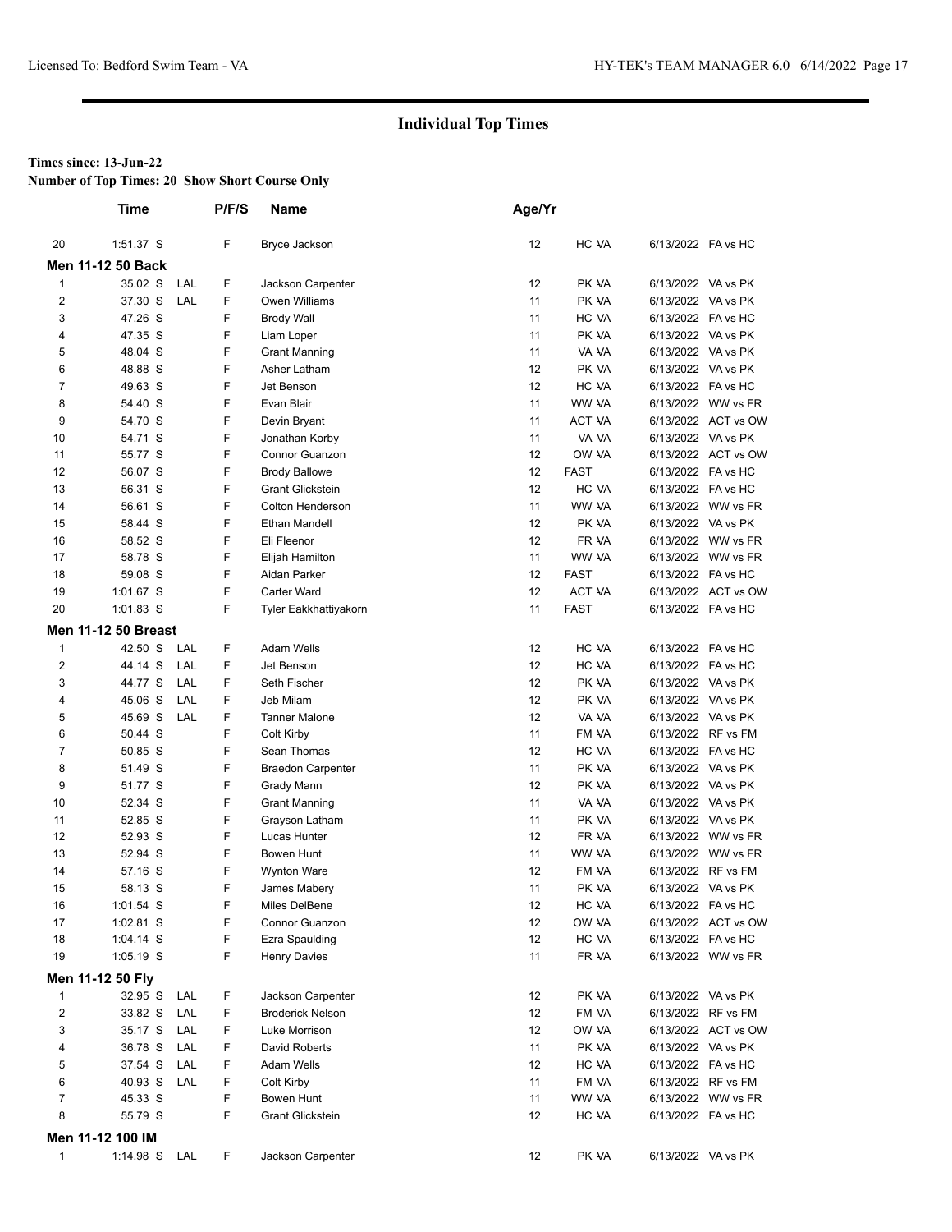## Individual Top Times

**Times since: 13-Jun-22**

**Number of Top Times: 20 Show Short Course Only**

| | Time | | P/F/S | Name | Age/Yr | | |
|---|---|---|---|---|---|---|---|
| 20 | 1:51.37 S | | F | Bryce Jackson | 12 | HC VA | 6/13/2022 FA vs HC |
| **Men 11-12 50 Back** | | | | | | | |
| 1 | 35.02 S | LAL | F | Jackson Carpenter | 12 | PK VA | 6/13/2022 VA vs PK |
| 2 | 37.30 S | LAL | F | Owen Williams | 11 | PK VA | 6/13/2022 VA vs PK |
| 3 | 47.26 S | | F | Brody Wall | 11 | HC VA | 6/13/2022 FA vs HC |
| 4 | 47.35 S | | F | Liam Loper | 11 | PK VA | 6/13/2022 VA vs PK |
| 5 | 48.04 S | | F | Grant Manning | 11 | VA VA | 6/13/2022 VA vs PK |
| 6 | 48.88 S | | F | Asher Latham | 12 | PK VA | 6/13/2022 VA vs PK |
| 7 | 49.63 S | | F | Jet Benson | 12 | HC VA | 6/13/2022 FA vs HC |
| 8 | 54.40 S | | F | Evan Blair | 11 | WW VA | 6/13/2022 WW vs FR |
| 9 | 54.70 S | | F | Devin Bryant | 11 | ACT VA | 6/13/2022 ACT vs OW |
| 10 | 54.71 S | | F | Jonathan Korby | 11 | VA VA | 6/13/2022 VA vs PK |
| 11 | 55.77 S | | F | Connor Guanzon | 12 | OW VA | 6/13/2022 ACT vs OW |
| 12 | 56.07 S | | F | Brody Ballowe | 12 | FAST | 6/13/2022 FA vs HC |
| 13 | 56.31 S | | F | Grant Glickstein | 12 | HC VA | 6/13/2022 FA vs HC |
| 14 | 56.61 S | | F | Colton Henderson | 11 | WW VA | 6/13/2022 WW vs FR |
| 15 | 58.44 S | | F | Ethan Mandell | 12 | PK VA | 6/13/2022 VA vs PK |
| 16 | 58.52 S | | F | Eli Fleenor | 12 | FR VA | 6/13/2022 WW vs FR |
| 17 | 58.78 S | | F | Elijah Hamilton | 11 | WW VA | 6/13/2022 WW vs FR |
| 18 | 59.08 S | | F | Aidan Parker | 12 | FAST | 6/13/2022 FA vs HC |
| 19 | 1:01.67 S | | F | Carter Ward | 12 | ACT VA | 6/13/2022 ACT vs OW |
| 20 | 1:01.83 S | | F | Tyler Eakkhattiyakorn | 11 | FAST | 6/13/2022 FA vs HC |
| **Men 11-12 50 Breast** | | | | | | | |
| 1 | 42.50 S | LAL | F | Adam Wells | 12 | HC VA | 6/13/2022 FA vs HC |
| 2 | 44.14 S | LAL | F | Jet Benson | 12 | HC VA | 6/13/2022 FA vs HC |
| 3 | 44.77 S | LAL | F | Seth Fischer | 12 | PK VA | 6/13/2022 VA vs PK |
| 4 | 45.06 S | LAL | F | Jeb Milam | 12 | PK VA | 6/13/2022 VA vs PK |
| 5 | 45.69 S | LAL | F | Tanner Malone | 12 | VA VA | 6/13/2022 VA vs PK |
| 6 | 50.44 S | | F | Colt Kirby | 11 | FM VA | 6/13/2022 RF vs FM |
| 7 | 50.85 S | | F | Sean Thomas | 12 | HC VA | 6/13/2022 FA vs HC |
| 8 | 51.49 S | | F | Braedon Carpenter | 11 | PK VA | 6/13/2022 VA vs PK |
| 9 | 51.77 S | | F | Grady Mann | 12 | PK VA | 6/13/2022 VA vs PK |
| 10 | 52.34 S | | F | Grant Manning | 11 | VA VA | 6/13/2022 VA vs PK |
| 11 | 52.85 S | | F | Grayson Latham | 11 | PK VA | 6/13/2022 VA vs PK |
| 12 | 52.93 S | | F | Lucas Hunter | 12 | FR VA | 6/13/2022 WW vs FR |
| 13 | 52.94 S | | F | Bowen Hunt | 11 | WW VA | 6/13/2022 WW vs FR |
| 14 | 57.16 S | | F | Wynton Ware | 12 | FM VA | 6/13/2022 RF vs FM |
| 15 | 58.13 S | | F | James Mabery | 11 | PK VA | 6/13/2022 VA vs PK |
| 16 | 1:01.54 S | | F | Miles DelBene | 12 | HC VA | 6/13/2022 FA vs HC |
| 17 | 1:02.81 S | | F | Connor Guanzon | 12 | OW VA | 6/13/2022 ACT vs OW |
| 18 | 1:04.14 S | | F | Ezra Spaulding | 12 | HC VA | 6/13/2022 FA vs HC |
| 19 | 1:05.19 S | | F | Henry Davies | 11 | FR VA | 6/13/2022 WW vs FR |
| **Men 11-12 50 Fly** | | | | | | | |
| 1 | 32.95 S | LAL | F | Jackson Carpenter | 12 | PK VA | 6/13/2022 VA vs PK |
| 2 | 33.82 S | LAL | F | Broderick Nelson | 12 | FM VA | 6/13/2022 RF vs FM |
| 3 | 35.17 S | LAL | F | Luke Morrison | 12 | OW VA | 6/13/2022 ACT vs OW |
| 4 | 36.78 S | LAL | F | David Roberts | 11 | PK VA | 6/13/2022 VA vs PK |
| 5 | 37.54 S | LAL | F | Adam Wells | 12 | HC VA | 6/13/2022 FA vs HC |
| 6 | 40.93 S | LAL | F | Colt Kirby | 11 | FM VA | 6/13/2022 RF vs FM |
| 7 | 45.33 S | | F | Bowen Hunt | 11 | WW VA | 6/13/2022 WW vs FR |
| 8 | 55.79 S | | F | Grant Glickstein | 12 | HC VA | 6/13/2022 FA vs HC |
| **Men 11-12 100 IM** | | | | | | | |
| 1 | 1:14.98 S | LAL | F | Jackson Carpenter | 12 | PK VA | 6/13/2022 VA vs PK |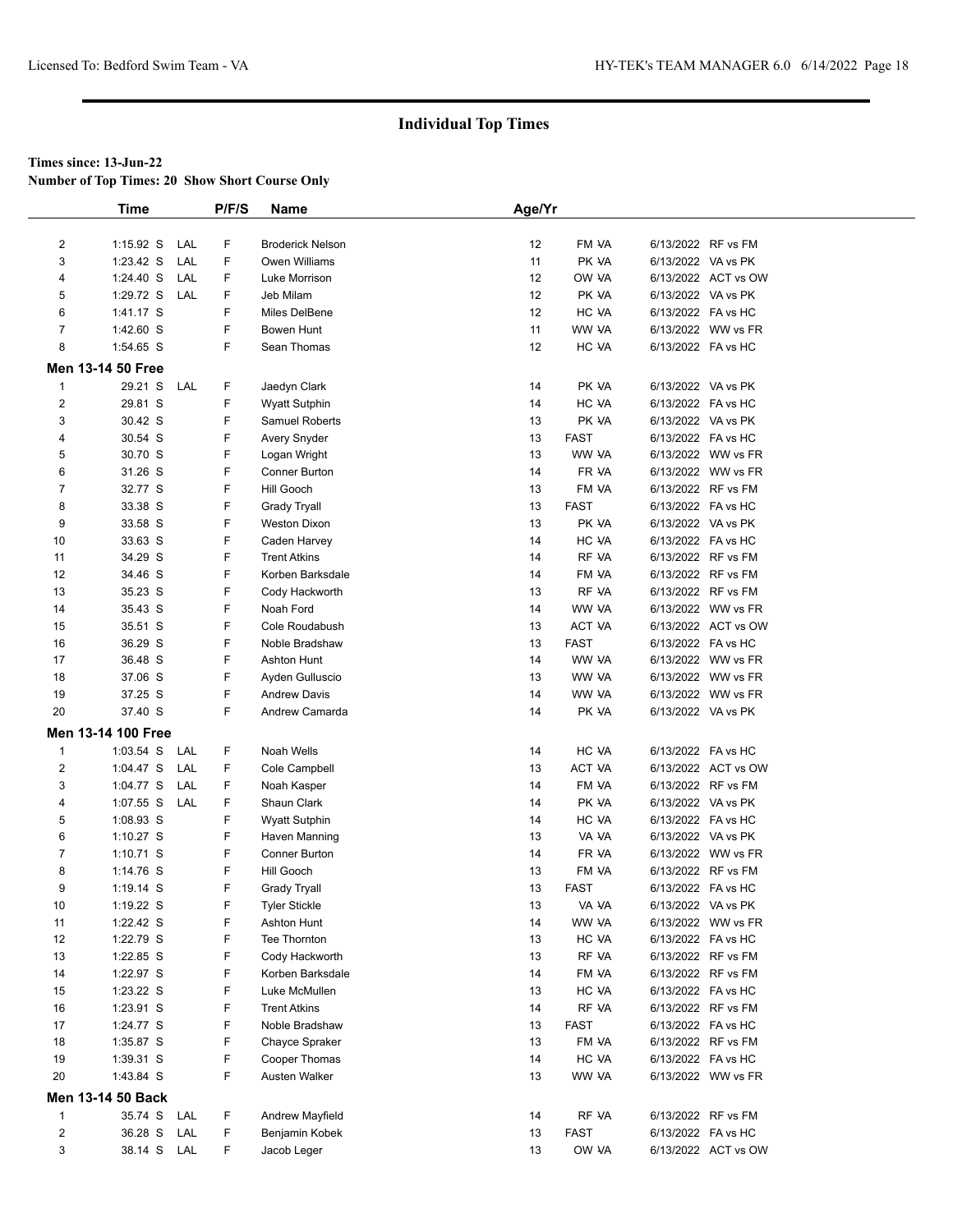## Individual Top Times

**Times since: 13-Jun-22**
**Number of Top Times: 20 Show Short Course Only**

| | Time | | P/F/S | Name | Age/Yr | | | |
|---|---|---|---|---|---|---|---|---|
| 2 | 1:15.92 S | LAL | F | Broderick Nelson | 12 | FM VA | 6/13/2022 | RF vs FM |
| 3 | 1:23.42 S | LAL | F | Owen Williams | 11 | PK VA | 6/13/2022 | VA vs PK |
| 4 | 1:24.40 S | LAL | F | Luke Morrison | 12 | OW VA | 6/13/2022 | ACT vs OW |
| 5 | 1:29.72 S | LAL | F | Jeb Milam | 12 | PK VA | 6/13/2022 | VA vs PK |
| 6 | 1:41.17 S | | F | Miles DelBene | 12 | HC VA | 6/13/2022 | FA vs HC |
| 7 | 1:42.60 S | | F | Bowen Hunt | 11 | WW VA | 6/13/2022 | WW vs FR |
| 8 | 1:54.65 S | | F | Sean Thomas | 12 | HC VA | 6/13/2022 | FA vs HC |
| **Men 13-14 50 Free** | | | | | | | | |
| 1 | 29.21 S | LAL | F | Jaedyn Clark | 14 | PK VA | 6/13/2022 | VA vs PK |
| 2 | 29.81 S | | F | Wyatt Sutphin | 14 | HC VA | 6/13/2022 | FA vs HC |
| 3 | 30.42 S | | F | Samuel Roberts | 13 | PK VA | 6/13/2022 | VA vs PK |
| 4 | 30.54 S | | F | Avery Snyder | 13 | FAST | 6/13/2022 | FA vs HC |
| 5 | 30.70 S | | F | Logan Wright | 13 | WW VA | 6/13/2022 | WW vs FR |
| 6 | 31.26 S | | F | Conner Burton | 14 | FR VA | 6/13/2022 | WW vs FR |
| 7 | 32.77 S | | F | Hill Gooch | 13 | FM VA | 6/13/2022 | RF vs FM |
| 8 | 33.38 S | | F | Grady Tryall | 13 | FAST | 6/13/2022 | FA vs HC |
| 9 | 33.58 S | | F | Weston Dixon | 13 | PK VA | 6/13/2022 | VA vs PK |
| 10 | 33.63 S | | F | Caden Harvey | 14 | HC VA | 6/13/2022 | FA vs HC |
| 11 | 34.29 S | | F | Trent Atkins | 14 | RF VA | 6/13/2022 | RF vs FM |
| 12 | 34.46 S | | F | Korben Barksdale | 14 | FM VA | 6/13/2022 | RF vs FM |
| 13 | 35.23 S | | F | Cody Hackworth | 13 | RF VA | 6/13/2022 | RF vs FM |
| 14 | 35.43 S | | F | Noah Ford | 14 | WW VA | 6/13/2022 | WW vs FR |
| 15 | 35.51 S | | F | Cole Roudabush | 13 | ACT VA | 6/13/2022 | ACT vs OW |
| 16 | 36.29 S | | F | Noble Bradshaw | 13 | FAST | 6/13/2022 | FA vs HC |
| 17 | 36.48 S | | F | Ashton Hunt | 14 | WW VA | 6/13/2022 | WW vs FR |
| 18 | 37.06 S | | F | Ayden Gulluscio | 13 | WW VA | 6/13/2022 | WW vs FR |
| 19 | 37.25 S | | F | Andrew Davis | 14 | WW VA | 6/13/2022 | WW vs FR |
| 20 | 37.40 S | | F | Andrew Camarda | 14 | PK VA | 6/13/2022 | VA vs PK |
| **Men 13-14 100 Free** | | | | | | | | |
| 1 | 1:03.54 S | LAL | F | Noah Wells | 14 | HC VA | 6/13/2022 | FA vs HC |
| 2 | 1:04.47 S | LAL | F | Cole Campbell | 13 | ACT VA | 6/13/2022 | ACT vs OW |
| 3 | 1:04.77 S | LAL | F | Noah Kasper | 14 | FM VA | 6/13/2022 | RF vs FM |
| 4 | 1:07.55 S | LAL | F | Shaun Clark | 14 | PK VA | 6/13/2022 | VA vs PK |
| 5 | 1:08.93 S | | F | Wyatt Sutphin | 14 | HC VA | 6/13/2022 | FA vs HC |
| 6 | 1:10.27 S | | F | Haven Manning | 13 | VA VA | 6/13/2022 | VA vs PK |
| 7 | 1:10.71 S | | F | Conner Burton | 14 | FR VA | 6/13/2022 | WW vs FR |
| 8 | 1:14.76 S | | F | Hill Gooch | 13 | FM VA | 6/13/2022 | RF vs FM |
| 9 | 1:19.14 S | | F | Grady Tryall | 13 | FAST | 6/13/2022 | FA vs HC |
| 10 | 1:19.22 S | | F | Tyler Stickle | 13 | VA VA | 6/13/2022 | VA vs PK |
| 11 | 1:22.42 S | | F | Ashton Hunt | 14 | WW VA | 6/13/2022 | WW vs FR |
| 12 | 1:22.79 S | | F | Tee Thornton | 13 | HC VA | 6/13/2022 | FA vs HC |
| 13 | 1:22.85 S | | F | Cody Hackworth | 13 | RF VA | 6/13/2022 | RF vs FM |
| 14 | 1:22.97 S | | F | Korben Barksdale | 14 | FM VA | 6/13/2022 | RF vs FM |
| 15 | 1:23.22 S | | F | Luke McMullen | 13 | HC VA | 6/13/2022 | FA vs HC |
| 16 | 1:23.91 S | | F | Trent Atkins | 14 | RF VA | 6/13/2022 | RF vs FM |
| 17 | 1:24.77 S | | F | Noble Bradshaw | 13 | FAST | 6/13/2022 | FA vs HC |
| 18 | 1:35.87 S | | F | Chayce Spraker | 13 | FM VA | 6/13/2022 | RF vs FM |
| 19 | 1:39.31 S | | F | Cooper Thomas | 14 | HC VA | 6/13/2022 | FA vs HC |
| 20 | 1:43.84 S | | F | Austen Walker | 13 | WW VA | 6/13/2022 | WW vs FR |
| **Men 13-14 50 Back** | | | | | | | | |
| 1 | 35.74 S | LAL | F | Andrew Mayfield | 14 | RF VA | 6/13/2022 | RF vs FM |
| 2 | 36.28 S | LAL | F | Benjamin Kobek | 13 | FAST | 6/13/2022 | FA vs HC |
| 3 | 38.14 S | LAL | F | Jacob Leger | 13 | OW VA | 6/13/2022 | ACT vs OW |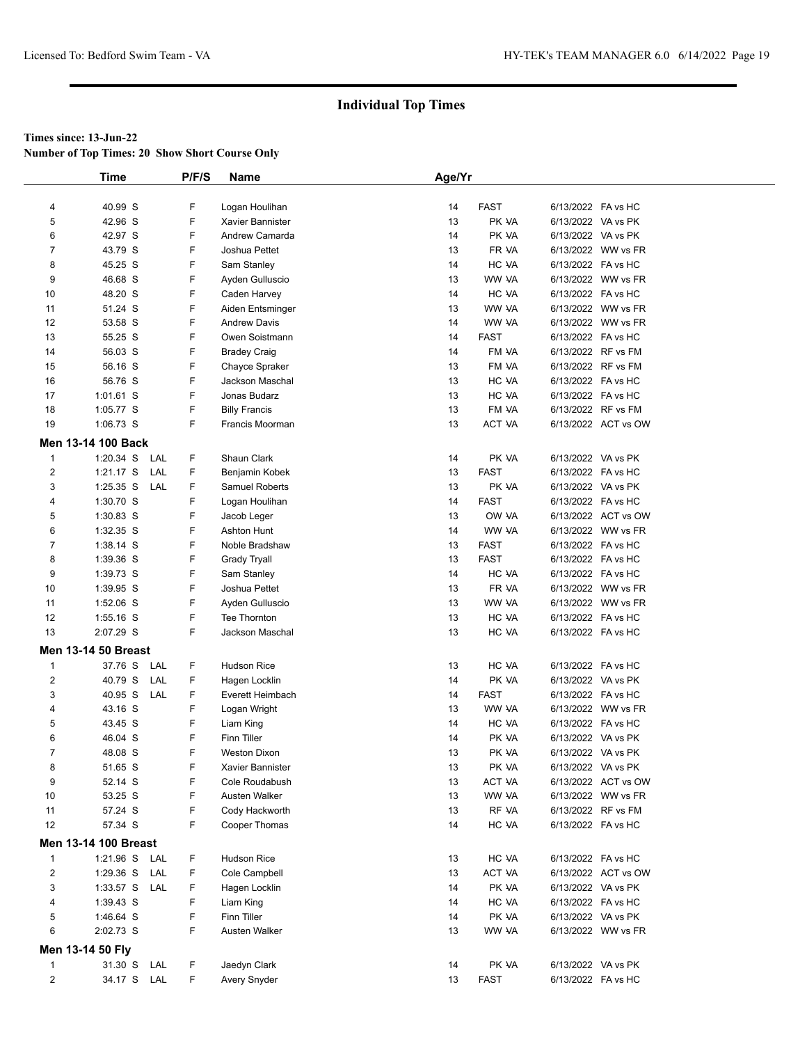## Individual Top Times

**Times since: 13-Jun-22**
**Number of Top Times: 20 Show Short Course Only**

| | Time | | P/F/S | Name | Age/Yr | | | |
|---|---|---|---|---|---|---|---|---|
| 4 | 40.99 S | | F | Logan Houlihan | 14 | FAST | 6/13/2022 | FA vs HC |
| 5 | 42.96 S | | F | Xavier Bannister | 13 | PK VA | 6/13/2022 | VA vs PK |
| 6 | 42.97 S | | F | Andrew Camarda | 14 | PK VA | 6/13/2022 | VA vs PK |
| 7 | 43.79 S | | F | Joshua Pettet | 13 | FR VA | 6/13/2022 | WW vs FR |
| 8 | 45.25 S | | F | Sam Stanley | 14 | HC VA | 6/13/2022 | FA vs HC |
| 9 | 46.68 S | | F | Ayden Gulluscio | 13 | WW VA | 6/13/2022 | WW vs FR |
| 10 | 48.20 S | | F | Caden Harvey | 14 | HC VA | 6/13/2022 | FA vs HC |
| 11 | 51.24 S | | F | Aiden Entsminger | 13 | WW VA | 6/13/2022 | WW vs FR |
| 12 | 53.58 S | | F | Andrew Davis | 14 | WW VA | 6/13/2022 | WW vs FR |
| 13 | 55.25 S | | F | Owen Soistmann | 14 | FAST | 6/13/2022 | FA vs HC |
| 14 | 56.03 S | | F | Bradey Craig | 14 | FM VA | 6/13/2022 | RF vs FM |
| 15 | 56.16 S | | F | Chayce Spraker | 13 | FM VA | 6/13/2022 | RF vs FM |
| 16 | 56.76 S | | F | Jackson Maschal | 13 | HC VA | 6/13/2022 | FA vs HC |
| 17 | 1:01.61 S | | F | Jonas Budarz | 13 | HC VA | 6/13/2022 | FA vs HC |
| 18 | 1:05.77 S | | F | Billy Francis | 13 | FM VA | 6/13/2022 | RF vs FM |
| 19 | 1:06.73 S | | F | Francis Moorman | 13 | ACT VA | 6/13/2022 | ACT vs OW |

**Men 13-14 100 Back**

| | Time | | P/F/S | Name | Age/Yr | | | |
|---|---|---|---|---|---|---|---|---|
| 1 | 1:20.34 S | LAL | F | Shaun Clark | 14 | PK VA | 6/13/2022 | VA vs PK |
| 2 | 1:21.17 S | LAL | F | Benjamin Kobek | 13 | FAST | 6/13/2022 | FA vs HC |
| 3 | 1:25.35 S | LAL | F | Samuel Roberts | 13 | PK VA | 6/13/2022 | VA vs PK |
| 4 | 1:30.70 S | | F | Logan Houlihan | 14 | FAST | 6/13/2022 | FA vs HC |
| 5 | 1:30.83 S | | F | Jacob Leger | 13 | OW VA | 6/13/2022 | ACT vs OW |
| 6 | 1:32.35 S | | F | Ashton Hunt | 14 | WW VA | 6/13/2022 | WW vs FR |
| 7 | 1:38.14 S | | F | Noble Bradshaw | 13 | FAST | 6/13/2022 | FA vs HC |
| 8 | 1:39.36 S | | F | Grady Tryall | 13 | FAST | 6/13/2022 | FA vs HC |
| 9 | 1:39.73 S | | F | Sam Stanley | 14 | HC VA | 6/13/2022 | FA vs HC |
| 10 | 1:39.95 S | | F | Joshua Pettet | 13 | FR VA | 6/13/2022 | WW vs FR |
| 11 | 1:52.06 S | | F | Ayden Gulluscio | 13 | WW VA | 6/13/2022 | WW vs FR |
| 12 | 1:55.16 S | | F | Tee Thornton | 13 | HC VA | 6/13/2022 | FA vs HC |
| 13 | 2:07.29 S | | F | Jackson Maschal | 13 | HC VA | 6/13/2022 | FA vs HC |

**Men 13-14 50 Breast**

| | Time | | P/F/S | Name | Age/Yr | | | |
|---|---|---|---|---|---|---|---|---|
| 1 | 37.76 S | LAL | F | Hudson Rice | 13 | HC VA | 6/13/2022 | FA vs HC |
| 2 | 40.79 S | LAL | F | Hagen Locklin | 14 | PK VA | 6/13/2022 | VA vs PK |
| 3 | 40.95 S | LAL | F | Everett Heimbach | 14 | FAST | 6/13/2022 | FA vs HC |
| 4 | 43.16 S | | F | Logan Wright | 13 | WW VA | 6/13/2022 | WW vs FR |
| 5 | 43.45 S | | F | Liam King | 14 | HC VA | 6/13/2022 | FA vs HC |
| 6 | 46.04 S | | F | Finn Tiller | 14 | PK VA | 6/13/2022 | VA vs PK |
| 7 | 48.08 S | | F | Weston Dixon | 13 | PK VA | 6/13/2022 | VA vs PK |
| 8 | 51.65 S | | F | Xavier Bannister | 13 | PK VA | 6/13/2022 | VA vs PK |
| 9 | 52.14 S | | F | Cole Roudabush | 13 | ACT VA | 6/13/2022 | ACT vs OW |
| 10 | 53.25 S | | F | Austen Walker | 13 | WW VA | 6/13/2022 | WW vs FR |
| 11 | 57.24 S | | F | Cody Hackworth | 13 | RF VA | 6/13/2022 | RF vs FM |
| 12 | 57.34 S | | F | Cooper Thomas | 14 | HC VA | 6/13/2022 | FA vs HC |

**Men 13-14 100 Breast**

| | Time | | P/F/S | Name | Age/Yr | | | |
|---|---|---|---|---|---|---|---|---|
| 1 | 1:21.96 S | LAL | F | Hudson Rice | 13 | HC VA | 6/13/2022 | FA vs HC |
| 2 | 1:29.36 S | LAL | F | Cole Campbell | 13 | ACT VA | 6/13/2022 | ACT vs OW |
| 3 | 1:33.57 S | LAL | F | Hagen Locklin | 14 | PK VA | 6/13/2022 | VA vs PK |
| 4 | 1:39.43 S | | F | Liam King | 14 | HC VA | 6/13/2022 | FA vs HC |
| 5 | 1:46.64 S | | F | Finn Tiller | 14 | PK VA | 6/13/2022 | VA vs PK |
| 6 | 2:02.73 S | | F | Austen Walker | 13 | WW VA | 6/13/2022 | WW vs FR |

**Men 13-14 50 Fly**

| | Time | | P/F/S | Name | Age/Yr | | | |
|---|---|---|---|---|---|---|---|---|
| 1 | 31.30 S | LAL | F | Jaedyn Clark | 14 | PK VA | 6/13/2022 | VA vs PK |
| 2 | 34.17 S | LAL | F | Avery Snyder | 13 | FAST | 6/13/2022 | FA vs HC |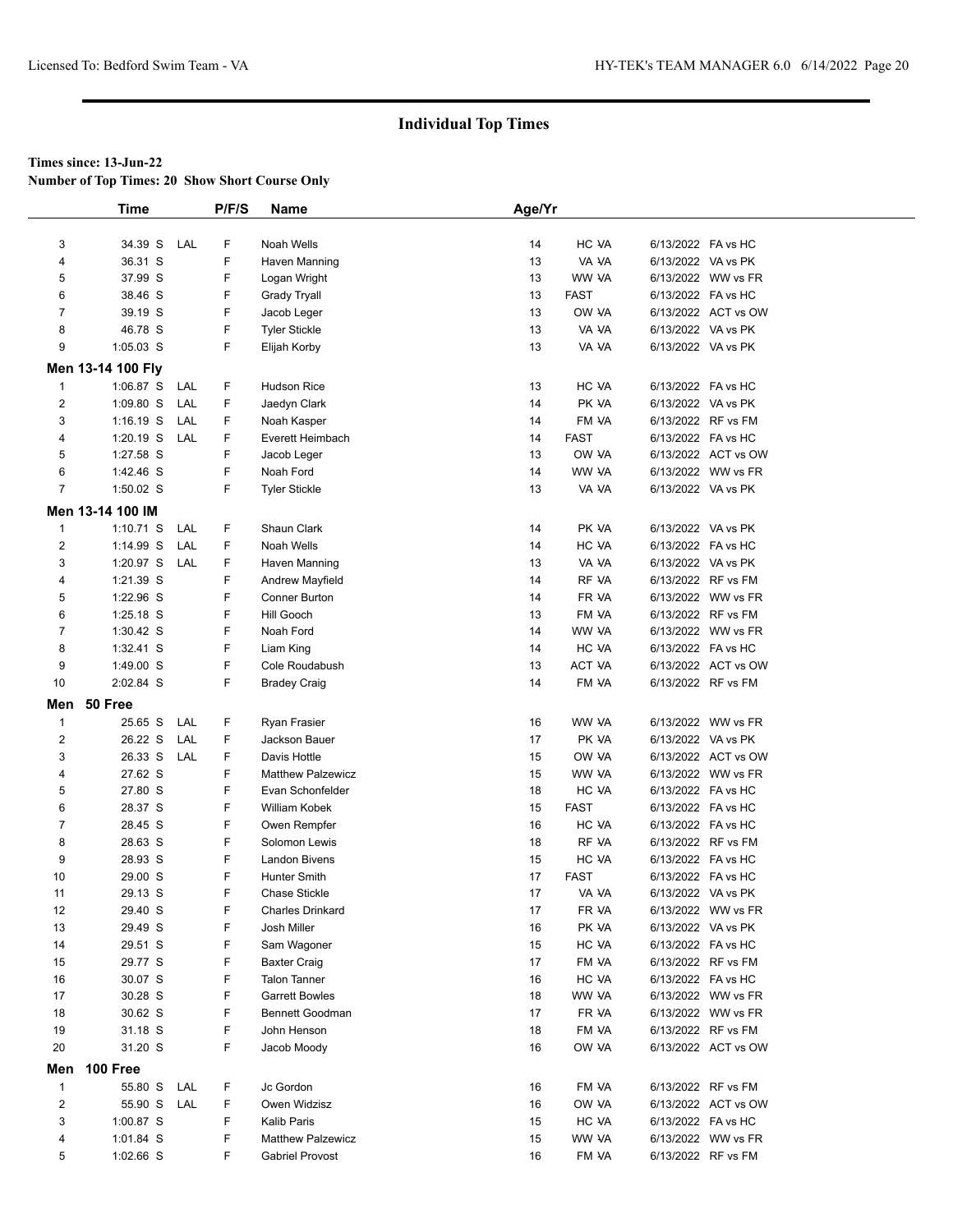## Individual Top Times

**Times since: 13-Jun-22**
**Number of Top Times: 20 Show Short Course Only**

| | Time | | P/F/S | Name | Age/Yr | | |
|---|---|---|---|---|---|---|---|
| 3 | 34.39 S | LAL | F | Noah Wells | 14 | HC VA | 6/13/2022 FA vs HC |
| 4 | 36.31 S | | F | Haven Manning | 13 | VA VA | 6/13/2022 VA vs PK |
| 5 | 37.99 S | | F | Logan Wright | 13 | WW VA | 6/13/2022 WW vs FR |
| 6 | 38.46 S | | F | Grady Tryall | 13 | FAST | 6/13/2022 FA vs HC |
| 7 | 39.19 S | | F | Jacob Leger | 13 | OW VA | 6/13/2022 ACT vs OW |
| 8 | 46.78 S | | F | Tyler Stickle | 13 | VA VA | 6/13/2022 VA vs PK |
| 9 | 1:05.03 S | | F | Elijah Korby | 13 | VA VA | 6/13/2022 VA vs PK |
| **Men 13-14 100 Fly** | | | | | | | |
| 1 | 1:06.87 S | LAL | F | Hudson Rice | 13 | HC VA | 6/13/2022 FA vs HC |
| 2 | 1:09.80 S | LAL | F | Jaedyn Clark | 14 | PK VA | 6/13/2022 VA vs PK |
| 3 | 1:16.19 S | LAL | F | Noah Kasper | 14 | FM VA | 6/13/2022 RF vs FM |
| 4 | 1:20.19 S | LAL | F | Everett Heimbach | 14 | FAST | 6/13/2022 FA vs HC |
| 5 | 1:27.58 S | | F | Jacob Leger | 13 | OW VA | 6/13/2022 ACT vs OW |
| 6 | 1:42.46 S | | F | Noah Ford | 14 | WW VA | 6/13/2022 WW vs FR |
| 7 | 1:50.02 S | | F | Tyler Stickle | 13 | VA VA | 6/13/2022 VA vs PK |
| **Men 13-14 100 IM** | | | | | | | |
| 1 | 1:10.71 S | LAL | F | Shaun Clark | 14 | PK VA | 6/13/2022 VA vs PK |
| 2 | 1:14.99 S | LAL | F | Noah Wells | 14 | HC VA | 6/13/2022 FA vs HC |
| 3 | 1:20.97 S | LAL | F | Haven Manning | 13 | VA VA | 6/13/2022 VA vs PK |
| 4 | 1:21.39 S | | F | Andrew Mayfield | 14 | RF VA | 6/13/2022 RF vs FM |
| 5 | 1:22.96 S | | F | Conner Burton | 14 | FR VA | 6/13/2022 WW vs FR |
| 6 | 1:25.18 S | | F | Hill Gooch | 13 | FM VA | 6/13/2022 RF vs FM |
| 7 | 1:30.42 S | | F | Noah Ford | 14 | WW VA | 6/13/2022 WW vs FR |
| 8 | 1:32.41 S | | F | Liam King | 14 | HC VA | 6/13/2022 FA vs HC |
| 9 | 1:49.00 S | | F | Cole Roudabush | 13 | ACT VA | 6/13/2022 ACT vs OW |
| 10 | 2:02.84 S | | F | Bradey Craig | 14 | FM VA | 6/13/2022 RF vs FM |
| **Men 50 Free** | | | | | | | |
| 1 | 25.65 S | LAL | F | Ryan Frasier | 16 | WW VA | 6/13/2022 WW vs FR |
| 2 | 26.22 S | LAL | F | Jackson Bauer | 17 | PK VA | 6/13/2022 VA vs PK |
| 3 | 26.33 S | LAL | F | Davis Hottle | 15 | OW VA | 6/13/2022 ACT vs OW |
| 4 | 27.62 S | | F | Matthew Palzewicz | 15 | WW VA | 6/13/2022 WW vs FR |
| 5 | 27.80 S | | F | Evan Schonfelder | 18 | HC VA | 6/13/2022 FA vs HC |
| 6 | 28.37 S | | F | William Kobek | 15 | FAST | 6/13/2022 FA vs HC |
| 7 | 28.45 S | | F | Owen Rempfer | 16 | HC VA | 6/13/2022 FA vs HC |
| 8 | 28.63 S | | F | Solomon Lewis | 18 | RF VA | 6/13/2022 RF vs FM |
| 9 | 28.93 S | | F | Landon Bivens | 15 | HC VA | 6/13/2022 FA vs HC |
| 10 | 29.00 S | | F | Hunter Smith | 17 | FAST | 6/13/2022 FA vs HC |
| 11 | 29.13 S | | F | Chase Stickle | 17 | VA VA | 6/13/2022 VA vs PK |
| 12 | 29.40 S | | F | Charles Drinkard | 17 | FR VA | 6/13/2022 WW vs FR |
| 13 | 29.49 S | | F | Josh Miller | 16 | PK VA | 6/13/2022 VA vs PK |
| 14 | 29.51 S | | F | Sam Wagoner | 15 | HC VA | 6/13/2022 FA vs HC |
| 15 | 29.77 S | | F | Baxter Craig | 17 | FM VA | 6/13/2022 RF vs FM |
| 16 | 30.07 S | | F | Talon Tanner | 16 | HC VA | 6/13/2022 FA vs HC |
| 17 | 30.28 S | | F | Garrett Bowles | 18 | WW VA | 6/13/2022 WW vs FR |
| 18 | 30.62 S | | F | Bennett Goodman | 17 | FR VA | 6/13/2022 WW vs FR |
| 19 | 31.18 S | | F | John Henson | 18 | FM VA | 6/13/2022 RF vs FM |
| 20 | 31.20 S | | F | Jacob Moody | 16 | OW VA | 6/13/2022 ACT vs OW |
| **Men 100 Free** | | | | | | | |
| 1 | 55.80 S | LAL | F | Jc Gordon | 16 | FM VA | 6/13/2022 RF vs FM |
| 2 | 55.90 S | LAL | F | Owen Widzisz | 16 | OW VA | 6/13/2022 ACT vs OW |
| 3 | 1:00.87 S | | F | Kalib Paris | 15 | HC VA | 6/13/2022 FA vs HC |
| 4 | 1:01.84 S | | F | Matthew Palzewicz | 15 | WW VA | 6/13/2022 WW vs FR |
| 5 | 1:02.66 S | | F | Gabriel Provost | 16 | FM VA | 6/13/2022 RF vs FM |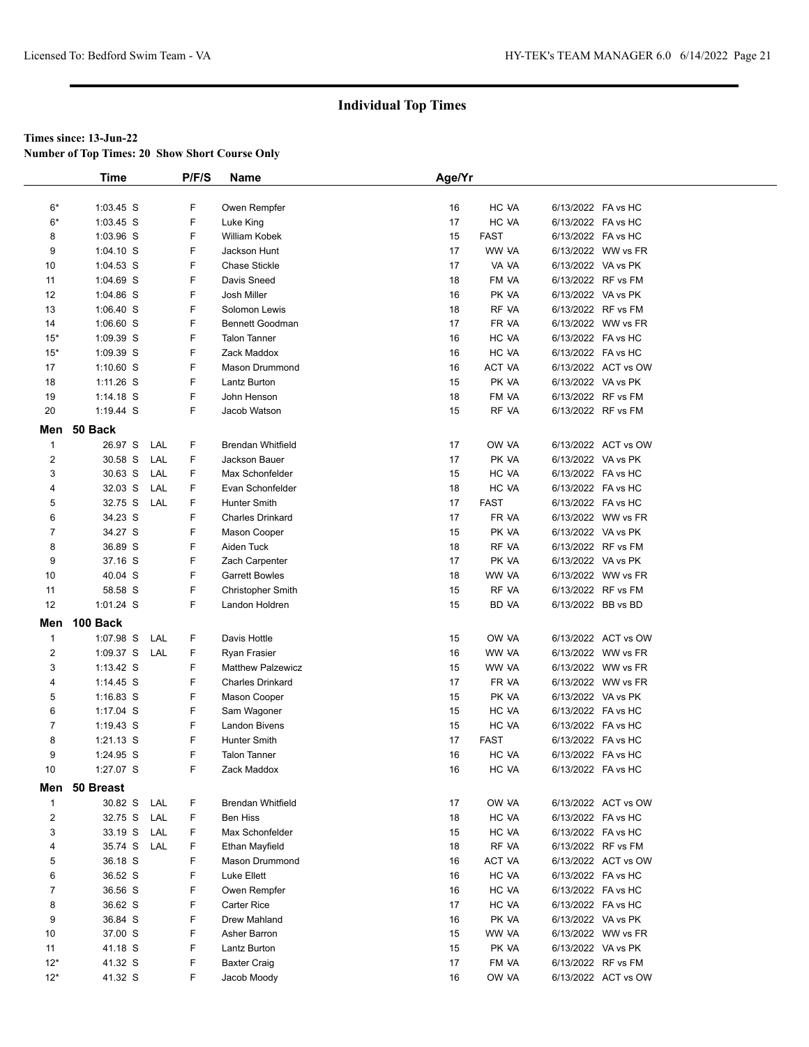## Individual Top Times

**Times since: 13-Jun-22**
**Number of Top Times: 20 Show Short Course Only**

| | Time | | P/F/S | Name | Age/Yr | | | |
|---|---|---|---|---|---|---|---|---|
| 6* | 1:03.45 S | | F | Owen Rempfer | 16 | HC VA | 6/13/2022 | FA vs HC |
| 6* | 1:03.45 S | | F | Luke King | 17 | HC VA | 6/13/2022 | FA vs HC |
| 8 | 1:03.96 S | | F | William Kobek | 15 | FAST | 6/13/2022 | FA vs HC |
| 9 | 1:04.10 S | | F | Jackson Hunt | 17 | WW VA | 6/13/2022 | WW vs FR |
| 10 | 1:04.53 S | | F | Chase Stickle | 17 | VA VA | 6/13/2022 | VA vs PK |
| 11 | 1:04.69 S | | F | Davis Sneed | 18 | FM VA | 6/13/2022 | RF vs FM |
| 12 | 1:04.86 S | | F | Josh Miller | 16 | PK VA | 6/13/2022 | VA vs PK |
| 13 | 1:06.40 S | | F | Solomon Lewis | 18 | RF VA | 6/13/2022 | RF vs FM |
| 14 | 1:06.60 S | | F | Bennett Goodman | 17 | FR VA | 6/13/2022 | WW vs FR |
| 15* | 1:09.39 S | | F | Talon Tanner | 16 | HC VA | 6/13/2022 | FA vs HC |
| 15* | 1:09.39 S | | F | Zack Maddox | 16 | HC VA | 6/13/2022 | FA vs HC |
| 17 | 1:10.60 S | | F | Mason Drummond | 16 | ACT VA | 6/13/2022 | ACT vs OW |
| 18 | 1:11.26 S | | F | Lantz Burton | 15 | PK VA | 6/13/2022 | VA vs PK |
| 19 | 1:14.18 S | | F | John Henson | 18 | FM VA | 6/13/2022 | RF vs FM |
| 20 | 1:19.44 S | | F | Jacob Watson | 15 | RF VA | 6/13/2022 | RF vs FM |

### Men 50 Back

| | Time | | P/F/S | Name | Age/Yr | | | |
|---|---|---|---|---|---|---|---|---|
| 1 | 26.97 S | LAL | F | Brendan Whitfield | 17 | OW VA | 6/13/2022 | ACT vs OW |
| 2 | 30.58 S | LAL | F | Jackson Bauer | 17 | PK VA | 6/13/2022 | VA vs PK |
| 3 | 30.63 S | LAL | F | Max Schonfelder | 15 | HC VA | 6/13/2022 | FA vs HC |
| 4 | 32.03 S | LAL | F | Evan Schonfelder | 18 | HC VA | 6/13/2022 | FA vs HC |
| 5 | 32.75 S | LAL | F | Hunter Smith | 17 | FAST | 6/13/2022 | FA vs HC |
| 6 | 34.23 S | | F | Charles Drinkard | 17 | FR VA | 6/13/2022 | WW vs FR |
| 7 | 34.27 S | | F | Mason Cooper | 15 | PK VA | 6/13/2022 | VA vs PK |
| 8 | 36.89 S | | F | Aiden Tuck | 18 | RF VA | 6/13/2022 | RF vs FM |
| 9 | 37.16 S | | F | Zach Carpenter | 17 | PK VA | 6/13/2022 | VA vs PK |
| 10 | 40.04 S | | F | Garrett Bowles | 18 | WW VA | 6/13/2022 | WW vs FR |
| 11 | 58.58 S | | F | Christopher Smith | 15 | RF VA | 6/13/2022 | RF vs FM |
| 12 | 1:01.24 S | | F | Landon Holdren | 15 | BD VA | 6/13/2022 | BB vs BD |

### Men 100 Back

| | Time | | P/F/S | Name | Age/Yr | | | |
|---|---|---|---|---|---|---|---|---|
| 1 | 1:07.98 S | LAL | F | Davis Hottle | 15 | OW VA | 6/13/2022 | ACT vs OW |
| 2 | 1:09.37 S | LAL | F | Ryan Frasier | 16 | WW VA | 6/13/2022 | WW vs FR |
| 3 | 1:13.42 S | | F | Matthew Palzewicz | 15 | WW VA | 6/13/2022 | WW vs FR |
| 4 | 1:14.45 S | | F | Charles Drinkard | 17 | FR VA | 6/13/2022 | WW vs FR |
| 5 | 1:16.83 S | | F | Mason Cooper | 15 | PK VA | 6/13/2022 | VA vs PK |
| 6 | 1:17.04 S | | F | Sam Wagoner | 15 | HC VA | 6/13/2022 | FA vs HC |
| 7 | 1:19.43 S | | F | Landon Bivens | 15 | HC VA | 6/13/2022 | FA vs HC |
| 8 | 1:21.13 S | | F | Hunter Smith | 17 | FAST | 6/13/2022 | FA vs HC |
| 9 | 1:24.95 S | | F | Talon Tanner | 16 | HC VA | 6/13/2022 | FA vs HC |
| 10 | 1:27.07 S | | F | Zack Maddox | 16 | HC VA | 6/13/2022 | FA vs HC |

### Men 50 Breast

| | Time | | P/F/S | Name | Age/Yr | | | |
|---|---|---|---|---|---|---|---|---|
| 1 | 30.82 S | LAL | F | Brendan Whitfield | 17 | OW VA | 6/13/2022 | ACT vs OW |
| 2 | 32.75 S | LAL | F | Ben Hiss | 18 | HC VA | 6/13/2022 | FA vs HC |
| 3 | 33.19 S | LAL | F | Max Schonfelder | 15 | HC VA | 6/13/2022 | FA vs HC |
| 4 | 35.74 S | LAL | F | Ethan Mayfield | 18 | RF VA | 6/13/2022 | RF vs FM |
| 5 | 36.18 S | | F | Mason Drummond | 16 | ACT VA | 6/13/2022 | ACT vs OW |
| 6 | 36.52 S | | F | Luke Ellett | 16 | HC VA | 6/13/2022 | FA vs HC |
| 7 | 36.56 S | | F | Owen Rempfer | 16 | HC VA | 6/13/2022 | FA vs HC |
| 8 | 36.62 S | | F | Carter Rice | 17 | HC VA | 6/13/2022 | FA vs HC |
| 9 | 36.84 S | | F | Drew Mahland | 16 | PK VA | 6/13/2022 | VA vs PK |
| 10 | 37.00 S | | F | Asher Barron | 15 | WW VA | 6/13/2022 | WW vs FR |
| 11 | 41.18 S | | F | Lantz Burton | 15 | PK VA | 6/13/2022 | VA vs PK |
| 12* | 41.32 S | | F | Baxter Craig | 17 | FM VA | 6/13/2022 | RF vs FM |
| 12* | 41.32 S | | F | Jacob Moody | 16 | OW VA | 6/13/2022 | ACT vs OW |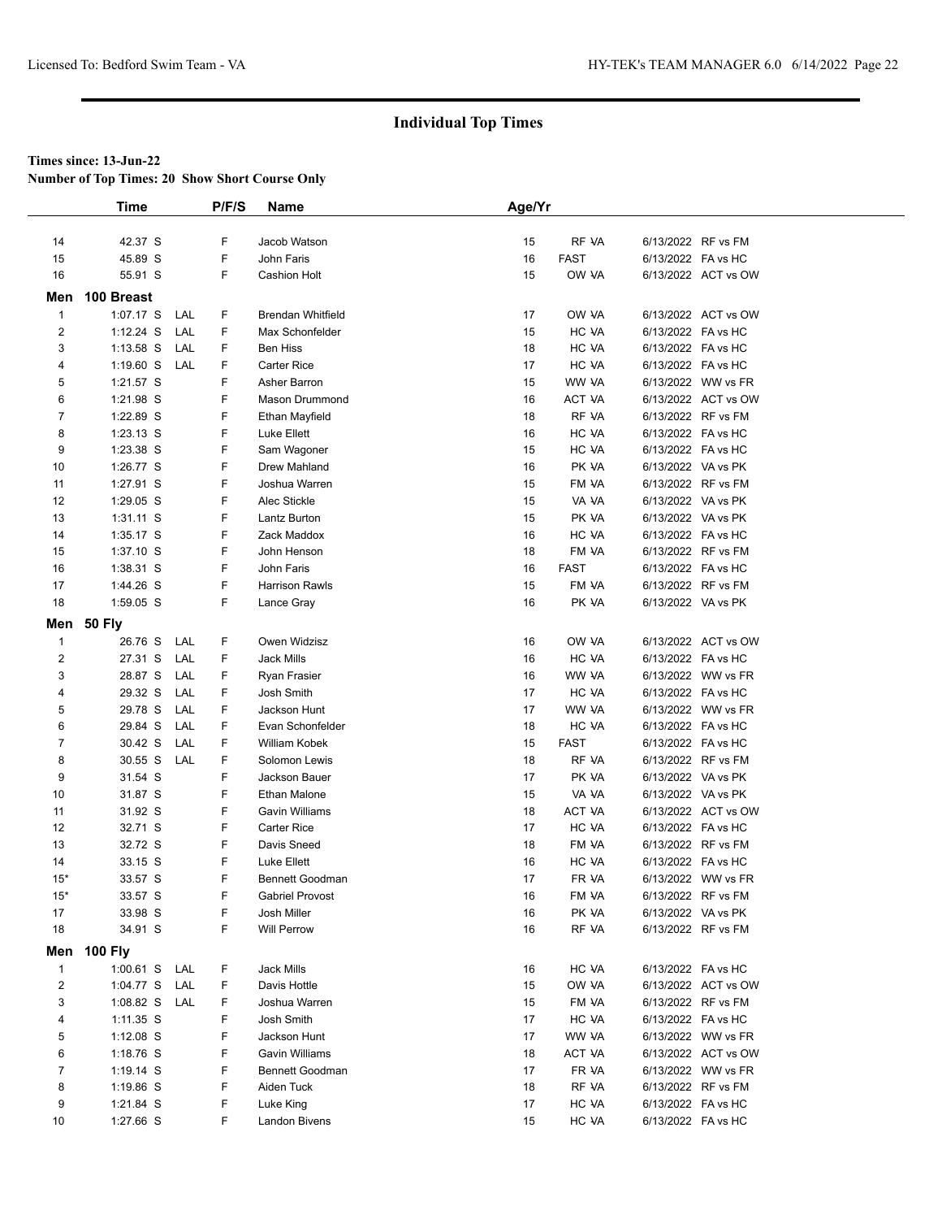## Individual Top Times

**Times since: 13-Jun-22**
**Number of Top Times: 20 Show Short Course Only**

| | Time | | P/F/S | Name | Age/Yr | | |
|---|---|---|---|---|---|---|---|
| 14 | 42.37 S | | F | Jacob Watson | 15 | RF VA | 6/13/2022 RF vs FM |
| 15 | 45.89 S | | F | John Faris | 16 | FAST | 6/13/2022 FA vs HC |
| 16 | 55.91 S | | F | Cashion Holt | 15 | OW VA | 6/13/2022 ACT vs OW |

**Men 100 Breast**

| | Time | | P/F/S | Name | Age/Yr | | |
|---|---|---|---|---|---|---|---|
| 1 | 1:07.17 S | LAL | F | Brendan Whitfield | 17 | OW VA | 6/13/2022 ACT vs OW |
| 2 | 1:12.24 S | LAL | F | Max Schonfelder | 15 | HC VA | 6/13/2022 FA vs HC |
| 3 | 1:13.58 S | LAL | F | Ben Hiss | 18 | HC VA | 6/13/2022 FA vs HC |
| 4 | 1:19.60 S | LAL | F | Carter Rice | 17 | HC VA | 6/13/2022 FA vs HC |
| 5 | 1:21.57 S | | F | Asher Barron | 15 | WW VA | 6/13/2022 WW vs FR |
| 6 | 1:21.98 S | | F | Mason Drummond | 16 | ACT VA | 6/13/2022 ACT vs OW |
| 7 | 1:22.89 S | | F | Ethan Mayfield | 18 | RF VA | 6/13/2022 RF vs FM |
| 8 | 1:23.13 S | | F | Luke Ellett | 16 | HC VA | 6/13/2022 FA vs HC |
| 9 | 1:23.38 S | | F | Sam Wagoner | 15 | HC VA | 6/13/2022 FA vs HC |
| 10 | 1:26.77 S | | F | Drew Mahland | 16 | PK VA | 6/13/2022 VA vs PK |
| 11 | 1:27.91 S | | F | Joshua Warren | 15 | FM VA | 6/13/2022 RF vs FM |
| 12 | 1:29.05 S | | F | Alec Stickle | 15 | VA VA | 6/13/2022 VA vs PK |
| 13 | 1:31.11 S | | F | Lantz Burton | 15 | PK VA | 6/13/2022 VA vs PK |
| 14 | 1:35.17 S | | F | Zack Maddox | 16 | HC VA | 6/13/2022 FA vs HC |
| 15 | 1:37.10 S | | F | John Henson | 18 | FM VA | 6/13/2022 RF vs FM |
| 16 | 1:38.31 S | | F | John Faris | 16 | FAST | 6/13/2022 FA vs HC |
| 17 | 1:44.26 S | | F | Harrison Rawls | 15 | FM VA | 6/13/2022 RF vs FM |
| 18 | 1:59.05 S | | F | Lance Gray | 16 | PK VA | 6/13/2022 VA vs PK |

**Men 50 Fly**

| | Time | | P/F/S | Name | Age/Yr | | |
|---|---|---|---|---|---|---|---|
| 1 | 26.76 S | LAL | F | Owen Widzisz | 16 | OW VA | 6/13/2022 ACT vs OW |
| 2 | 27.31 S | LAL | F | Jack Mills | 16 | HC VA | 6/13/2022 FA vs HC |
| 3 | 28.87 S | LAL | F | Ryan Frasier | 16 | WW VA | 6/13/2022 WW vs FR |
| 4 | 29.32 S | LAL | F | Josh Smith | 17 | HC VA | 6/13/2022 FA vs HC |
| 5 | 29.78 S | LAL | F | Jackson Hunt | 17 | WW VA | 6/13/2022 WW vs FR |
| 6 | 29.84 S | LAL | F | Evan Schonfelder | 18 | HC VA | 6/13/2022 FA vs HC |
| 7 | 30.42 S | LAL | F | William Kobek | 15 | FAST | 6/13/2022 FA vs HC |
| 8 | 30.55 S | LAL | F | Solomon Lewis | 18 | RF VA | 6/13/2022 RF vs FM |
| 9 | 31.54 S | | F | Jackson Bauer | 17 | PK VA | 6/13/2022 VA vs PK |
| 10 | 31.87 S | | F | Ethan Malone | 15 | VA VA | 6/13/2022 VA vs PK |
| 11 | 31.92 S | | F | Gavin Williams | 18 | ACT VA | 6/13/2022 ACT vs OW |
| 12 | 32.71 S | | F | Carter Rice | 17 | HC VA | 6/13/2022 FA vs HC |
| 13 | 32.72 S | | F | Davis Sneed | 18 | FM VA | 6/13/2022 RF vs FM |
| 14 | 33.15 S | | F | Luke Ellett | 16 | HC VA | 6/13/2022 FA vs HC |
| 15* | 33.57 S | | F | Bennett Goodman | 17 | FR VA | 6/13/2022 WW vs FR |
| 15* | 33.57 S | | F | Gabriel Provost | 16 | FM VA | 6/13/2022 RF vs FM |
| 17 | 33.98 S | | F | Josh Miller | 16 | PK VA | 6/13/2022 VA vs PK |
| 18 | 34.91 S | | F | Will Perrow | 16 | RF VA | 6/13/2022 RF vs FM |

**Men 100 Fly**

| | Time | | P/F/S | Name | Age/Yr | | |
|---|---|---|---|---|---|---|---|
| 1 | 1:00.61 S | LAL | F | Jack Mills | 16 | HC VA | 6/13/2022 FA vs HC |
| 2 | 1:04.77 S | LAL | F | Davis Hottle | 15 | OW VA | 6/13/2022 ACT vs OW |
| 3 | 1:08.82 S | LAL | F | Joshua Warren | 15 | FM VA | 6/13/2022 RF vs FM |
| 4 | 1:11.35 S | | F | Josh Smith | 17 | HC VA | 6/13/2022 FA vs HC |
| 5 | 1:12.08 S | | F | Jackson Hunt | 17 | WW VA | 6/13/2022 WW vs FR |
| 6 | 1:18.76 S | | F | Gavin Williams | 18 | ACT VA | 6/13/2022 ACT vs OW |
| 7 | 1:19.14 S | | F | Bennett Goodman | 17 | FR VA | 6/13/2022 WW vs FR |
| 8 | 1:19.86 S | | F | Aiden Tuck | 18 | RF VA | 6/13/2022 RF vs FM |
| 9 | 1:21.84 S | | F | Luke King | 17 | HC VA | 6/13/2022 FA vs HC |
| 10 | 1:27.66 S | | F | Landon Bivens | 15 | HC VA | 6/13/2022 FA vs HC |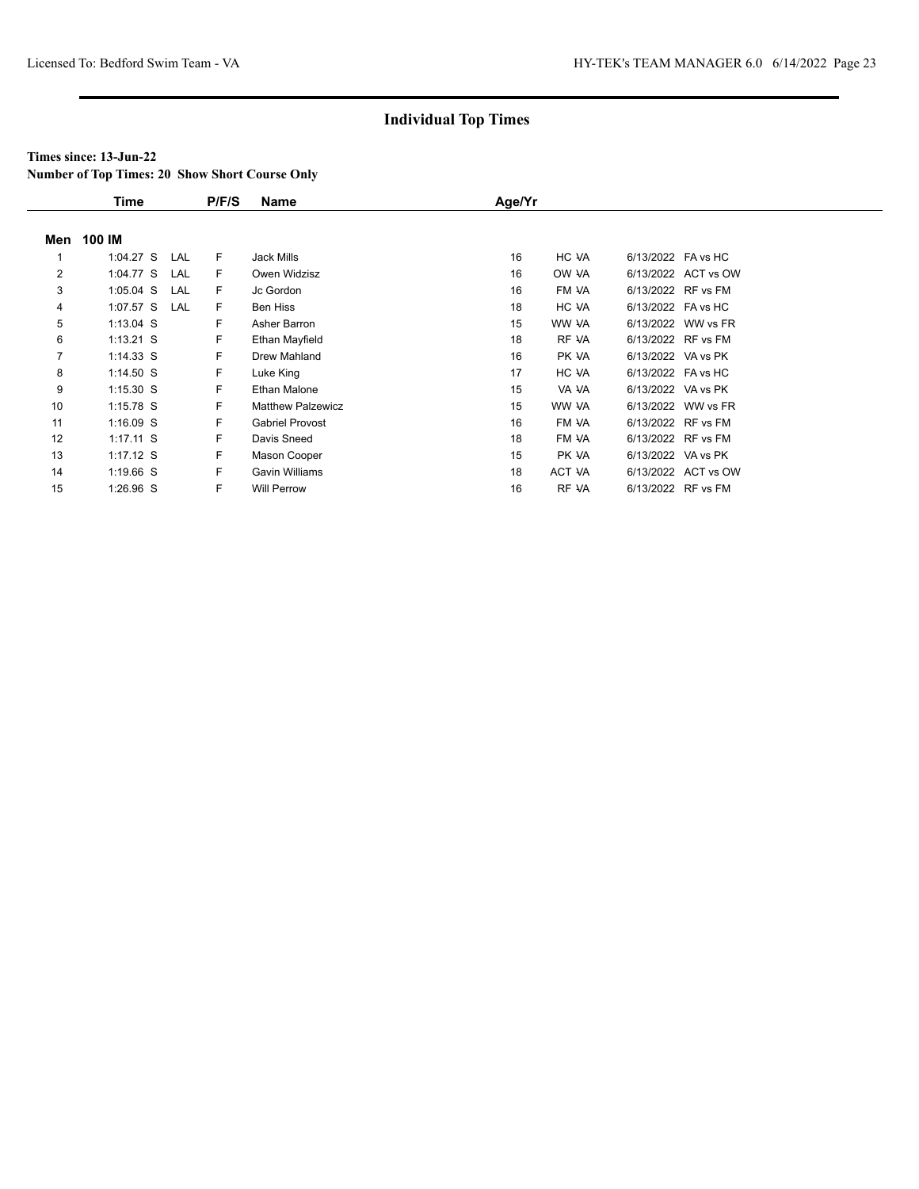# Individual Top Times

**Times since: 13-Jun-22**

**Number of Top Times: 20 Show Short Course Only**

## Men 100 IM

| | Time | | P/F/S | Name | Age/Yr | | | |
|---|---|---|---|---|---|---|---|---|
| 1 | 1:04.27 S | LAL | F | Jack Mills | 16 | HC VA | 6/13/2022 | FA vs HC |
| 2 | 1:04.77 S | LAL | F | Owen Widzisz | 16 | OW VA | 6/13/2022 | ACT vs OW |
| 3 | 1:05.04 S | LAL | F | Jc Gordon | 16 | FM VA | 6/13/2022 | RF vs FM |
| 4 | 1:07.57 S | LAL | F | Ben Hiss | 18 | HC VA | 6/13/2022 | FA vs HC |
| 5 | 1:13.04 S | | F | Asher Barron | 15 | WW VA | 6/13/2022 | WW vs FR |
| 6 | 1:13.21 S | | F | Ethan Mayfield | 18 | RF VA | 6/13/2022 | RF vs FM |
| 7 | 1:14.33 S | | F | Drew Mahland | 16 | PK VA | 6/13/2022 | VA vs PK |
| 8 | 1:14.50 S | | F | Luke King | 17 | HC VA | 6/13/2022 | FA vs HC |
| 9 | 1:15.30 S | | F | Ethan Malone | 15 | VA VA | 6/13/2022 | VA vs PK |
| 10 | 1:15.78 S | | F | Matthew Palzewicz | 15 | WW VA | 6/13/2022 | WW vs FR |
| 11 | 1:16.09 S | | F | Gabriel Provost | 16 | FM VA | 6/13/2022 | RF vs FM |
| 12 | 1:17.11 S | | F | Davis Sneed | 18 | FM VA | 6/13/2022 | RF vs FM |
| 13 | 1:17.12 S | | F | Mason Cooper | 15 | PK VA | 6/13/2022 | VA vs PK |
| 14 | 1:19.66 S | | F | Gavin Williams | 18 | ACT VA | 6/13/2022 | ACT vs OW |
| 15 | 1:26.96 S | | F | Will Perrow | 16 | RF VA | 6/13/2022 | RF vs FM |